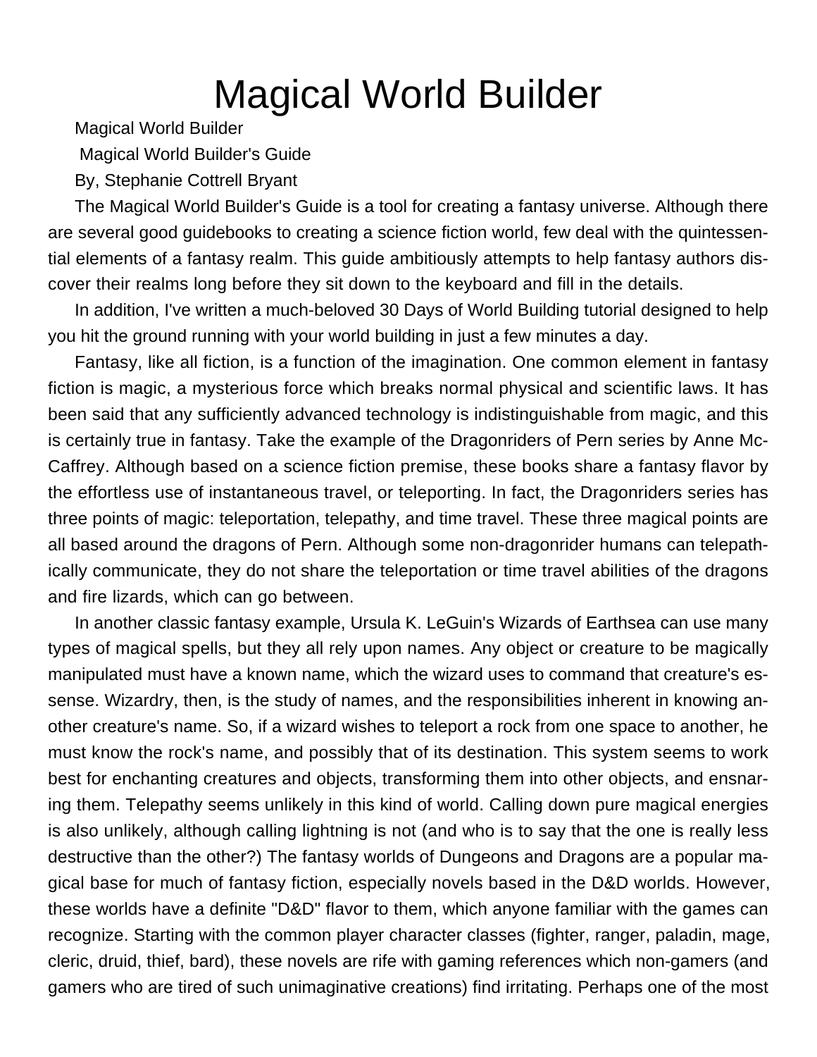# Magical World Builder

Magical World Builder

Magical World Builder's Guide

By, Stephanie Cottrell Bryant

The Magical World Builder's Guide is a tool for creating a fantasy universe. Although there are several good guidebooks to creating a science fiction world, few deal with the quintessential elements of a fantasy realm. This guide ambitiously attempts to help fantasy authors discover their realms long before they sit down to the keyboard and fill in the details.

In addition, I've written a much-beloved 30 Days of World Building tutorial designed to help you hit the ground running with your world building in just a few minutes a day.

Fantasy, like all fiction, is a function of the imagination. One common element in fantasy fiction is magic, a mysterious force which breaks normal physical and scientific laws. It has been said that any sufficiently advanced technology is indistinguishable from magic, and this is certainly true in fantasy. Take the example of the Dragonriders of Pern series by Anne McCaffrey. Although based on a science fiction premise, these books share a fantasy flavor by the effortless use of instantaneous travel, or teleporting. In fact, the Dragonriders series has three points of magic: teleportation, telepathy, and time travel. These three magical points are all based around the dragons of Pern. Although some non-dragonrider humans can telepathically communicate, they do not share the teleportation or time travel abilities of the dragons and fire lizards, which can go between.

In another classic fantasy example, Ursula K. LeGuin's Wizards of Earthsea can use many types of magical spells, but they all rely upon names. Any object or creature to be magically manipulated must have a known name, which the wizard uses to command that creature's essense. Wizardry, then, is the study of names, and the responsibilities inherent in knowing another creature's name. So, if a wizard wishes to teleport a rock from one space to another, he must know the rock's name, and possibly that of its destination. This system seems to work best for enchanting creatures and objects, transforming them into other objects, and ensnaring them. Telepathy seems unlikely in this kind of world. Calling down pure magical energies is also unlikely, although calling lightning is not (and who is to say that the one is really less destructive than the other?) The fantasy worlds of Dungeons and Dragons are a popular magical base for much of fantasy fiction, especially novels based in the D&D worlds. However, these worlds have a definite "D&D" flavor to them, which anyone familiar with the games can recognize. Starting with the common player character classes (fighter, ranger, paladin, mage, cleric, druid, thief, bard), these novels are rife with gaming references which non-gamers (and gamers who are tired of such unimaginative creations) find irritating. Perhaps one of the most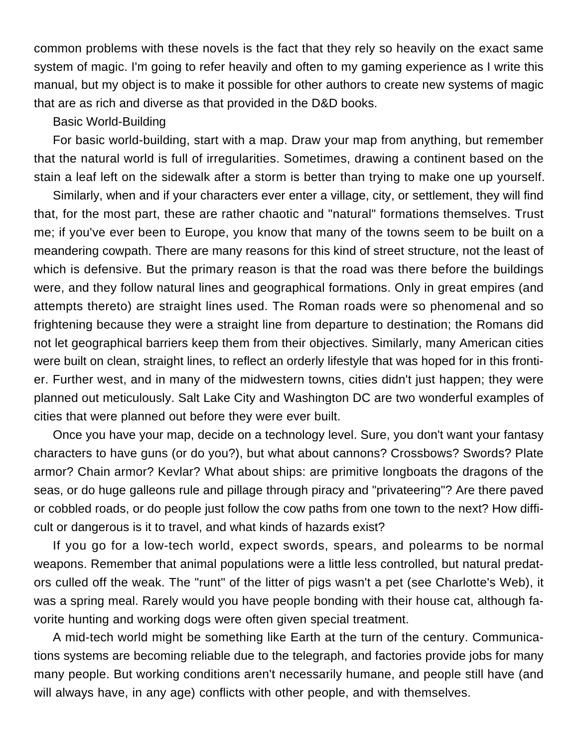common problems with these novels is the fact that they rely so heavily on the exact same system of magic. I'm going to refer heavily and often to my gaming experience as I write this manual, but my object is to make it possible for other authors to create new systems of magic that are as rich and diverse as that provided in the D&D books.

## Basic World-Building

For basic world-building, start with a map. Draw your map from anything, but remember that the natural world is full of irregularities. Sometimes, drawing a continent based on the stain a leaf left on the sidewalk after a storm is better than trying to make one up yourself.

Similarly, when and if your characters ever enter a village, city, or settlement, they will find that, for the most part, these are rather chaotic and "natural" formations themselves. Trust me; if you've ever been to Europe, you know that many of the towns seem to be built on a meandering cowpath. There are many reasons for this kind of street structure, not the least of which is defensive. But the primary reason is that the road was there before the buildings were, and they follow natural lines and geographical formations. Only in great empires (and attempts thereto) are straight lines used. The Roman roads were so phenomenal and so frightening because they were a straight line from departure to destination; the Romans did not let geographical barriers keep them from their objectives. Similarly, many American cities were built on clean, straight lines, to reflect an orderly lifestyle that was hoped for in this frontier. Further west, and in many of the midwestern towns, cities didn't just happen; they were planned out meticulously. Salt Lake City and Washington DC are two wonderful examples of cities that were planned out before they were ever built.

Once you have your map, decide on a technology level. Sure, you don't want your fantasy characters to have guns (or do you?), but what about cannons? Crossbows? Swords? Plate armor? Chain armor? Kevlar? What about ships: are primitive longboats the dragons of the seas, or do huge galleons rule and pillage through piracy and "privateering"? Are there paved or cobbled roads, or do people just follow the cow paths from one town to the next? How difficult or dangerous is it to travel, and what kinds of hazards exist?

If you go for a low-tech world, expect swords, spears, and polearms to be normal weapons. Remember that animal populations were a little less controlled, but natural predators culled off the weak. The "runt" of the litter of pigs wasn't a pet (see Charlotte's Web), it was a spring meal. Rarely would you have people bonding with their house cat, although favorite hunting and working dogs were often given special treatment.

A mid-tech world might be something like Earth at the turn of the century. Communications systems are becoming reliable due to the telegraph, and factories provide jobs for many many people. But working conditions aren't necessarily humane, and people still have (and will always have, in any age) conflicts with other people, and with themselves.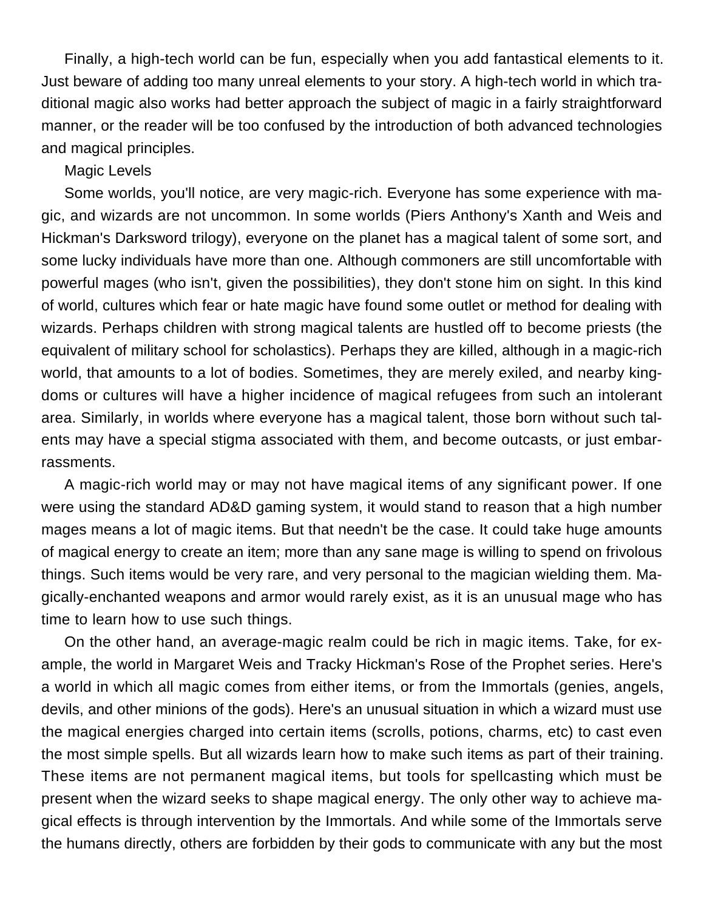Finally, a high-tech world can be fun, especially when you add fantastical elements to it. Just beware of adding too many unreal elements to your story. A high-tech world in which traditional magic also works had better approach the subject of magic in a fairly straightforward manner, or the reader will be too confused by the introduction of both advanced technologies and magical principles.

## Magic Levels

Some worlds, you'll notice, are very magic-rich. Everyone has some experience with magic, and wizards are not uncommon. In some worlds (Piers Anthony's Xanth and Weis and Hickman's Darksword trilogy), everyone on the planet has a magical talent of some sort, and some lucky individuals have more than one. Although commoners are still uncomfortable with powerful mages (who isn't, given the possibilities), they don't stone him on sight. In this kind of world, cultures which fear or hate magic have found some outlet or method for dealing with wizards. Perhaps children with strong magical talents are hustled off to become priests (the equivalent of military school for scholastics). Perhaps they are killed, although in a magic-rich world, that amounts to a lot of bodies. Sometimes, they are merely exiled, and nearby kingdoms or cultures will have a higher incidence of magical refugees from such an intolerant area. Similarly, in worlds where everyone has a magical talent, those born without such talents may have a special stigma associated with them, and become outcasts, or just embarrassments.

A magic-rich world may or may not have magical items of any significant power. If one were using the standard AD&D gaming system, it would stand to reason that a high number mages means a lot of magic items. But that needn't be the case. It could take huge amounts of magical energy to create an item; more than any sane mage is willing to spend on frivolous things. Such items would be very rare, and very personal to the magician wielding them. Magically-enchanted weapons and armor would rarely exist, as it is an unusual mage who has time to learn how to use such things.

On the other hand, an average-magic realm could be rich in magic items. Take, for example, the world in Margaret Weis and Tracky Hickman's Rose of the Prophet series. Here's a world in which all magic comes from either items, or from the Immortals (genies, angels, devils, and other minions of the gods). Here's an unusual situation in which a wizard must use the magical energies charged into certain items (scrolls, potions, charms, etc) to cast even the most simple spells. But all wizards learn how to make such items as part of their training. These items are not permanent magical items, but tools for spellcasting which must be present when the wizard seeks to shape magical energy. The only other way to achieve magical effects is through intervention by the Immortals. And while some of the Immortals serve the humans directly, others are forbidden by their gods to communicate with any but the most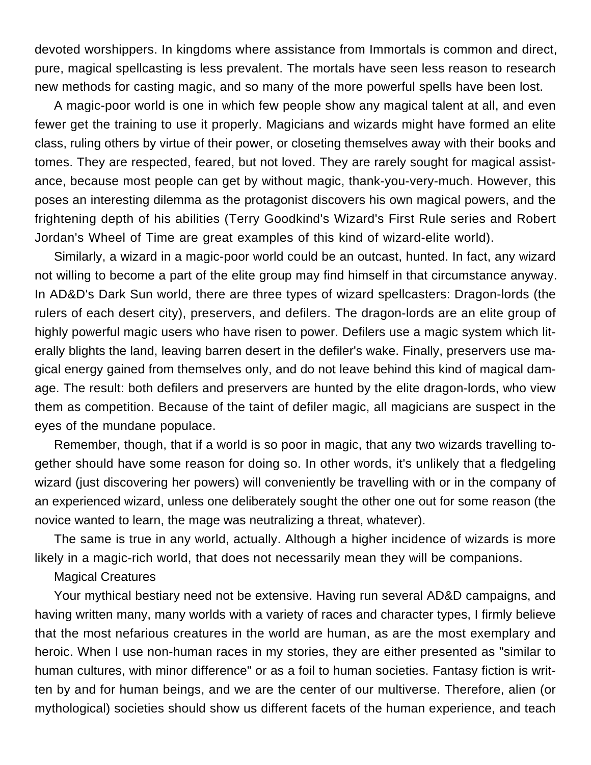devoted worshippers. In kingdoms where assistance from Immortals is common and direct, pure, magical spellcasting is less prevalent. The mortals have seen less reason to research new methods for casting magic, and so many of the more powerful spells have been lost.

A magic-poor world is one in which few people show any magical talent at all, and even fewer get the training to use it properly. Magicians and wizards might have formed an elite class, ruling others by virtue of their power, or closeting themselves away with their books and tomes. They are respected, feared, but not loved. They are rarely sought for magical assistance, because most people can get by without magic, thank-you-very-much. However, this poses an interesting dilemma as the protagonist discovers his own magical powers, and the frightening depth of his abilities (Terry Goodkind's Wizard's First Rule series and Robert Jordan's Wheel of Time are great examples of this kind of wizard-elite world).

Similarly, a wizard in a magic-poor world could be an outcast, hunted. In fact, any wizard not willing to become a part of the elite group may find himself in that circumstance anyway. In AD&D's Dark Sun world, there are three types of wizard spellcasters: Dragon-lords (the rulers of each desert city), preservers, and defilers. The dragon-lords are an elite group of highly powerful magic users who have risen to power. Defilers use a magic system which literally blights the land, leaving barren desert in the defiler's wake. Finally, preservers use magical energy gained from themselves only, and do not leave behind this kind of magical damage. The result: both defilers and preservers are hunted by the elite dragon-lords, who view them as competition. Because of the taint of defiler magic, all magicians are suspect in the eyes of the mundane populace.

Remember, though, that if a world is so poor in magic, that any two wizards travelling together should have some reason for doing so. In other words, it's unlikely that a fledgeling wizard (just discovering her powers) will conveniently be travelling with or in the company of an experienced wizard, unless one deliberately sought the other one out for some reason (the novice wanted to learn, the mage was neutralizing a threat, whatever).

The same is true in any world, actually. Although a higher incidence of wizards is more likely in a magic-rich world, that does not necessarily mean they will be companions.

## Magical Creatures

Your mythical bestiary need not be extensive. Having run several AD&D campaigns, and having written many, many worlds with a variety of races and character types, I firmly believe that the most nefarious creatures in the world are human, as are the most exemplary and heroic. When I use non-human races in my stories, they are either presented as "similar to human cultures, with minor difference" or as a foil to human societies. Fantasy fiction is written by and for human beings, and we are the center of our multiverse. Therefore, alien (or mythological) societies should show us different facets of the human experience, and teach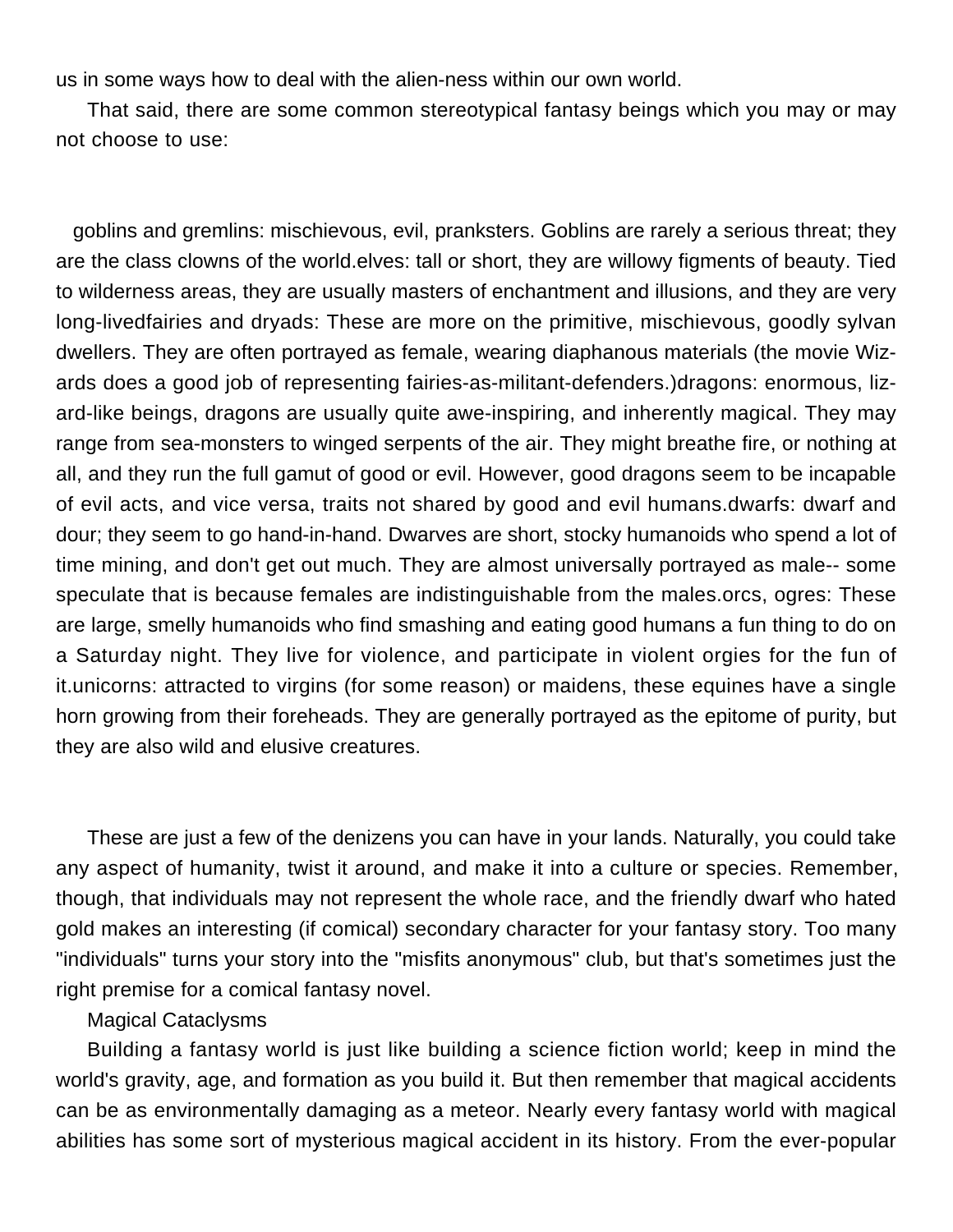us in some ways how to deal with the alien-ness within our own world.

That said, there are some common stereotypical fantasy beings which you may or may not choose to use:

goblins and gremlins: mischievous, evil, pranksters. Goblins are rarely a serious threat; they are the class clowns of the world.elves: tall or short, they are willowy figments of beauty. Tied to wilderness areas, they are usually masters of enchantment and illusions, and they are very long-livedfairies and dryads: These are more on the primitive, mischievous, goodly sylvan dwellers. They are often portrayed as female, wearing diaphanous materials (the movie Wizards does a good job of representing fairies-as-militant-defenders.)dragons: enormous, lizard-like beings, dragons are usually quite awe-inspiring, and inherently magical. They may range from sea-monsters to winged serpents of the air. They might breathe fire, or nothing at all, and they run the full gamut of good or evil. However, good dragons seem to be incapable of evil acts, and vice versa, traits not shared by good and evil humans.dwarfs: dwarf and dour; they seem to go hand-in-hand. Dwarves are short, stocky humanoids who spend a lot of time mining, and don't get out much. They are almost universally portrayed as male-- some speculate that is because females are indistinguishable from the males.orcs, ogres: These are large, smelly humanoids who find smashing and eating good humans a fun thing to do on a Saturday night. They live for violence, and participate in violent orgies for the fun of it.unicorns: attracted to virgins (for some reason) or maidens, these equines have a single horn growing from their foreheads. They are generally portrayed as the epitome of purity, but they are also wild and elusive creatures.

These are just a few of the denizens you can have in your lands. Naturally, you could take any aspect of humanity, twist it around, and make it into a culture or species. Remember, though, that individuals may not represent the whole race, and the friendly dwarf who hated gold makes an interesting (if comical) secondary character for your fantasy story. Too many "individuals" turns your story into the "misfits anonymous" club, but that's sometimes just the right premise for a comical fantasy novel.

Magical Cataclysms

Building a fantasy world is just like building a science fiction world; keep in mind the world's gravity, age, and formation as you build it. But then remember that magical accidents can be as environmentally damaging as a meteor. Nearly every fantasy world with magical abilities has some sort of mysterious magical accident in its history. From the ever-popular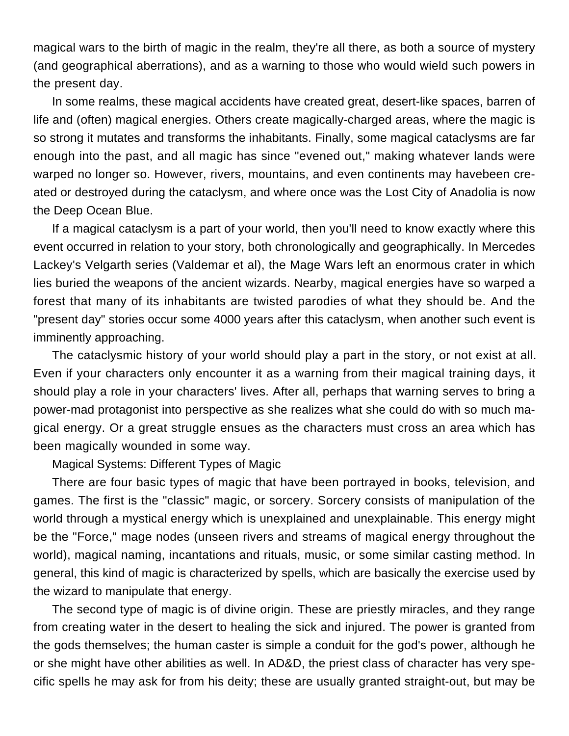magical wars to the birth of magic in the realm, they're all there, as both a source of mystery (and geographical aberrations), and as a warning to those who would wield such powers in the present day.

In some realms, these magical accidents have created great, desert-like spaces, barren of life and (often) magical energies. Others create magically-charged areas, where the magic is so strong it mutates and transforms the inhabitants. Finally, some magical cataclysms are far enough into the past, and all magic has since "evened out," making whatever lands were warped no longer so. However, rivers, mountains, and even continents may havebeen created or destroyed during the cataclysm, and where once was the Lost City of Anadolia is now the Deep Ocean Blue.

If a magical cataclysm is a part of your world, then you'll need to know exactly where this event occurred in relation to your story, both chronologically and geographically. In Mercedes Lackey's Velgarth series (Valdemar et al), the Mage Wars left an enormous crater in which lies buried the weapons of the ancient wizards. Nearby, magical energies have so warped a forest that many of its inhabitants are twisted parodies of what they should be. And the "present day" stories occur some 4000 years after this cataclysm, when another such event is imminently approaching.

The cataclysmic history of your world should play a part in the story, or not exist at all. Even if your characters only encounter it as a warning from their magical training days, it should play a role in your characters' lives. After all, perhaps that warning serves to bring a power-mad protagonist into perspective as she realizes what she could do with so much magical energy. Or a great struggle ensues as the characters must cross an area which has been magically wounded in some way.

## Magical Systems: Different Types of Magic

There are four basic types of magic that have been portrayed in books, television, and games. The first is the "classic" magic, or sorcery. Sorcery consists of manipulation of the world through a mystical energy which is unexplained and unexplainable. This energy might be the "Force," mage nodes (unseen rivers and streams of magical energy throughout the world), magical naming, incantations and rituals, music, or some similar casting method. In general, this kind of magic is characterized by spells, which are basically the exercise used by the wizard to manipulate that energy.

The second type of magic is of divine origin. These are priestly miracles, and they range from creating water in the desert to healing the sick and injured. The power is granted from the gods themselves; the human caster is simple a conduit for the god's power, although he or she might have other abilities as well. In AD&D, the priest class of character has very specific spells he may ask for from his deity; these are usually granted straight-out, but may be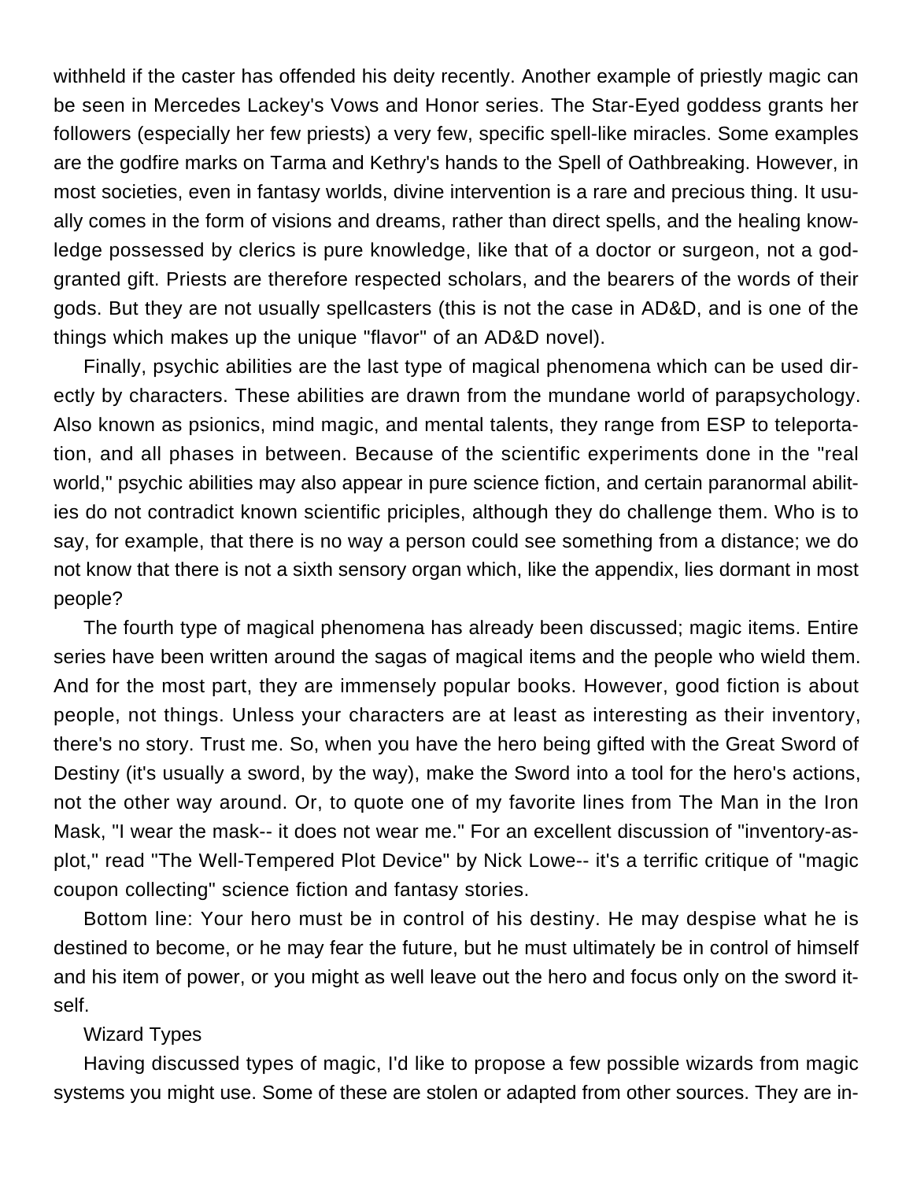withheld if the caster has offended his deity recently. Another example of priestly magic can be seen in Mercedes Lackey's Vows and Honor series. The Star-Eyed goddess grants her followers (especially her few priests) a very few, specific spell-like miracles. Some examples are the godfire marks on Tarma and Kethry's hands to the Spell of Oathbreaking. However, in most societies, even in fantasy worlds, divine intervention is a rare and precious thing. It usually comes in the form of visions and dreams, rather than direct spells, and the healing knowledge possessed by clerics is pure knowledge, like that of a doctor or surgeon, not a god-granted gift. Priests are therefore respected scholars, and the bearers of the words of their gods. But they are not usually spellcasters (this is not the case in AD&D, and is one of the things which makes up the unique "flavor" of an AD&D novel).

Finally, psychic abilities are the last type of magical phenomena which can be used directly by characters. These abilities are drawn from the mundane world of parapsychology. Also known as psionics, mind magic, and mental talents, they range from ESP to teleportation, and all phases in between. Because of the scientific experiments done in the "real world," psychic abilities may also appear in pure science fiction, and certain paranormal abilities do not contradict known scientific priciples, although they do challenge them. Who is to say, for example, that there is no way a person could see something from a distance; we do not know that there is not a sixth sensory organ which, like the appendix, lies dormant in most people?

The fourth type of magical phenomena has already been discussed; magic items. Entire series have been written around the sagas of magical items and the people who wield them. And for the most part, they are immensely popular books. However, good fiction is about people, not things. Unless your characters are at least as interesting as their inventory, there's no story. Trust me. So, when you have the hero being gifted with the Great Sword of Destiny (it's usually a sword, by the way), make the Sword into a tool for the hero's actions, not the other way around. Or, to quote one of my favorite lines from The Man in the Iron Mask, "I wear the mask-- it does not wear me." For an excellent discussion of "inventory-as-plot," read "The Well-Tempered Plot Device" by Nick Lowe-- it's a terrific critique of "magic coupon collecting" science fiction and fantasy stories.

Bottom line: Your hero must be in control of his destiny. He may despise what he is destined to become, or he may fear the future, but he must ultimately be in control of himself and his item of power, or you might as well leave out the hero and focus only on the sword itself.

## Wizard Types

Having discussed types of magic, I'd like to propose a few possible wizards from magic systems you might use. Some of these are stolen or adapted from other sources. They are in-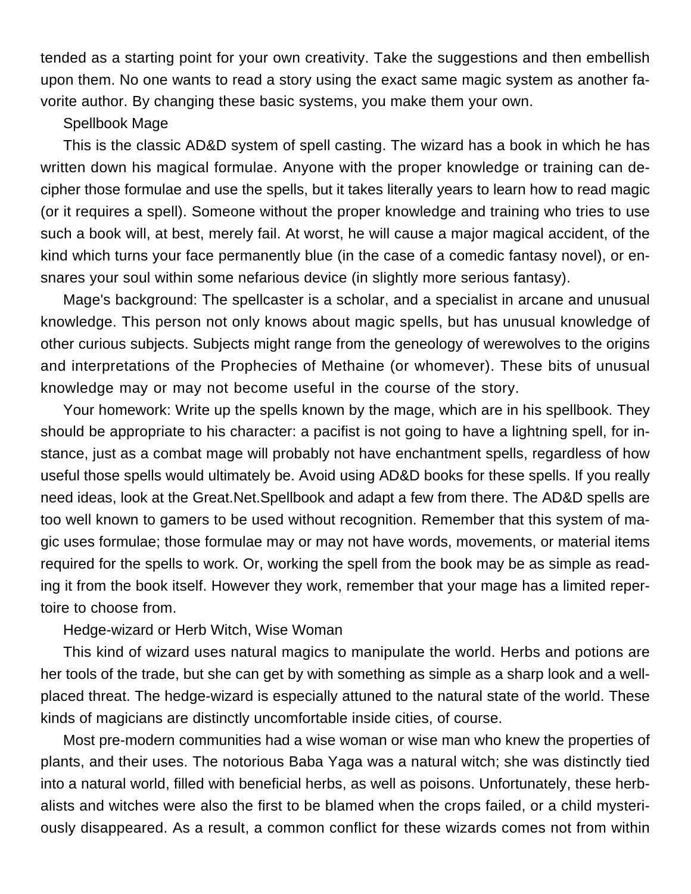tended as a starting point for your own creativity. Take the suggestions and then embellish upon them. No one wants to read a story using the exact same magic system as another favorite author. By changing these basic systems, you make them your own.

### Spellbook Mage

This is the classic AD&D system of spell casting. The wizard has a book in which he has written down his magical formulae. Anyone with the proper knowledge or training can decipher those formulae and use the spells, but it takes literally years to learn how to read magic (or it requires a spell). Someone without the proper knowledge and training who tries to use such a book will, at best, merely fail. At worst, he will cause a major magical accident, of the kind which turns your face permanently blue (in the case of a comedic fantasy novel), or ensnares your soul within some nefarious device (in slightly more serious fantasy).

Mage's background: The spellcaster is a scholar, and a specialist in arcane and unusual knowledge. This person not only knows about magic spells, but has unusual knowledge of other curious subjects. Subjects might range from the geneology of werewolves to the origins and interpretations of the Prophecies of Methaine (or whomever). These bits of unusual knowledge may or may not become useful in the course of the story.

Your homework: Write up the spells known by the mage, which are in his spellbook. They should be appropriate to his character: a pacifist is not going to have a lightning spell, for instance, just as a combat mage will probably not have enchantment spells, regardless of how useful those spells would ultimately be. Avoid using AD&D books for these spells. If you really need ideas, look at the Great.Net.Spellbook and adapt a few from there. The AD&D spells are too well known to gamers to be used without recognition. Remember that this system of magic uses formulae; those formulae may or may not have words, movements, or material items required for the spells to work. Or, working the spell from the book may be as simple as reading it from the book itself. However they work, remember that your mage has a limited repertoire to choose from.

### Hedge-wizard or Herb Witch, Wise Woman

This kind of wizard uses natural magics to manipulate the world. Herbs and potions are her tools of the trade, but she can get by with something as simple as a sharp look and a well-placed threat. The hedge-wizard is especially attuned to the natural state of the world. These kinds of magicians are distinctly uncomfortable inside cities, of course.

Most pre-modern communities had a wise woman or wise man who knew the properties of plants, and their uses. The notorious Baba Yaga was a natural witch; she was distinctly tied into a natural world, filled with beneficial herbs, as well as poisons. Unfortunately, these herbalists and witches were also the first to be blamed when the crops failed, or a child mysteriously disappeared. As a result, a common conflict for these wizards comes not from within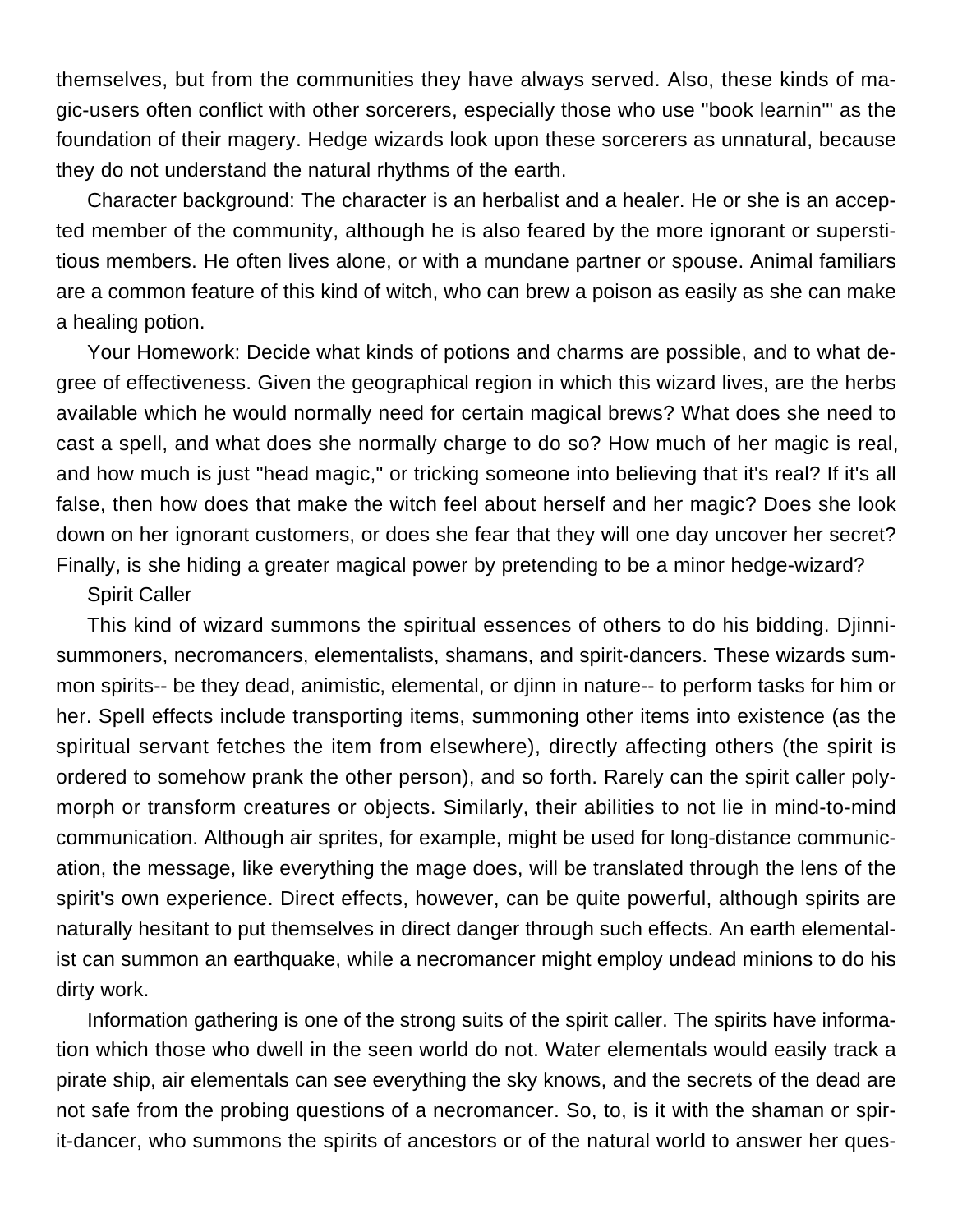themselves, but from the communities they have always served. Also, these kinds of magic-users often conflict with other sorcerers, especially those who use "book learnin'" as the foundation of their magery. Hedge wizards look upon these sorcerers as unnatural, because they do not understand the natural rhythms of the earth.

Character background: The character is an herbalist and a healer. He or she is an accepted member of the community, although he is also feared by the more ignorant or superstitious members. He often lives alone, or with a mundane partner or spouse. Animal familiars are a common feature of this kind of witch, who can brew a poison as easily as she can make a healing potion.

Your Homework: Decide what kinds of potions and charms are possible, and to what degree of effectiveness. Given the geographical region in which this wizard lives, are the herbs available which he would normally need for certain magical brews? What does she need to cast a spell, and what does she normally charge to do so? How much of her magic is real, and how much is just "head magic," or tricking someone into believing that it's real? If it's all false, then how does that make the witch feel about herself and her magic? Does she look down on her ignorant customers, or does she fear that they will one day uncover her secret? Finally, is she hiding a greater magical power by pretending to be a minor hedge-wizard?

Spirit Caller

This kind of wizard summons the spiritual essences of others to do his bidding. Djinni-summoners, necromancers, elementalists, shamans, and spirit-dancers. These wizards summon spirits-- be they dead, animistic, elemental, or djinn in nature-- to perform tasks for him or her. Spell effects include transporting items, summoning other items into existence (as the spiritual servant fetches the item from elsewhere), directly affecting others (the spirit is ordered to somehow prank the other person), and so forth. Rarely can the spirit caller polymorph or transform creatures or objects. Similarly, their abilities to not lie in mind-to-mind communication. Although air sprites, for example, might be used for long-distance communication, the message, like everything the mage does, will be translated through the lens of the spirit's own experience. Direct effects, however, can be quite powerful, although spirits are naturally hesitant to put themselves in direct danger through such effects. An earth elementalist can summon an earthquake, while a necromancer might employ undead minions to do his dirty work.

Information gathering is one of the strong suits of the spirit caller. The spirits have information which those who dwell in the seen world do not. Water elementals would easily track a pirate ship, air elementals can see everything the sky knows, and the secrets of the dead are not safe from the probing questions of a necromancer. So, to, is it with the shaman or spirit-dancer, who summons the spirits of ancestors or of the natural world to answer her ques-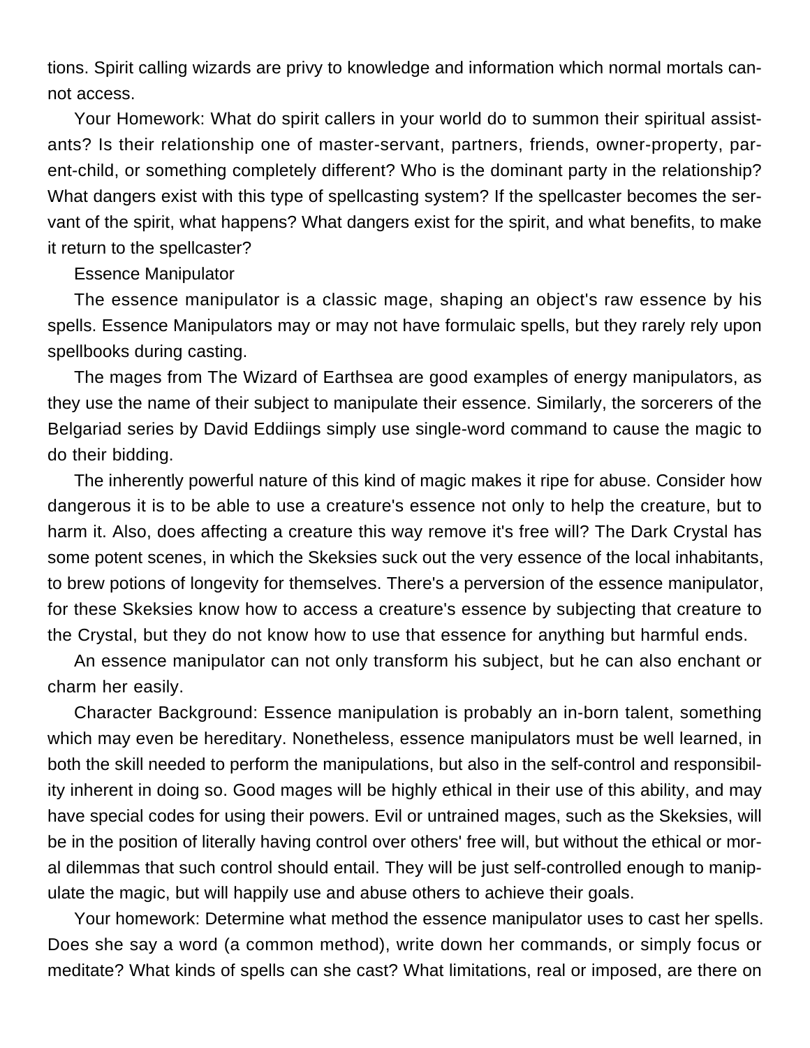tions. Spirit calling wizards are privy to knowledge and information which normal mortals cannot access.

Your Homework: What do spirit callers in your world do to summon their spiritual assistants? Is their relationship one of master-servant, partners, friends, owner-property, parent-child, or something completely different? Who is the dominant party in the relationship? What dangers exist with this type of spellcasting system? If the spellcaster becomes the servant of the spirit, what happens? What dangers exist for the spirit, and what benefits, to make it return to the spellcaster?

## Essence Manipulator

The essence manipulator is a classic mage, shaping an object's raw essence by his spells. Essence Manipulators may or may not have formulaic spells, but they rarely rely upon spellbooks during casting.

The mages from The Wizard of Earthsea are good examples of energy manipulators, as they use the name of their subject to manipulate their essence. Similarly, the sorcerers of the Belgariad series by David Eddiings simply use single-word command to cause the magic to do their bidding.

The inherently powerful nature of this kind of magic makes it ripe for abuse. Consider how dangerous it is to be able to use a creature's essence not only to help the creature, but to harm it. Also, does affecting a creature this way remove it's free will? The Dark Crystal has some potent scenes, in which the Skeksies suck out the very essence of the local inhabitants, to brew potions of longevity for themselves. There's a perversion of the essence manipulator, for these Skeksies know how to access a creature's essence by subjecting that creature to the Crystal, but they do not know how to use that essence for anything but harmful ends.

An essence manipulator can not only transform his subject, but he can also enchant or charm her easily.

Character Background: Essence manipulation is probably an in-born talent, something which may even be hereditary. Nonetheless, essence manipulators must be well learned, in both the skill needed to perform the manipulations, but also in the self-control and responsibility inherent in doing so. Good mages will be highly ethical in their use of this ability, and may have special codes for using their powers. Evil or untrained mages, such as the Skeksies, will be in the position of literally having control over others' free will, but without the ethical or moral dilemmas that such control should entail. They will be just self-controlled enough to manipulate the magic, but will happily use and abuse others to achieve their goals.

Your homework: Determine what method the essence manipulator uses to cast her spells. Does she say a word (a common method), write down her commands, or simply focus or meditate? What kinds of spells can she cast? What limitations, real or imposed, are there on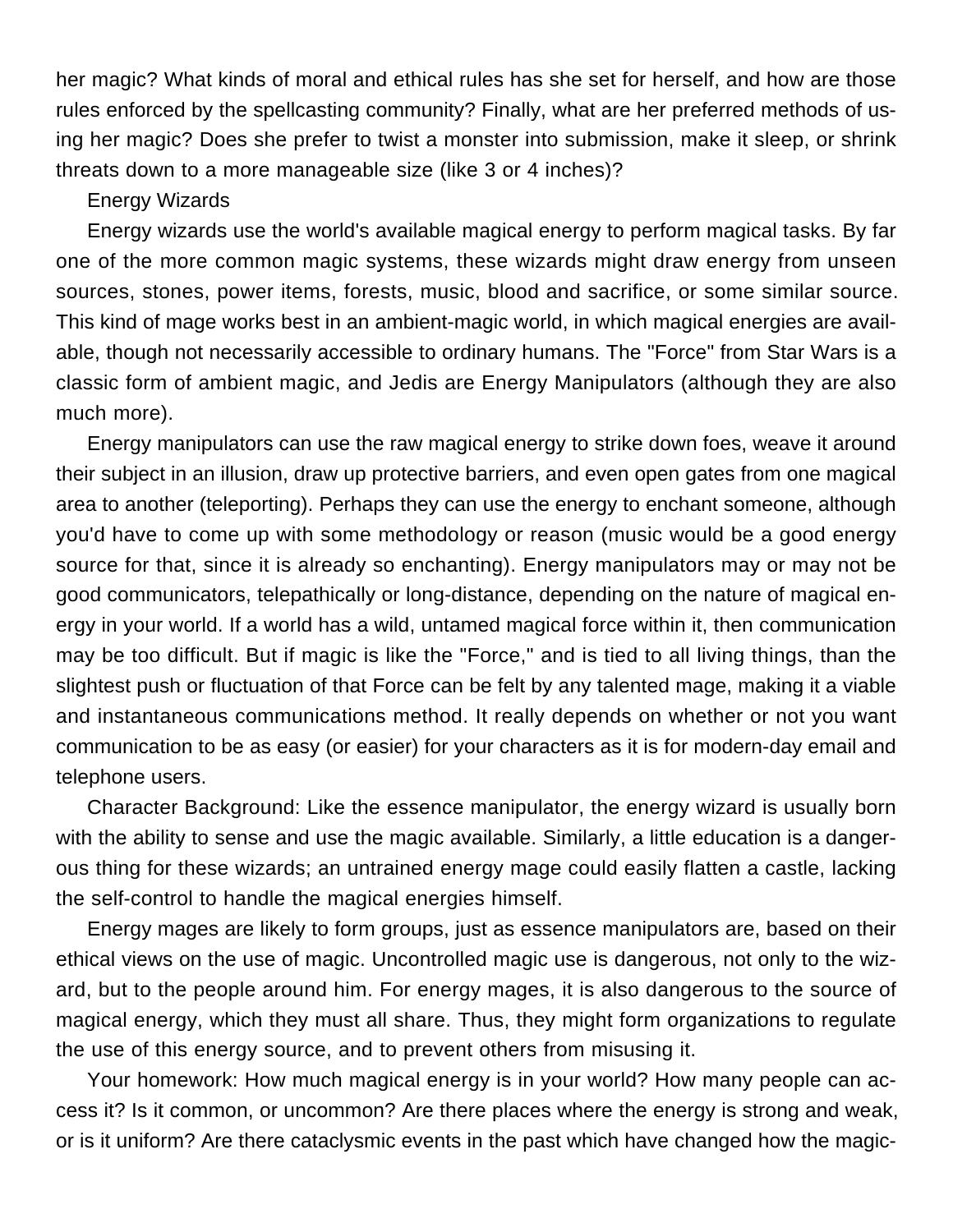her magic? What kinds of moral and ethical rules has she set for herself, and how are those rules enforced by the spellcasting community? Finally, what are her preferred methods of using her magic? Does she prefer to twist a monster into submission, make it sleep, or shrink threats down to a more manageable size (like 3 or 4 inches)?

## Energy Wizards

Energy wizards use the world's available magical energy to perform magical tasks. By far one of the more common magic systems, these wizards might draw energy from unseen sources, stones, power items, forests, music, blood and sacrifice, or some similar source. This kind of mage works best in an ambient-magic world, in which magical energies are available, though not necessarily accessible to ordinary humans. The "Force" from Star Wars is a classic form of ambient magic, and Jedis are Energy Manipulators (although they are also much more).

Energy manipulators can use the raw magical energy to strike down foes, weave it around their subject in an illusion, draw up protective barriers, and even open gates from one magical area to another (teleporting). Perhaps they can use the energy to enchant someone, although you'd have to come up with some methodology or reason (music would be a good energy source for that, since it is already so enchanting). Energy manipulators may or may not be good communicators, telepathically or long-distance, depending on the nature of magical energy in your world. If a world has a wild, untamed magical force within it, then communication may be too difficult. But if magic is like the "Force," and is tied to all living things, than the slightest push or fluctuation of that Force can be felt by any talented mage, making it a viable and instantaneous communications method. It really depends on whether or not you want communication to be as easy (or easier) for your characters as it is for modern-day email and telephone users.

Character Background: Like the essence manipulator, the energy wizard is usually born with the ability to sense and use the magic available. Similarly, a little education is a dangerous thing for these wizards; an untrained energy mage could easily flatten a castle, lacking the self-control to handle the magical energies himself.

Energy mages are likely to form groups, just as essence manipulators are, based on their ethical views on the use of magic. Uncontrolled magic use is dangerous, not only to the wizard, but to the people around him. For energy mages, it is also dangerous to the source of magical energy, which they must all share. Thus, they might form organizations to regulate the use of this energy source, and to prevent others from misusing it.

Your homework: How much magical energy is in your world? How many people can access it? Is it common, or uncommon? Are there places where the energy is strong and weak, or is it uniform? Are there cataclysmic events in the past which have changed how the magic-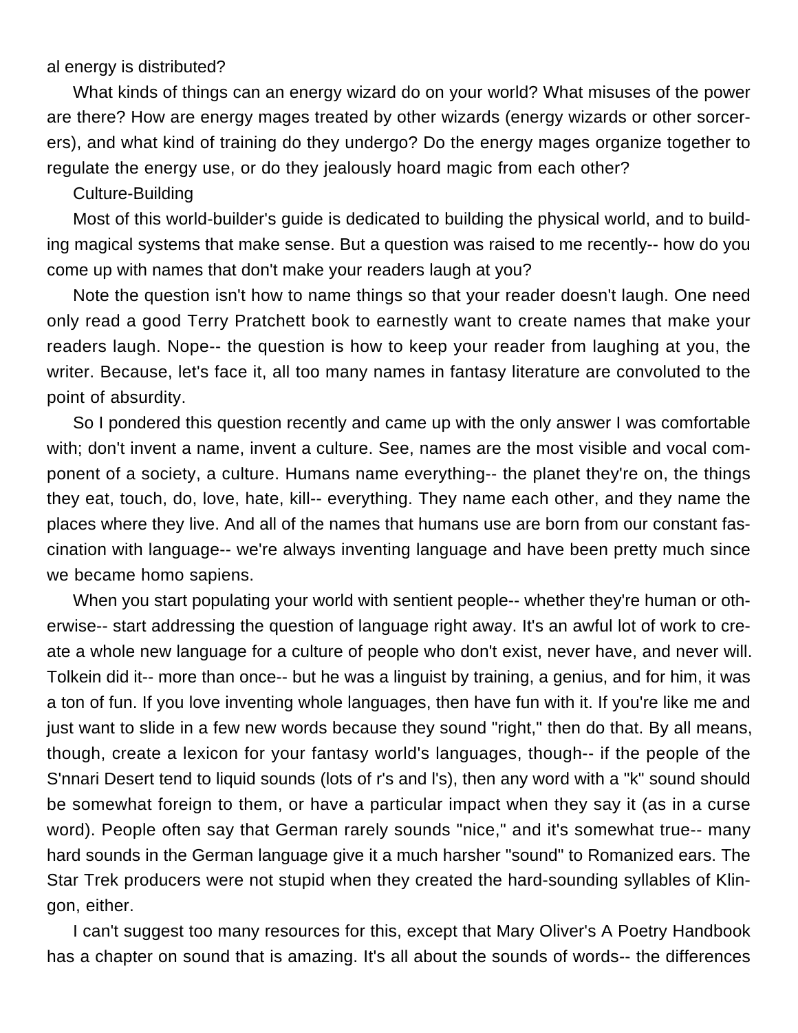al energy is distributed?

What kinds of things can an energy wizard do on your world? What misuses of the power are there? How are energy mages treated by other wizards (energy wizards or other sorcerers), and what kind of training do they undergo? Do the energy mages organize together to regulate the energy use, or do they jealously hoard magic from each other?

## Culture-Building

Most of this world-builder's guide is dedicated to building the physical world, and to building magical systems that make sense. But a question was raised to me recently-- how do you come up with names that don't make your readers laugh at you?

Note the question isn't how to name things so that your reader doesn't laugh. One need only read a good Terry Pratchett book to earnestly want to create names that make your readers laugh. Nope-- the question is how to keep your reader from laughing at you, the writer. Because, let's face it, all too many names in fantasy literature are convoluted to the point of absurdity.

So I pondered this question recently and came up with the only answer I was comfortable with; don't invent a name, invent a culture. See, names are the most visible and vocal component of a society, a culture. Humans name everything-- the planet they're on, the things they eat, touch, do, love, hate, kill-- everything. They name each other, and they name the places where they live. And all of the names that humans use are born from our constant fascination with language-- we're always inventing language and have been pretty much since we became homo sapiens.

When you start populating your world with sentient people-- whether they're human or otherwise-- start addressing the question of language right away. It's an awful lot of work to create a whole new language for a culture of people who don't exist, never have, and never will. Tolkein did it-- more than once-- but he was a linguist by training, a genius, and for him, it was a ton of fun. If you love inventing whole languages, then have fun with it. If you're like me and just want to slide in a few new words because they sound "right," then do that. By all means, though, create a lexicon for your fantasy world's languages, though-- if the people of the S'nnari Desert tend to liquid sounds (lots of r's and l's), then any word with a "k" sound should be somewhat foreign to them, or have a particular impact when they say it (as in a curse word). People often say that German rarely sounds "nice," and it's somewhat true-- many hard sounds in the German language give it a much harsher "sound" to Romanized ears. The Star Trek producers were not stupid when they created the hard-sounding syllables of Klingon, either.

I can't suggest too many resources for this, except that Mary Oliver's A Poetry Handbook has a chapter on sound that is amazing. It's all about the sounds of words-- the differences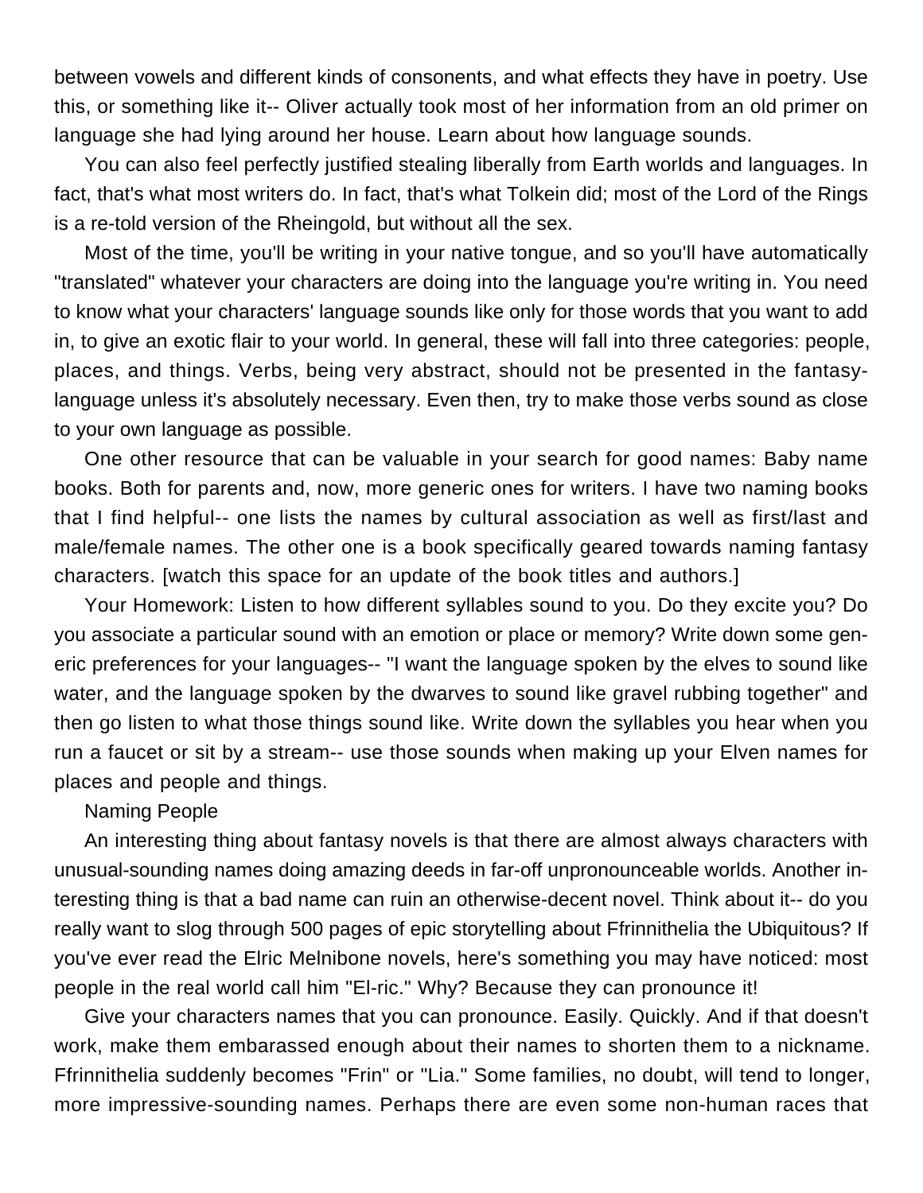between vowels and different kinds of consonents, and what effects they have in poetry. Use this, or something like it-- Oliver actually took most of her information from an old primer on language she had lying around her house. Learn about how language sounds.

You can also feel perfectly justified stealing liberally from Earth worlds and languages. In fact, that's what most writers do. In fact, that's what Tolkein did; most of the Lord of the Rings is a re-told version of the Rheingold, but without all the sex.

Most of the time, you'll be writing in your native tongue, and so you'll have automatically "translated" whatever your characters are doing into the language you're writing in. You need to know what your characters' language sounds like only for those words that you want to add in, to give an exotic flair to your world. In general, these will fall into three categories: people, places, and things. Verbs, being very abstract, should not be presented in the fantasy-language unless it's absolutely necessary. Even then, try to make those verbs sound as close to your own language as possible.

One other resource that can be valuable in your search for good names: Baby name books. Both for parents and, now, more generic ones for writers. I have two naming books that I find helpful-- one lists the names by cultural association as well as first/last and male/female names. The other one is a book specifically geared towards naming fantasy characters. [watch this space for an update of the book titles and authors.]

Your Homework: Listen to how different syllables sound to you. Do they excite you? Do you associate a particular sound with an emotion or place or memory? Write down some generic preferences for your languages-- "I want the language spoken by the elves to sound like water, and the language spoken by the dwarves to sound like gravel rubbing together" and then go listen to what those things sound like. Write down the syllables you hear when you run a faucet or sit by a stream-- use those sounds when making up your Elven names for places and people and things.

## Naming People

An interesting thing about fantasy novels is that there are almost always characters with unusual-sounding names doing amazing deeds in far-off unpronounceable worlds. Another interesting thing is that a bad name can ruin an otherwise-decent novel. Think about it-- do you really want to slog through 500 pages of epic storytelling about Ffrinnithelia the Ubiquitous? If you've ever read the Elric Melnibone novels, here's something you may have noticed: most people in the real world call him "El-ric." Why? Because they can pronounce it!

Give your characters names that you can pronounce. Easily. Quickly. And if that doesn't work, make them embarassed enough about their names to shorten them to a nickname. Ffrinnithelia suddenly becomes "Frin" or "Lia." Some families, no doubt, will tend to longer, more impressive-sounding names. Perhaps there are even some non-human races that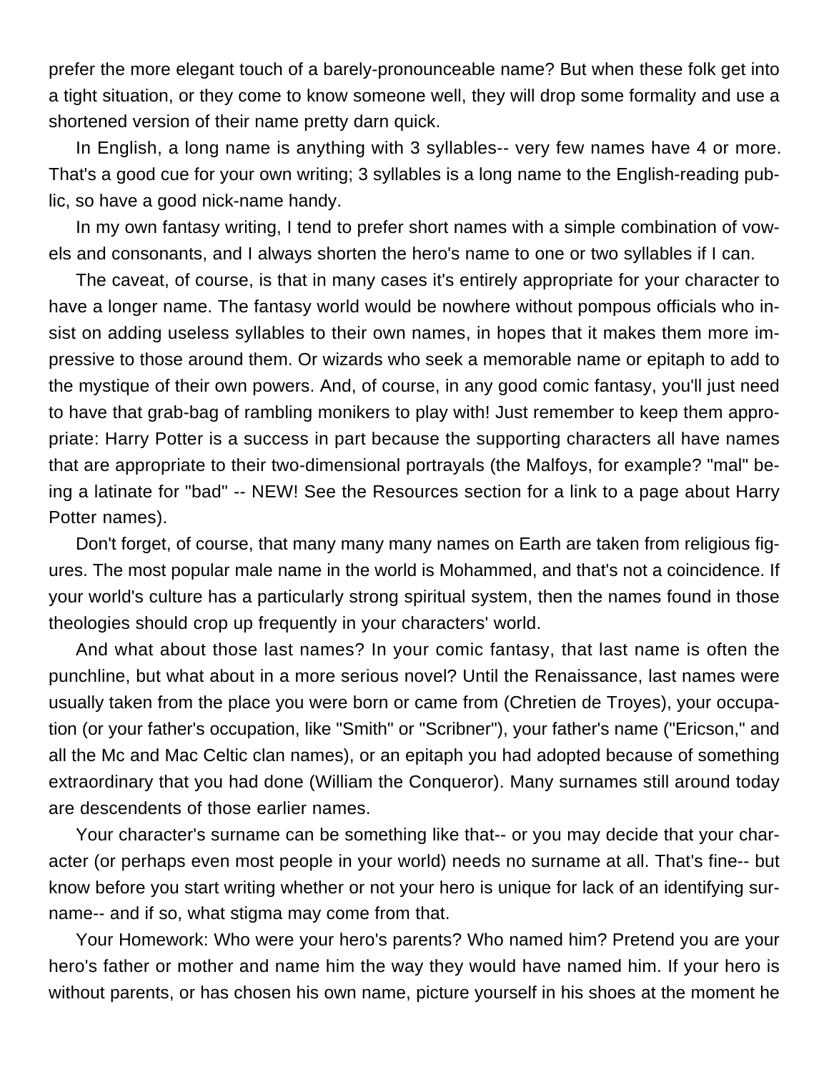prefer the more elegant touch of a barely-pronounceable name? But when these folk get into a tight situation, or they come to know someone well, they will drop some formality and use a shortened version of their name pretty darn quick.

In English, a long name is anything with 3 syllables-- very few names have 4 or more. That's a good cue for your own writing; 3 syllables is a long name to the English-reading public, so have a good nick-name handy.

In my own fantasy writing, I tend to prefer short names with a simple combination of vowels and consonants, and I always shorten the hero's name to one or two syllables if I can.

The caveat, of course, is that in many cases it's entirely appropriate for your character to have a longer name. The fantasy world would be nowhere without pompous officials who insist on adding useless syllables to their own names, in hopes that it makes them more impressive to those around them. Or wizards who seek a memorable name or epitaph to add to the mystique of their own powers. And, of course, in any good comic fantasy, you'll just need to have that grab-bag of rambling monikers to play with! Just remember to keep them appropriate: Harry Potter is a success in part because the supporting characters all have names that are appropriate to their two-dimensional portrayals (the Malfoys, for example? "mal" being a latinate for "bad" -- NEW! See the Resources section for a link to a page about Harry Potter names).

Don't forget, of course, that many many many names on Earth are taken from religious figures. The most popular male name in the world is Mohammed, and that's not a coincidence. If your world's culture has a particularly strong spiritual system, then the names found in those theologies should crop up frequently in your characters' world.

And what about those last names? In your comic fantasy, that last name is often the punchline, but what about in a more serious novel? Until the Renaissance, last names were usually taken from the place you were born or came from (Chretien de Troyes), your occupation (or your father's occupation, like "Smith" or "Scribner"), your father's name ("Ericson," and all the Mc and Mac Celtic clan names), or an epitaph you had adopted because of something extraordinary that you had done (William the Conqueror). Many surnames still around today are descendents of those earlier names.

Your character's surname can be something like that-- or you may decide that your character (or perhaps even most people in your world) needs no surname at all. That's fine-- but know before you start writing whether or not your hero is unique for lack of an identifying surname-- and if so, what stigma may come from that.

Your Homework: Who were your hero's parents? Who named him? Pretend you are your hero's father or mother and name him the way they would have named him. If your hero is without parents, or has chosen his own name, picture yourself in his shoes at the moment he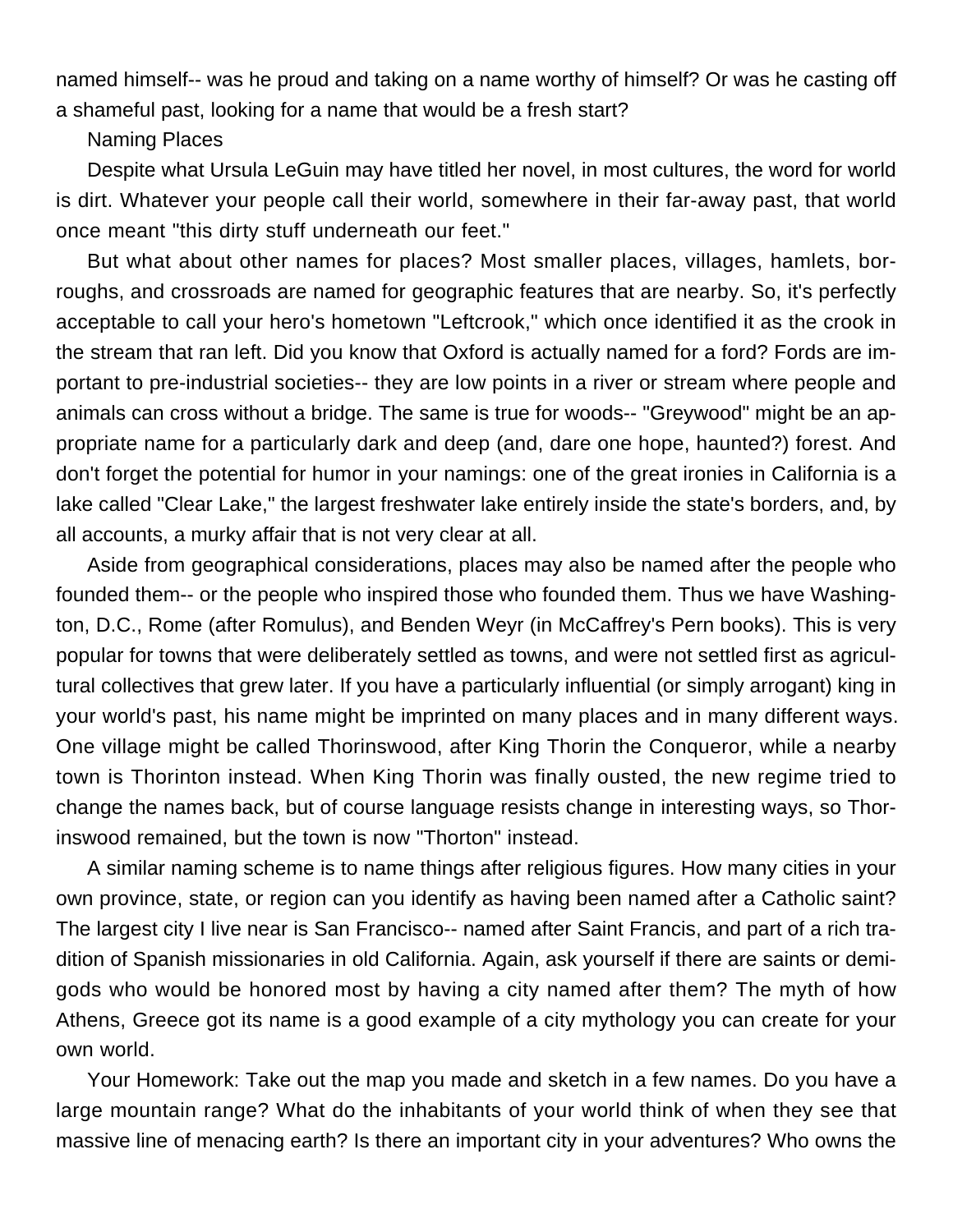named himself-- was he proud and taking on a name worthy of himself? Or was he casting off a shameful past, looking for a name that would be a fresh start?

## Naming Places

Despite what Ursula LeGuin may have titled her novel, in most cultures, the word for world is dirt. Whatever your people call their world, somewhere in their far-away past, that world once meant "this dirty stuff underneath our feet."

But what about other names for places? Most smaller places, villages, hamlets, borroughs, and crossroads are named for geographic features that are nearby. So, it's perfectly acceptable to call your hero's hometown "Leftcrook," which once identified it as the crook in the stream that ran left. Did you know that Oxford is actually named for a ford? Fords are important to pre-industrial societies-- they are low points in a river or stream where people and animals can cross without a bridge. The same is true for woods-- "Greywood" might be an appropriate name for a particularly dark and deep (and, dare one hope, haunted?) forest. And don't forget the potential for humor in your namings: one of the great ironies in California is a lake called "Clear Lake," the largest freshwater lake entirely inside the state's borders, and, by all accounts, a murky affair that is not very clear at all.

Aside from geographical considerations, places may also be named after the people who founded them-- or the people who inspired those who founded them. Thus we have Washington, D.C., Rome (after Romulus), and Benden Weyr (in McCaffrey's Pern books). This is very popular for towns that were deliberately settled as towns, and were not settled first as agricultural collectives that grew later. If you have a particularly influential (or simply arrogant) king in your world's past, his name might be imprinted on many places and in many different ways. One village might be called Thorinswood, after King Thorin the Conqueror, while a nearby town is Thorinton instead. When King Thorin was finally ousted, the new regime tried to change the names back, but of course language resists change in interesting ways, so Thorinswood remained, but the town is now "Thorton" instead.

A similar naming scheme is to name things after religious figures. How many cities in your own province, state, or region can you identify as having been named after a Catholic saint? The largest city I live near is San Francisco-- named after Saint Francis, and part of a rich tradition of Spanish missionaries in old California. Again, ask yourself if there are saints or demigods who would be honored most by having a city named after them? The myth of how Athens, Greece got its name is a good example of a city mythology you can create for your own world.

Your Homework: Take out the map you made and sketch in a few names. Do you have a large mountain range? What do the inhabitants of your world think of when they see that massive line of menacing earth? Is there an important city in your adventures? Who owns the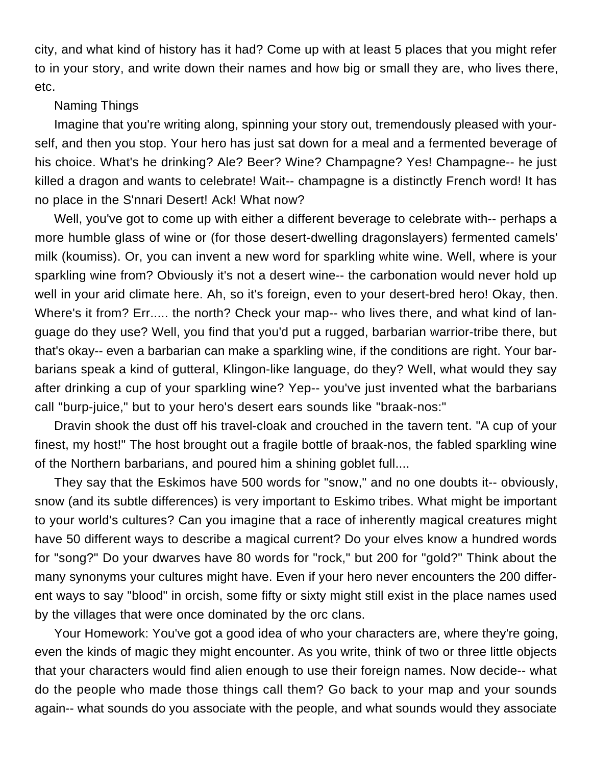city, and what kind of history has it had? Come up with at least 5 places that you might refer to in your story, and write down their names and how big or small they are, who lives there, etc.

## Naming Things

Imagine that you're writing along, spinning your story out, tremendously pleased with yourself, and then you stop. Your hero has just sat down for a meal and a fermented beverage of his choice. What's he drinking? Ale? Beer? Wine? Champagne? Yes! Champagne-- he just killed a dragon and wants to celebrate! Wait-- champagne is a distinctly French word! It has no place in the S'nnari Desert! Ack! What now?

Well, you've got to come up with either a different beverage to celebrate with-- perhaps a more humble glass of wine or (for those desert-dwelling dragonslayers) fermented camels' milk (koumiss). Or, you can invent a new word for sparkling white wine. Well, where is your sparkling wine from? Obviously it's not a desert wine-- the carbonation would never hold up well in your arid climate here. Ah, so it's foreign, even to your desert-bred hero! Okay, then. Where's it from? Err..... the north? Check your map-- who lives there, and what kind of language do they use? Well, you find that you'd put a rugged, barbarian warrior-tribe there, but that's okay-- even a barbarian can make a sparkling wine, if the conditions are right. Your barbarians speak a kind of gutteral, Klingon-like language, do they? Well, what would they say after drinking a cup of your sparkling wine? Yep-- you've just invented what the barbarians call "burp-juice," but to your hero's desert ears sounds like "braak-nos:"

Dravin shook the dust off his travel-cloak and crouched in the tavern tent. "A cup of your finest, my host!" The host brought out a fragile bottle of braak-nos, the fabled sparkling wine of the Northern barbarians, and poured him a shining goblet full....

They say that the Eskimos have 500 words for "snow," and no one doubts it-- obviously, snow (and its subtle differences) is very important to Eskimo tribes. What might be important to your world's cultures? Can you imagine that a race of inherently magical creatures might have 50 different ways to describe a magical current? Do your elves know a hundred words for "song?" Do your dwarves have 80 words for "rock," but 200 for "gold?" Think about the many synonyms your cultures might have. Even if your hero never encounters the 200 different ways to say "blood" in orcish, some fifty or sixty might still exist in the place names used by the villages that were once dominated by the orc clans.

Your Homework: You've got a good idea of who your characters are, where they're going, even the kinds of magic they might encounter. As you write, think of two or three little objects that your characters would find alien enough to use their foreign names. Now decide-- what do the people who made those things call them? Go back to your map and your sounds again-- what sounds do you associate with the people, and what sounds would they associate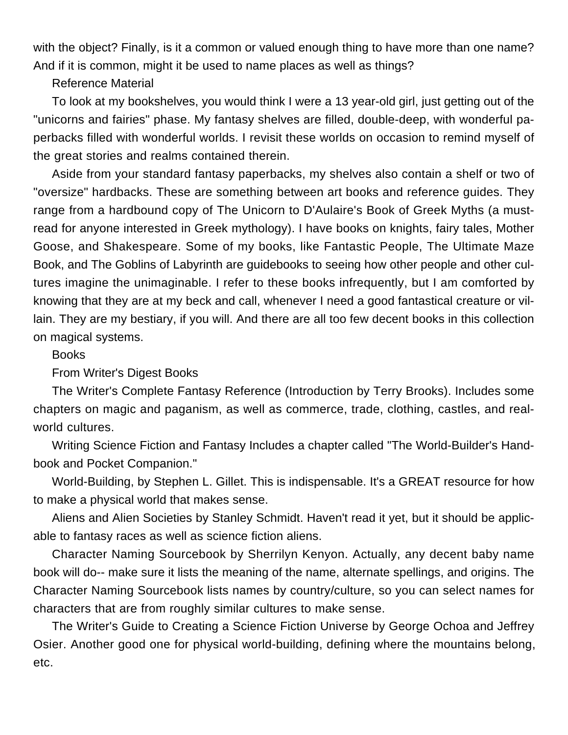with the object? Finally, is it a common or valued enough thing to have more than one name? And if it is common, might it be used to name places as well as things?

## Reference Material

To look at my bookshelves, you would think I were a 13 year-old girl, just getting out of the "unicorns and fairies" phase. My fantasy shelves are filled, double-deep, with wonderful paperbacks filled with wonderful worlds. I revisit these worlds on occasion to remind myself of the great stories and realms contained therein.

Aside from your standard fantasy paperbacks, my shelves also contain a shelf or two of "oversize" hardbacks. These are something between art books and reference guides. They range from a hardbound copy of The Unicorn to D'Aulaire's Book of Greek Myths (a must-read for anyone interested in Greek mythology). I have books on knights, fairy tales, Mother Goose, and Shakespeare. Some of my books, like Fantastic People, The Ultimate Maze Book, and The Goblins of Labyrinth are guidebooks to seeing how other people and other cultures imagine the unimaginable. I refer to these books infrequently, but I am comforted by knowing that they are at my beck and call, whenever I need a good fantastical creature or villain. They are my bestiary, if you will. And there are all too few decent books in this collection on magical systems.

### Books

#### From Writer's Digest Books

The Writer's Complete Fantasy Reference (Introduction by Terry Brooks). Includes some chapters on magic and paganism, as well as commerce, trade, clothing, castles, and real-world cultures.

Writing Science Fiction and Fantasy Includes a chapter called "The World-Builder's Handbook and Pocket Companion."

World-Building, by Stephen L. Gillet. This is indispensable. It's a GREAT resource for how to make a physical world that makes sense.

Aliens and Alien Societies by Stanley Schmidt. Haven't read it yet, but it should be applicable to fantasy races as well as science fiction aliens.

Character Naming Sourcebook by Sherrilyn Kenyon. Actually, any decent baby name book will do-- make sure it lists the meaning of the name, alternate spellings, and origins. The Character Naming Sourcebook lists names by country/culture, so you can select names for characters that are from roughly similar cultures to make sense.

The Writer's Guide to Creating a Science Fiction Universe by George Ochoa and Jeffrey Osier. Another good one for physical world-building, defining where the mountains belong, etc.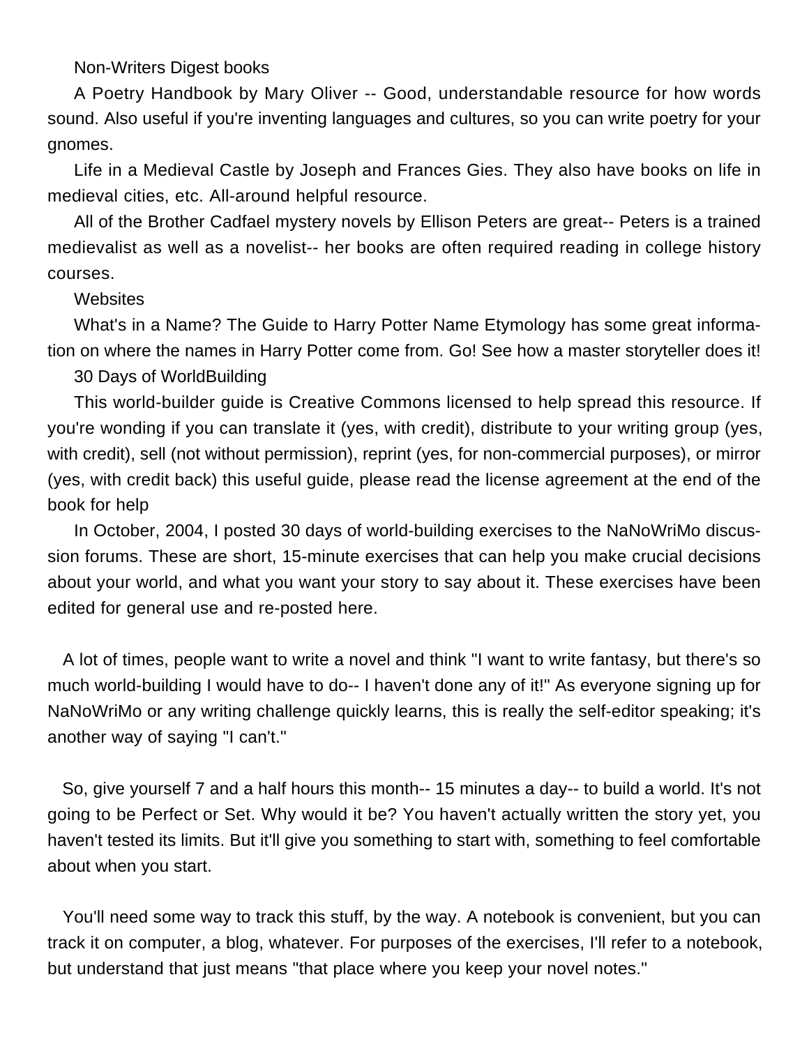Non-Writers Digest books

A Poetry Handbook by Mary Oliver -- Good, understandable resource for how words sound. Also useful if you're inventing languages and cultures, so you can write poetry for your gnomes.

Life in a Medieval Castle by Joseph and Frances Gies. They also have books on life in medieval cities, etc. All-around helpful resource.

All of the Brother Cadfael mystery novels by Ellison Peters are great-- Peters is a trained medievalist as well as a novelist-- her books are often required reading in college history courses.

Websites

What's in a Name? The Guide to Harry Potter Name Etymology has some great information on where the names in Harry Potter come from. Go! See how a master storyteller does it!

30 Days of WorldBuilding

This world-builder guide is Creative Commons licensed to help spread this resource. If you're wonding if you can translate it (yes, with credit), distribute to your writing group (yes, with credit), sell (not without permission), reprint (yes, for non-commercial purposes), or mirror (yes, with credit back) this useful guide, please read the license agreement at the end of the book for help

In October, 2004, I posted 30 days of world-building exercises to the NaNoWriMo discussion forums. These are short, 15-minute exercises that can help you make crucial decisions about your world, and what you want your story to say about it. These exercises have been edited for general use and re-posted here.

A lot of times, people want to write a novel and think "I want to write fantasy, but there's so much world-building I would have to do-- I haven't done any of it!" As everyone signing up for NaNoWriMo or any writing challenge quickly learns, this is really the self-editor speaking; it's another way of saying "I can't."

So, give yourself 7 and a half hours this month-- 15 minutes a day-- to build a world. It's not going to be Perfect or Set. Why would it be? You haven't actually written the story yet, you haven't tested its limits. But it'll give you something to start with, something to feel comfortable about when you start.

You'll need some way to track this stuff, by the way. A notebook is convenient, but you can track it on computer, a blog, whatever. For purposes of the exercises, I'll refer to a notebook, but understand that just means "that place where you keep your novel notes."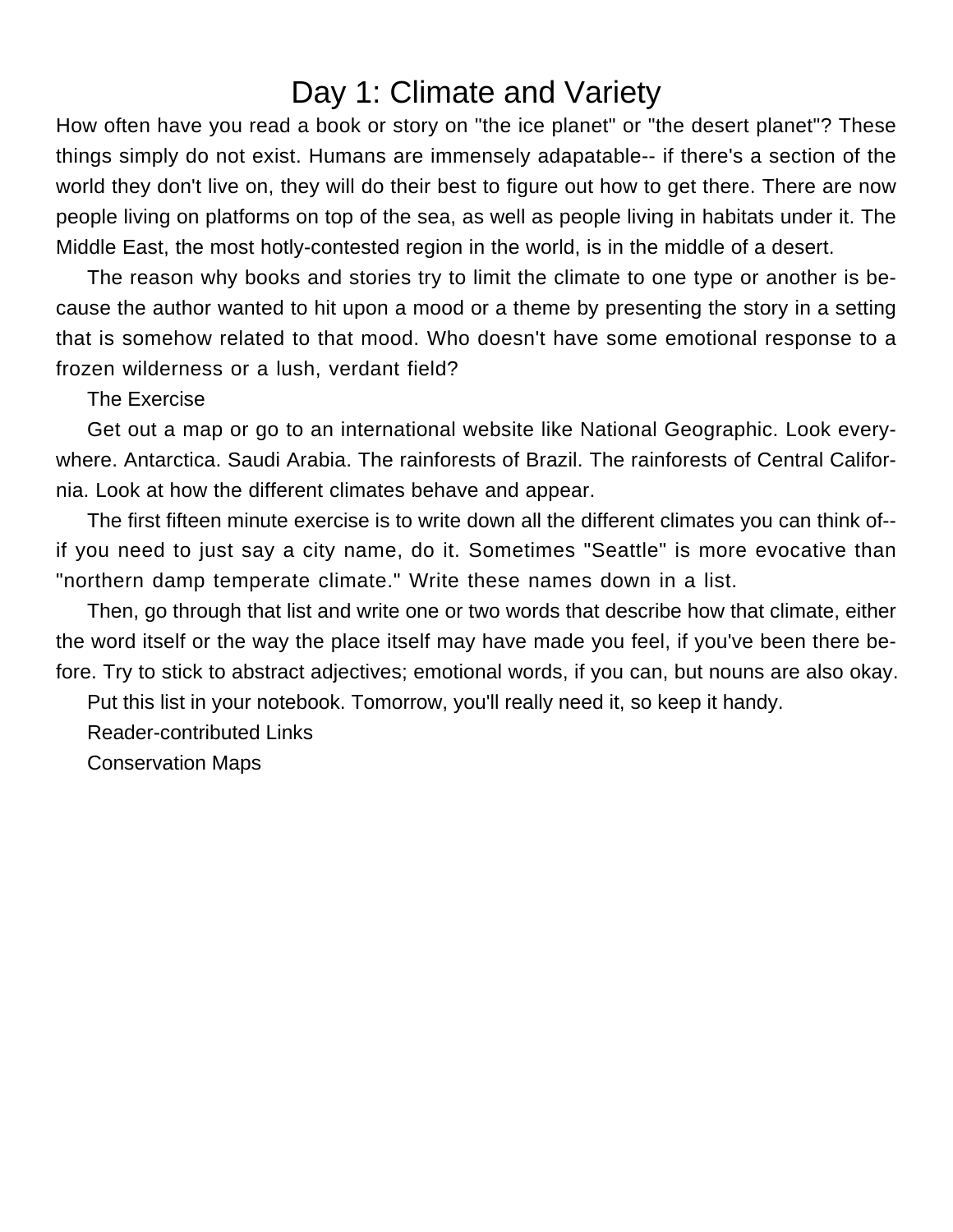# Day 1: Climate and Variety

How often have you read a book or story on "the ice planet" or "the desert planet"? These things simply do not exist. Humans are immensely adapatable-- if there's a section of the world they don't live on, they will do their best to figure out how to get there. There are now people living on platforms on top of the sea, as well as people living in habitats under it. The Middle East, the most hotly-contested region in the world, is in the middle of a desert.

The reason why books and stories try to limit the climate to one type or another is because the author wanted to hit upon a mood or a theme by presenting the story in a setting that is somehow related to that mood. Who doesn't have some emotional response to a frozen wilderness or a lush, verdant field?

The Exercise

Get out a map or go to an international website like National Geographic. Look everywhere. Antarctica. Saudi Arabia. The rainforests of Brazil. The rainforests of Central California. Look at how the different climates behave and appear.

The first fifteen minute exercise is to write down all the different climates you can think of-- if you need to just say a city name, do it. Sometimes "Seattle" is more evocative than "northern damp temperate climate." Write these names down in a list.

Then, go through that list and write one or two words that describe how that climate, either the word itself or the way the place itself may have made you feel, if you've been there before. Try to stick to abstract adjectives; emotional words, if you can, but nouns are also okay.

Put this list in your notebook. Tomorrow, you'll really need it, so keep it handy.

Reader-contributed Links

Conservation Maps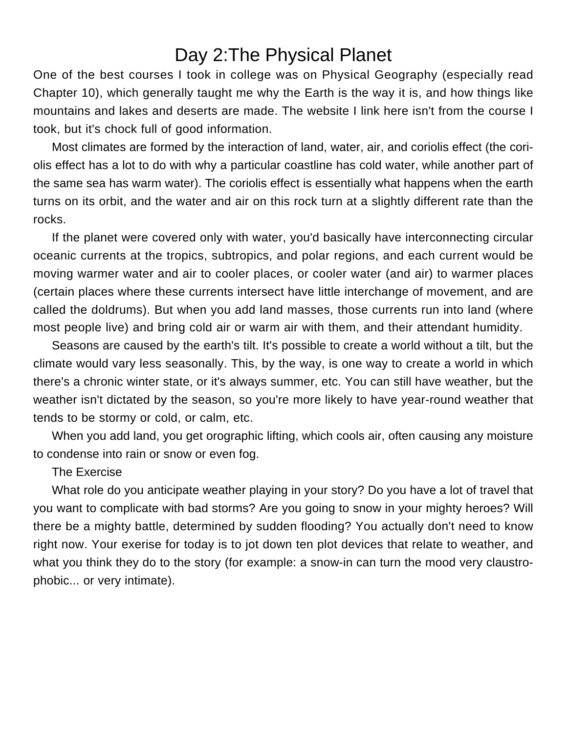# Day 2:The Physical Planet

One of the best courses I took in college was on Physical Geography (especially read Chapter 10), which generally taught me why the Earth is the way it is, and how things like mountains and lakes and deserts are made. The website I link here isn't from the course I took, but it's chock full of good information.

Most climates are formed by the interaction of land, water, air, and coriolis effect (the coriolis effect has a lot to do with why a particular coastline has cold water, while another part of the same sea has warm water). The coriolis effect is essentially what happens when the earth turns on its orbit, and the water and air on this rock turn at a slightly different rate than the rocks.

If the planet were covered only with water, you'd basically have interconnecting circular oceanic currents at the tropics, subtropics, and polar regions, and each current would be moving warmer water and air to cooler places, or cooler water (and air) to warmer places (certain places where these currents intersect have little interchange of movement, and are called the doldrums). But when you add land masses, those currents run into land (where most people live) and bring cold air or warm air with them, and their attendant humidity.

Seasons are caused by the earth's tilt. It's possible to create a world without a tilt, but the climate would vary less seasonally. This, by the way, is one way to create a world in which there's a chronic winter state, or it's always summer, etc. You can still have weather, but the weather isn't dictated by the season, so you're more likely to have year-round weather that tends to be stormy or cold, or calm, etc.

When you add land, you get orographic lifting, which cools air, often causing any moisture to condense into rain or snow or even fog.

The Exercise

What role do you anticipate weather playing in your story? Do you have a lot of travel that you want to complicate with bad storms? Are you going to snow in your mighty heroes? Will there be a mighty battle, determined by sudden flooding? You actually don't need to know right now. Your exerise for today is to jot down ten plot devices that relate to weather, and what you think they do to the story (for example: a snow-in can turn the mood very claustrophobic... or very intimate).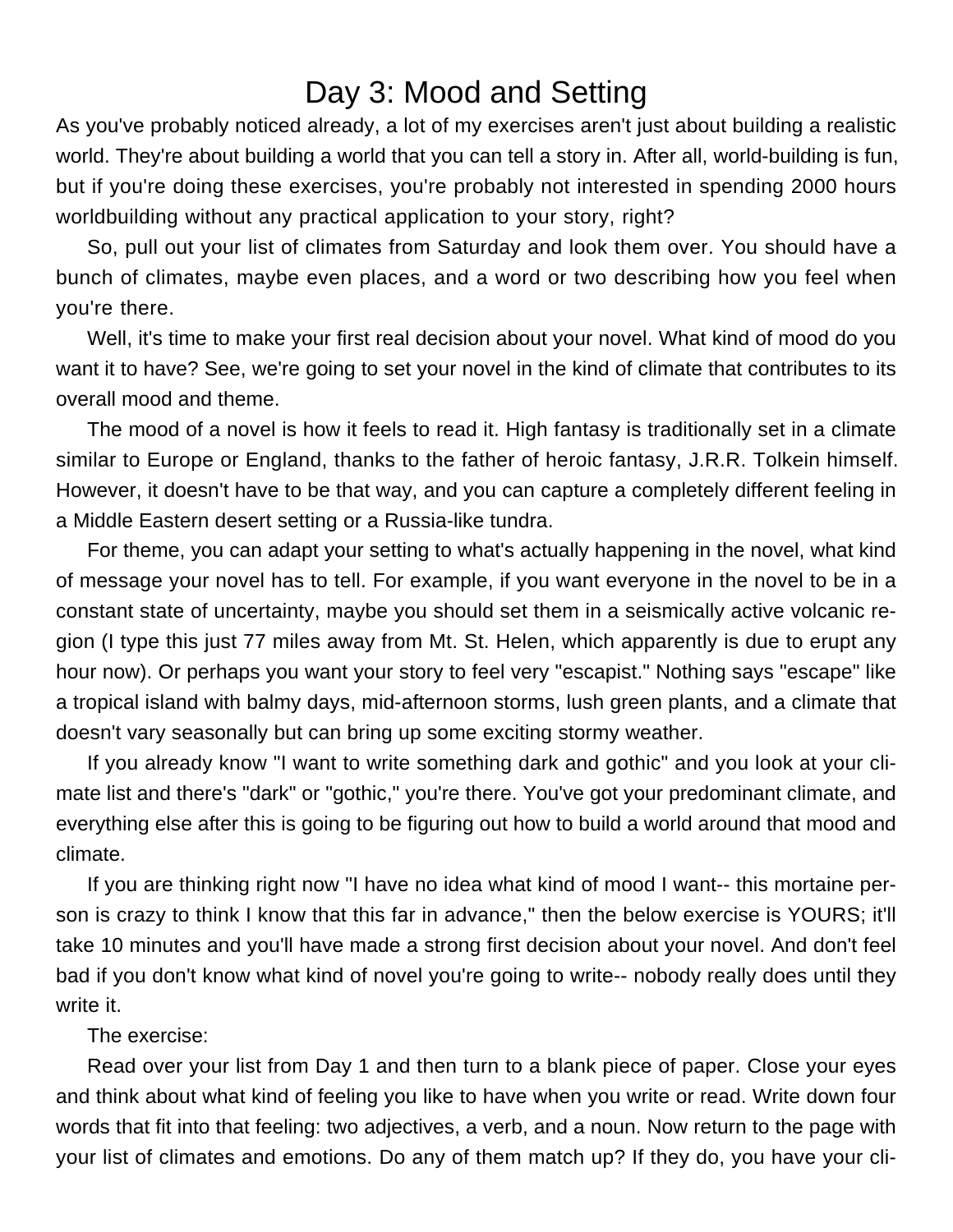# Day 3: Mood and Setting

As you've probably noticed already, a lot of my exercises aren't just about building a realistic world. They're about building a world that you can tell a story in. After all, world-building is fun, but if you're doing these exercises, you're probably not interested in spending 2000 hours worldbuilding without any practical application to your story, right?

So, pull out your list of climates from Saturday and look them over. You should have a bunch of climates, maybe even places, and a word or two describing how you feel when you're there.

Well, it's time to make your first real decision about your novel. What kind of mood do you want it to have? See, we're going to set your novel in the kind of climate that contributes to its overall mood and theme.

The mood of a novel is how it feels to read it. High fantasy is traditionally set in a climate similar to Europe or England, thanks to the father of heroic fantasy, J.R.R. Tolkein himself. However, it doesn't have to be that way, and you can capture a completely different feeling in a Middle Eastern desert setting or a Russia-like tundra.

For theme, you can adapt your setting to what's actually happening in the novel, what kind of message your novel has to tell. For example, if you want everyone in the novel to be in a constant state of uncertainty, maybe you should set them in a seismically active volcanic region (I type this just 77 miles away from Mt. St. Helen, which apparently is due to erupt any hour now). Or perhaps you want your story to feel very "escapist." Nothing says "escape" like a tropical island with balmy days, mid-afternoon storms, lush green plants, and a climate that doesn't vary seasonally but can bring up some exciting stormy weather.

If you already know "I want to write something dark and gothic" and you look at your climate list and there's "dark" or "gothic," you're there. You've got your predominant climate, and everything else after this is going to be figuring out how to build a world around that mood and climate.

If you are thinking right now "I have no idea what kind of mood I want-- this mortaine person is crazy to think I know that this far in advance," then the below exercise is YOURS; it'll take 10 minutes and you'll have made a strong first decision about your novel. And don't feel bad if you don't know what kind of novel you're going to write-- nobody really does until they write it.

The exercise:

Read over your list from Day 1 and then turn to a blank piece of paper. Close your eyes and think about what kind of feeling you like to have when you write or read. Write down four words that fit into that feeling: two adjectives, a verb, and a noun. Now return to the page with your list of climates and emotions. Do any of them match up? If they do, you have your cli-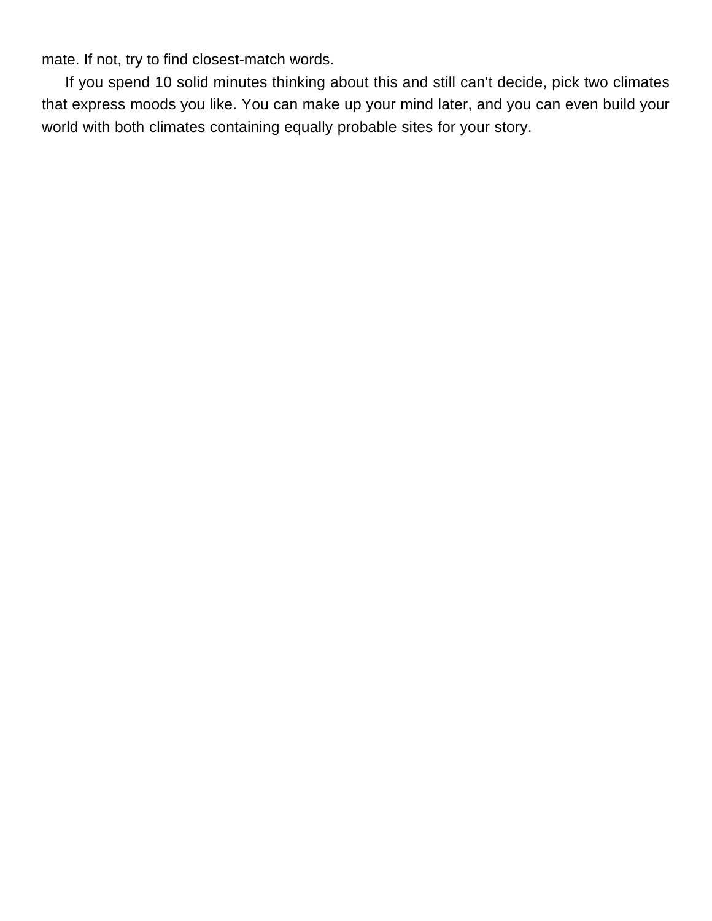mate. If not, try to find closest-match words.

If you spend 10 solid minutes thinking about this and still can't decide, pick two climates that express moods you like. You can make up your mind later, and you can even build your world with both climates containing equally probable sites for your story.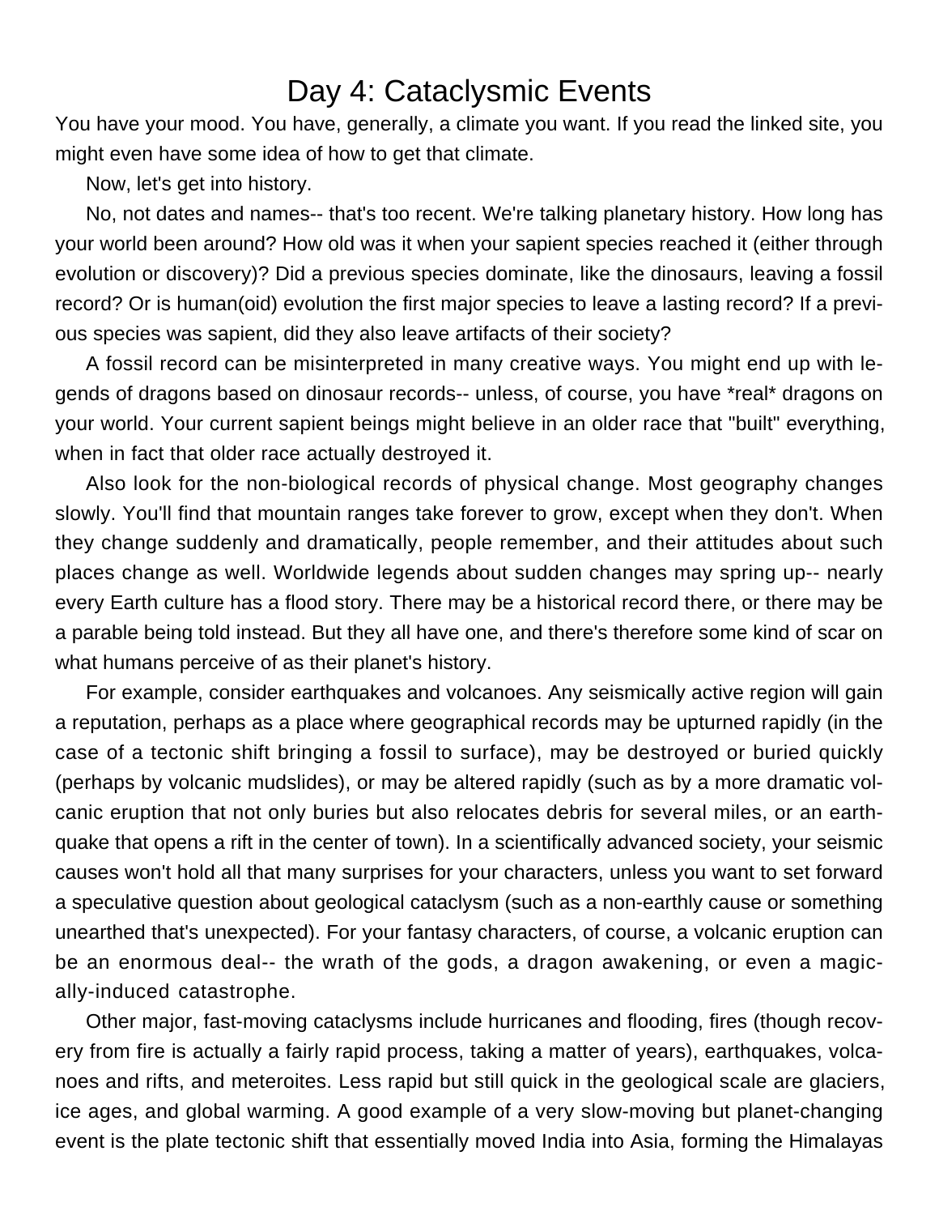# Day 4: Cataclysmic Events

You have your mood. You have, generally, a climate you want. If you read the linked site, you might even have some idea of how to get that climate.

Now, let's get into history.

No, not dates and names-- that's too recent. We're talking planetary history. How long has your world been around? How old was it when your sapient species reached it (either through evolution or discovery)? Did a previous species dominate, like the dinosaurs, leaving a fossil record? Or is human(oid) evolution the first major species to leave a lasting record? If a previous species was sapient, did they also leave artifacts of their society?

A fossil record can be misinterpreted in many creative ways. You might end up with legends of dragons based on dinosaur records-- unless, of course, you have *real* dragons on your world. Your current sapient beings might believe in an older race that "built" everything, when in fact that older race actually destroyed it.

Also look for the non-biological records of physical change. Most geography changes slowly. You'll find that mountain ranges take forever to grow, except when they don't. When they change suddenly and dramatically, people remember, and their attitudes about such places change as well. Worldwide legends about sudden changes may spring up-- nearly every Earth culture has a flood story. There may be a historical record there, or there may be a parable being told instead. But they all have one, and there's therefore some kind of scar on what humans perceive of as their planet's history.

For example, consider earthquakes and volcanoes. Any seismically active region will gain a reputation, perhaps as a place where geographical records may be upturned rapidly (in the case of a tectonic shift bringing a fossil to surface), may be destroyed or buried quickly (perhaps by volcanic mudslides), or may be altered rapidly (such as by a more dramatic volcanic eruption that not only buries but also relocates debris for several miles, or an earthquake that opens a rift in the center of town). In a scientifically advanced society, your seismic causes won't hold all that many surprises for your characters, unless you want to set forward a speculative question about geological cataclysm (such as a non-earthly cause or something unearthed that's unexpected). For your fantasy characters, of course, a volcanic eruption can be an enormous deal-- the wrath of the gods, a dragon awakening, or even a magically-induced catastrophe.

Other major, fast-moving cataclysms include hurricanes and flooding, fires (though recovery from fire is actually a fairly rapid process, taking a matter of years), earthquakes, volcanoes and rifts, and meteroites. Less rapid but still quick in the geological scale are glaciers, ice ages, and global warming. A good example of a very slow-moving but planet-changing event is the plate tectonic shift that essentially moved India into Asia, forming the Himalayas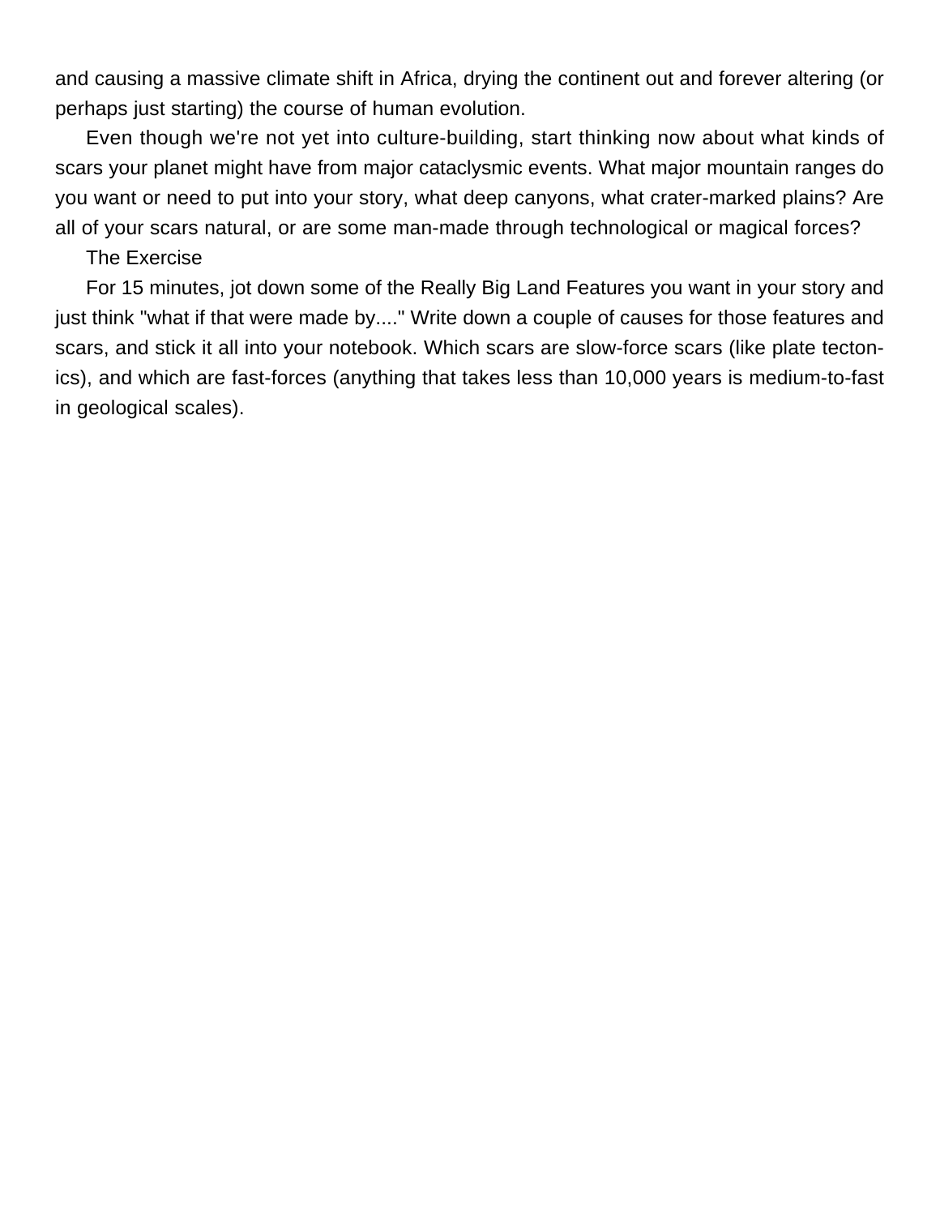and causing a massive climate shift in Africa, drying the continent out and forever altering (or perhaps just starting) the course of human evolution.

Even though we're not yet into culture-building, start thinking now about what kinds of scars your planet might have from major cataclysmic events. What major mountain ranges do you want or need to put into your story, what deep canyons, what crater-marked plains? Are all of your scars natural, or are some man-made through technological or magical forces?

### The Exercise

For 15 minutes, jot down some of the Really Big Land Features you want in your story and just think "what if that were made by...." Write down a couple of causes for those features and scars, and stick it all into your notebook. Which scars are slow-force scars (like plate tectonics), and which are fast-forces (anything that takes less than 10,000 years is medium-to-fast in geological scales).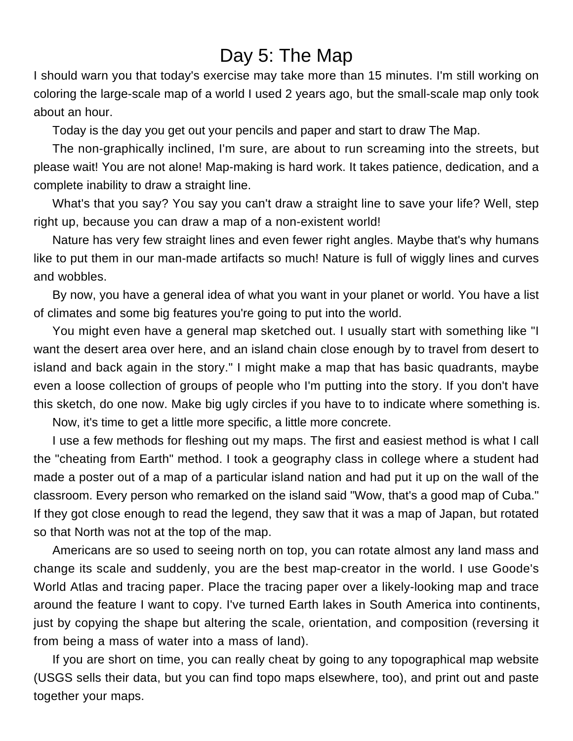# Day 5: The Map

I should warn you that today's exercise may take more than 15 minutes. I'm still working on coloring the large-scale map of a world I used 2 years ago, but the small-scale map only took about an hour.

Today is the day you get out your pencils and paper and start to draw The Map.

The non-graphically inclined, I'm sure, are about to run screaming into the streets, but please wait! You are not alone! Map-making is hard work. It takes patience, dedication, and a complete inability to draw a straight line.

What's that you say? You say you can't draw a straight line to save your life? Well, step right up, because you can draw a map of a non-existent world!

Nature has very few straight lines and even fewer right angles. Maybe that's why humans like to put them in our man-made artifacts so much! Nature is full of wiggly lines and curves and wobbles.

By now, you have a general idea of what you want in your planet or world. You have a list of climates and some big features you're going to put into the world.

You might even have a general map sketched out. I usually start with something like "I want the desert area over here, and an island chain close enough by to travel from desert to island and back again in the story." I might make a map that has basic quadrants, maybe even a loose collection of groups of people who I'm putting into the story. If you don't have this sketch, do one now. Make big ugly circles if you have to to indicate where something is.

Now, it's time to get a little more specific, a little more concrete.

I use a few methods for fleshing out my maps. The first and easiest method is what I call the "cheating from Earth" method. I took a geography class in college where a student had made a poster out of a map of a particular island nation and had put it up on the wall of the classroom. Every person who remarked on the island said "Wow, that's a good map of Cuba." If they got close enough to read the legend, they saw that it was a map of Japan, but rotated so that North was not at the top of the map.

Americans are so used to seeing north on top, you can rotate almost any land mass and change its scale and suddenly, you are the best map-creator in the world. I use Goode's World Atlas and tracing paper. Place the tracing paper over a likely-looking map and trace around the feature I want to copy. I've turned Earth lakes in South America into continents, just by copying the shape but altering the scale, orientation, and composition (reversing it from being a mass of water into a mass of land).

If you are short on time, you can really cheat by going to any topographical map website (USGS sells their data, but you can find topo maps elsewhere, too), and print out and paste together your maps.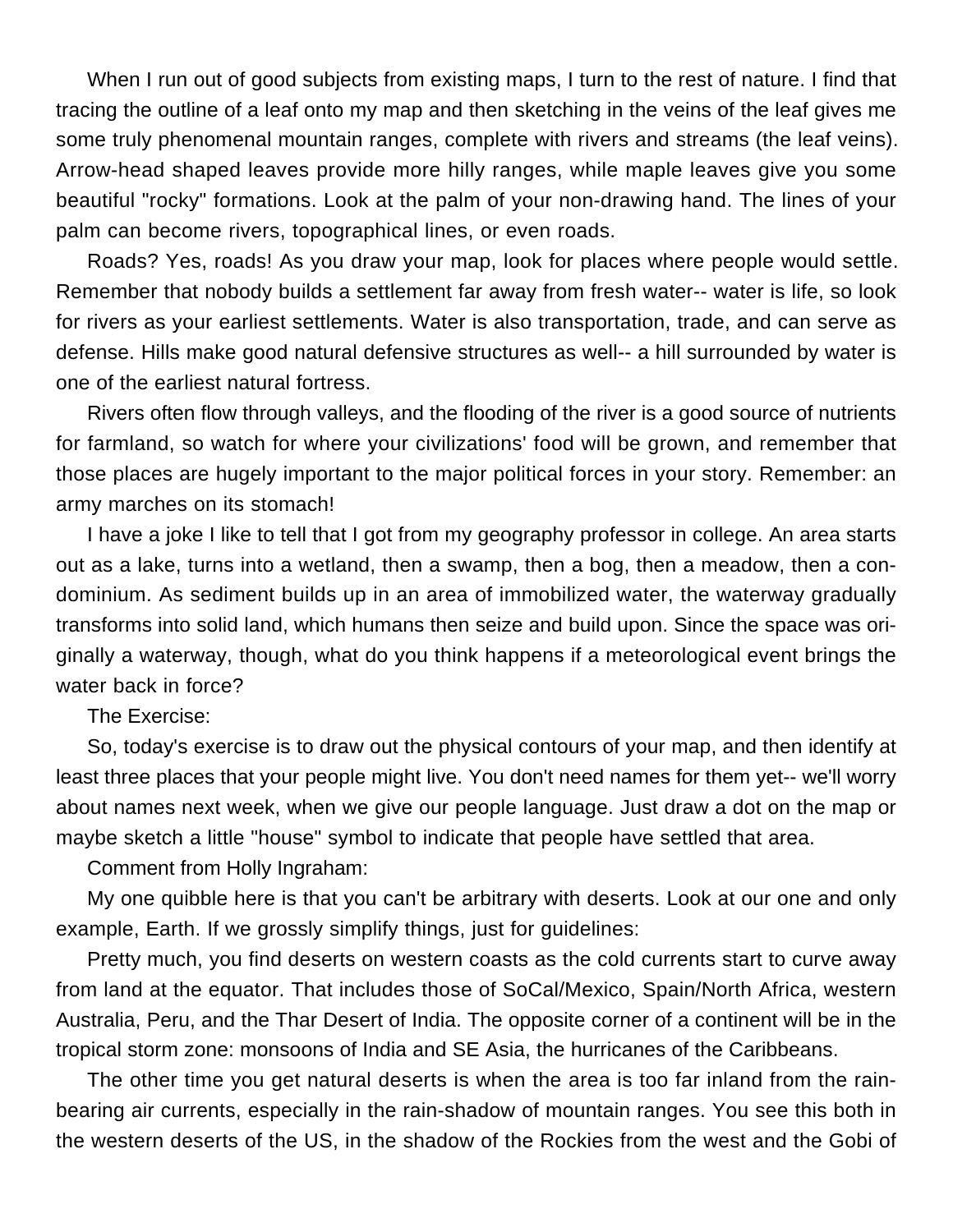When I run out of good subjects from existing maps, I turn to the rest of nature. I find that tracing the outline of a leaf onto my map and then sketching in the veins of the leaf gives me some truly phenomenal mountain ranges, complete with rivers and streams (the leaf veins). Arrow-head shaped leaves provide more hilly ranges, while maple leaves give you some beautiful "rocky" formations. Look at the palm of your non-drawing hand. The lines of your palm can become rivers, topographical lines, or even roads.

Roads? Yes, roads! As you draw your map, look for places where people would settle. Remember that nobody builds a settlement far away from fresh water-- water is life, so look for rivers as your earliest settlements. Water is also transportation, trade, and can serve as defense. Hills make good natural defensive structures as well-- a hill surrounded by water is one of the earliest natural fortress.

Rivers often flow through valleys, and the flooding of the river is a good source of nutrients for farmland, so watch for where your civilizations' food will be grown, and remember that those places are hugely important to the major political forces in your story. Remember: an army marches on its stomach!

I have a joke I like to tell that I got from my geography professor in college. An area starts out as a lake, turns into a wetland, then a swamp, then a bog, then a meadow, then a condominium. As sediment builds up in an area of immobilized water, the waterway gradually transforms into solid land, which humans then seize and build upon. Since the space was originally a waterway, though, what do you think happens if a meteorological event brings the water back in force?

The Exercise:

So, today's exercise is to draw out the physical contours of your map, and then identify at least three places that your people might live. You don't need names for them yet-- we'll worry about names next week, when we give our people language. Just draw a dot on the map or maybe sketch a little "house" symbol to indicate that people have settled that area.

Comment from Holly Ingraham:

My one quibble here is that you can't be arbitrary with deserts. Look at our one and only example, Earth. If we grossly simplify things, just for guidelines:

Pretty much, you find deserts on western coasts as the cold currents start to curve away from land at the equator. That includes those of SoCal/Mexico, Spain/North Africa, western Australia, Peru, and the Thar Desert of India. The opposite corner of a continent will be in the tropical storm zone: monsoons of India and SE Asia, the hurricanes of the Caribbeans.

The other time you get natural deserts is when the area is too far inland from the rain-bearing air currents, especially in the rain-shadow of mountain ranges. You see this both in the western deserts of the US, in the shadow of the Rockies from the west and the Gobi of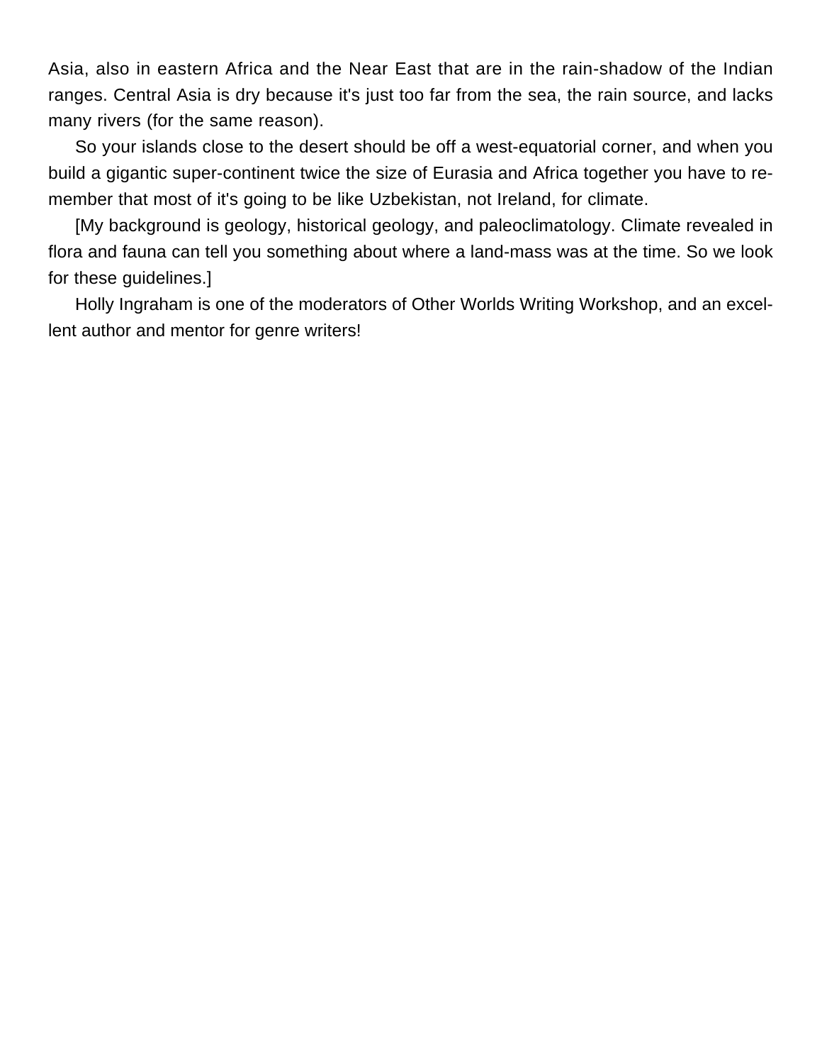Asia, also in eastern Africa and the Near East that are in the rain-shadow of the Indian ranges. Central Asia is dry because it's just too far from the sea, the rain source, and lacks many rivers (for the same reason).

So your islands close to the desert should be off a west-equatorial corner, and when you build a gigantic super-continent twice the size of Eurasia and Africa together you have to remember that most of it's going to be like Uzbekistan, not Ireland, for climate.

[My background is geology, historical geology, and paleoclimatology. Climate revealed in flora and fauna can tell you something about where a land-mass was at the time. So we look for these guidelines.]

Holly Ingraham is one of the moderators of Other Worlds Writing Workshop, and an excellent author and mentor for genre writers!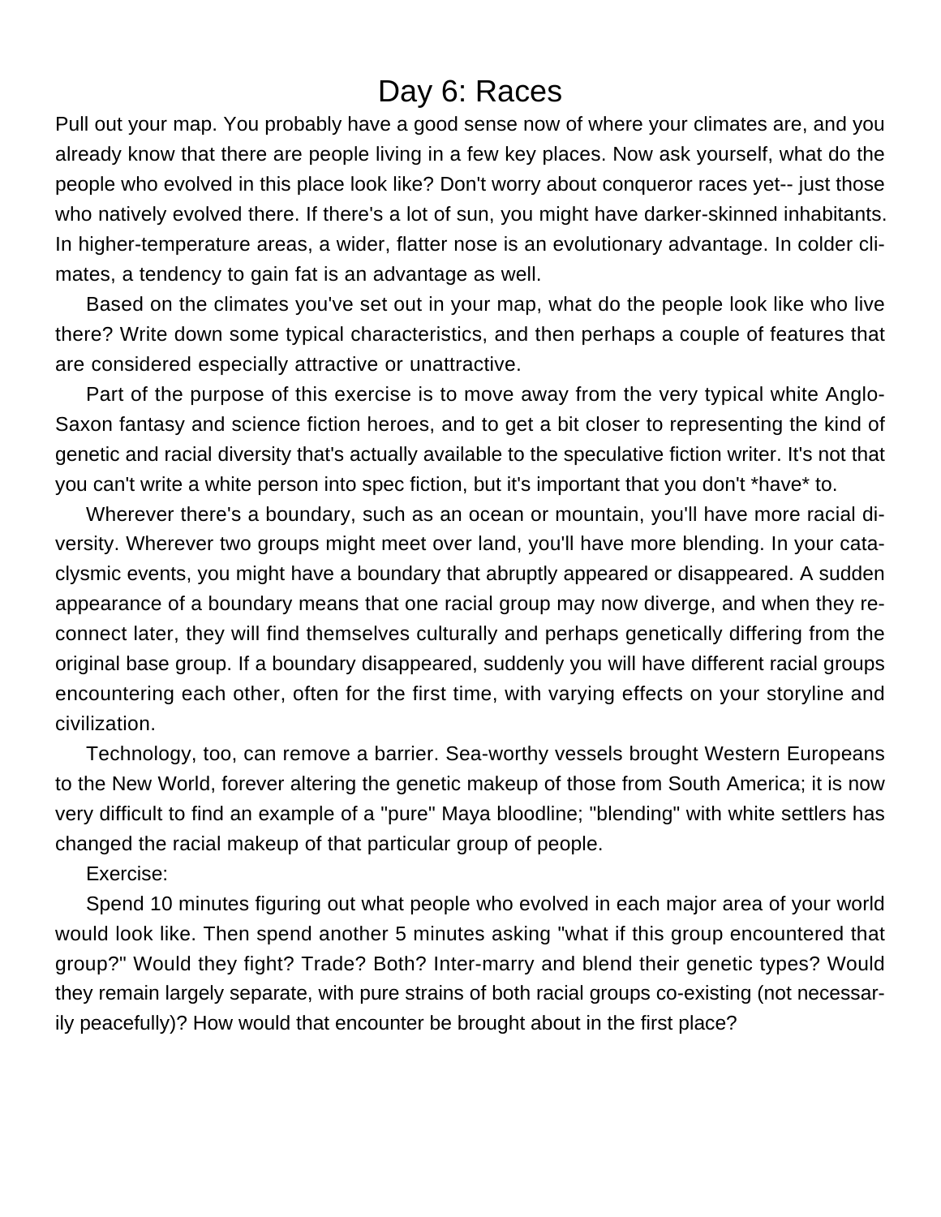# Day 6: Races

Pull out your map. You probably have a good sense now of where your climates are, and you already know that there are people living in a few key places. Now ask yourself, what do the people who evolved in this place look like? Don't worry about conqueror races yet-- just those who natively evolved there. If there's a lot of sun, you might have darker-skinned inhabitants. In higher-temperature areas, a wider, flatter nose is an evolutionary advantage. In colder climates, a tendency to gain fat is an advantage as well.

Based on the climates you've set out in your map, what do the people look like who live there? Write down some typical characteristics, and then perhaps a couple of features that are considered especially attractive or unattractive.

Part of the purpose of this exercise is to move away from the very typical white Anglo-Saxon fantasy and science fiction heroes, and to get a bit closer to representing the kind of genetic and racial diversity that's actually available to the speculative fiction writer. It's not that you can't write a white person into spec fiction, but it's important that you don't *have* to.

Wherever there's a boundary, such as an ocean or mountain, you'll have more racial diversity. Wherever two groups might meet over land, you'll have more blending. In your cataclysmic events, you might have a boundary that abruptly appeared or disappeared. A sudden appearance of a boundary means that one racial group may now diverge, and when they reconnect later, they will find themselves culturally and perhaps genetically differing from the original base group. If a boundary disappeared, suddenly you will have different racial groups encountering each other, often for the first time, with varying effects on your storyline and civilization.

Technology, too, can remove a barrier. Sea-worthy vessels brought Western Europeans to the New World, forever altering the genetic makeup of those from South America; it is now very difficult to find an example of a "pure" Maya bloodline; "blending" with white settlers has changed the racial makeup of that particular group of people.

Exercise:

Spend 10 minutes figuring out what people who evolved in each major area of your world would look like. Then spend another 5 minutes asking "what if this group encountered that group?" Would they fight? Trade? Both? Inter-marry and blend their genetic types? Would they remain largely separate, with pure strains of both racial groups co-existing (not necessarily peacefully)? How would that encounter be brought about in the first place?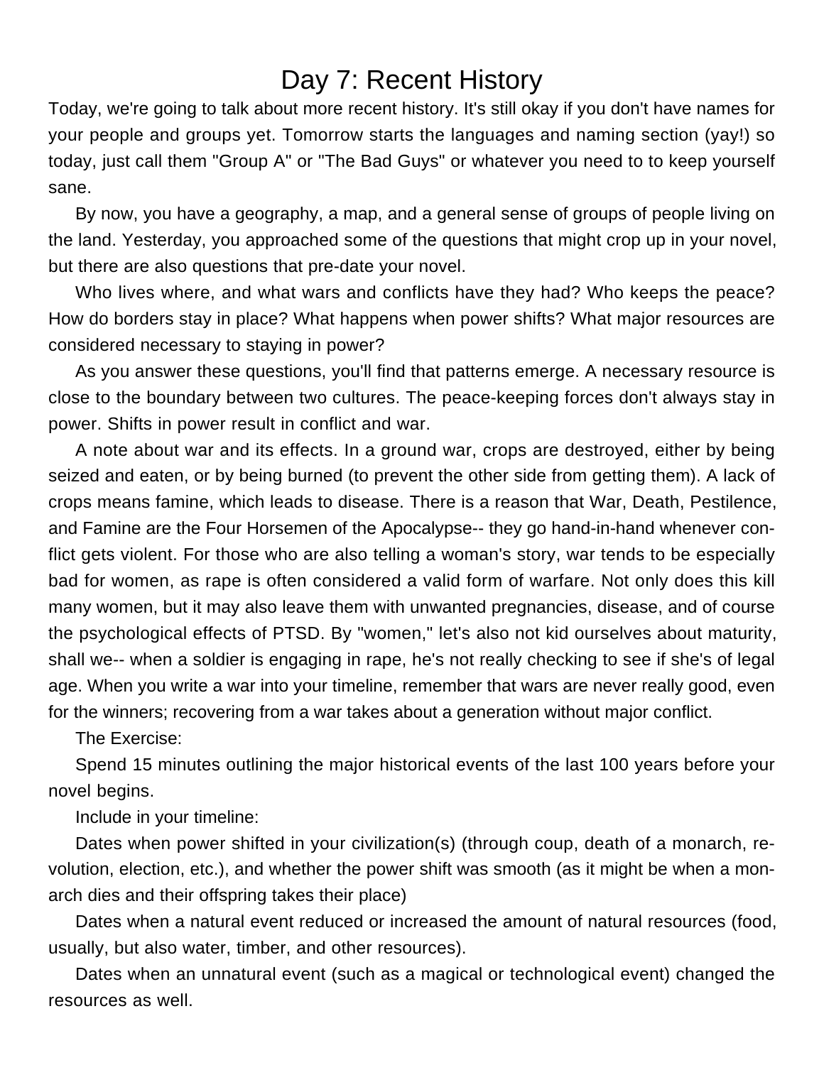# Day 7: Recent History

Today, we're going to talk about more recent history. It's still okay if you don't have names for your people and groups yet. Tomorrow starts the languages and naming section (yay!) so today, just call them "Group A" or "The Bad Guys" or whatever you need to to keep yourself sane.

By now, you have a geography, a map, and a general sense of groups of people living on the land. Yesterday, you approached some of the questions that might crop up in your novel, but there are also questions that pre-date your novel.

Who lives where, and what wars and conflicts have they had? Who keeps the peace? How do borders stay in place? What happens when power shifts? What major resources are considered necessary to staying in power?

As you answer these questions, you'll find that patterns emerge. A necessary resource is close to the boundary between two cultures. The peace-keeping forces don't always stay in power. Shifts in power result in conflict and war.

A note about war and its effects. In a ground war, crops are destroyed, either by being seized and eaten, or by being burned (to prevent the other side from getting them). A lack of crops means famine, which leads to disease. There is a reason that War, Death, Pestilence, and Famine are the Four Horsemen of the Apocalypse-- they go hand-in-hand whenever conflict gets violent. For those who are also telling a woman's story, war tends to be especially bad for women, as rape is often considered a valid form of warfare. Not only does this kill many women, but it may also leave them with unwanted pregnancies, disease, and of course the psychological effects of PTSD. By "women," let's also not kid ourselves about maturity, shall we-- when a soldier is engaging in rape, he's not really checking to see if she's of legal age. When you write a war into your timeline, remember that wars are never really good, even for the winners; recovering from a war takes about a generation without major conflict.

The Exercise:

Spend 15 minutes outlining the major historical events of the last 100 years before your novel begins.

Include in your timeline:

Dates when power shifted in your civilization(s) (through coup, death of a monarch, revolution, election, etc.), and whether the power shift was smooth (as it might be when a monarch dies and their offspring takes their place)

Dates when a natural event reduced or increased the amount of natural resources (food, usually, but also water, timber, and other resources).

Dates when an unnatural event (such as a magical or technological event) changed the resources as well.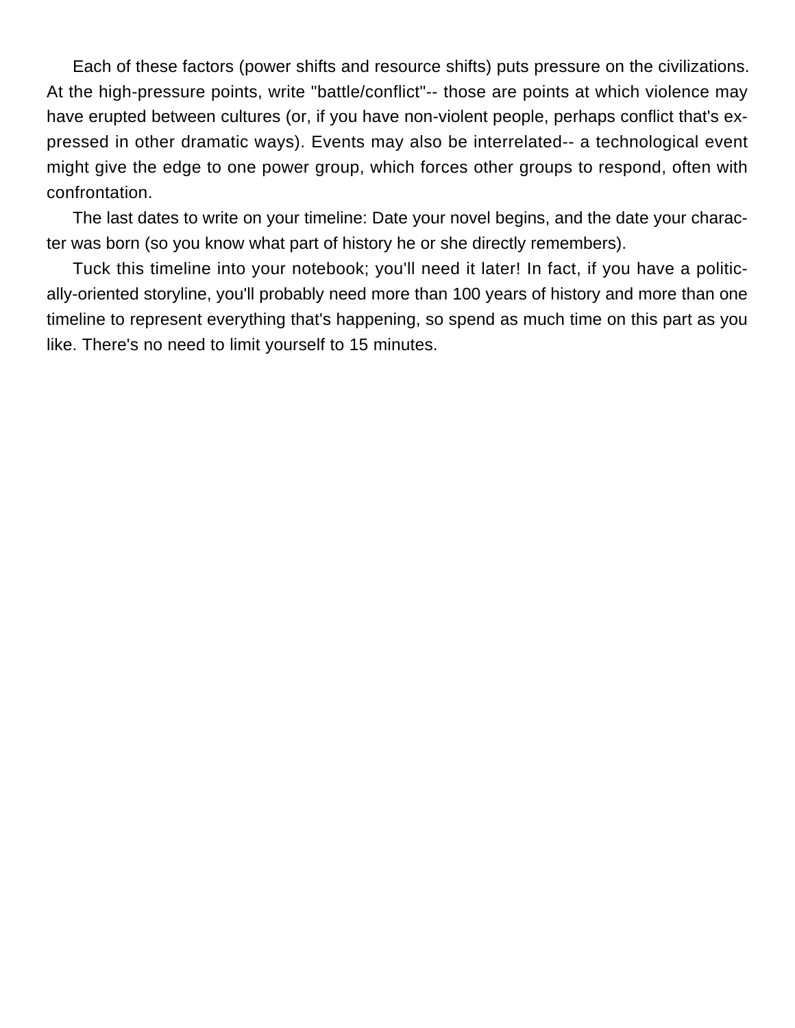Each of these factors (power shifts and resource shifts) puts pressure on the civilizations. At the high-pressure points, write "battle/conflict"-- those are points at which violence may have erupted between cultures (or, if you have non-violent people, perhaps conflict that's expressed in other dramatic ways). Events may also be interrelated-- a technological event might give the edge to one power group, which forces other groups to respond, often with confrontation.

The last dates to write on your timeline: Date your novel begins, and the date your character was born (so you know what part of history he or she directly remembers).

Tuck this timeline into your notebook; you'll need it later! In fact, if you have a politically-oriented storyline, you'll probably need more than 100 years of history and more than one timeline to represent everything that's happening, so spend as much time on this part as you like. There's no need to limit yourself to 15 minutes.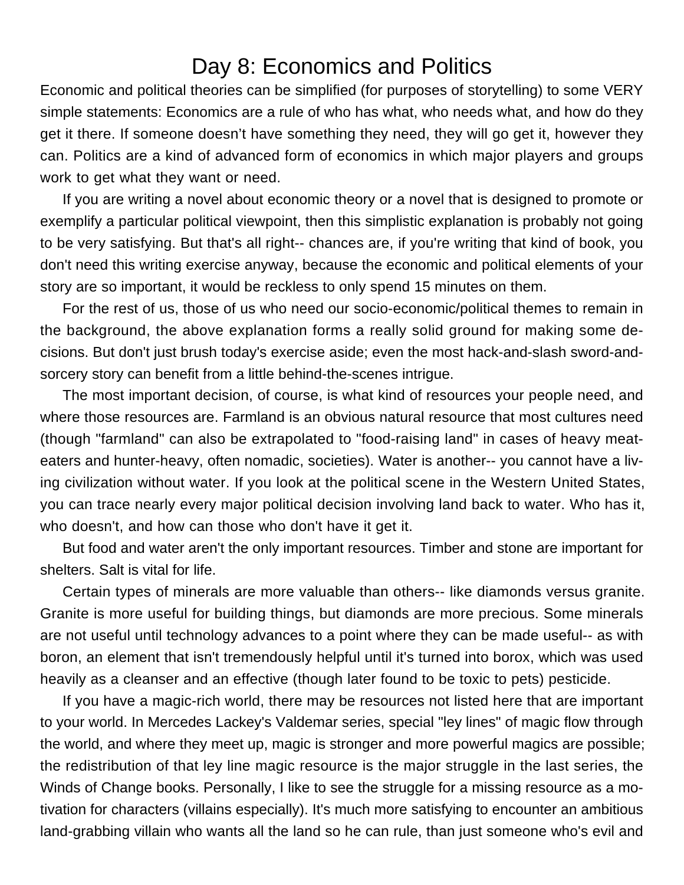# Day 8: Economics and Politics

Economic and political theories can be simplified (for purposes of storytelling) to some VERY simple statements: Economics are a rule of who has what, who needs what, and how do they get it there. If someone doesn't have something they need, they will go get it, however they can. Politics are a kind of advanced form of economics in which major players and groups work to get what they want or need.

If you are writing a novel about economic theory or a novel that is designed to promote or exemplify a particular political viewpoint, then this simplistic explanation is probably not going to be very satisfying. But that's all right-- chances are, if you're writing that kind of book, you don't need this writing exercise anyway, because the economic and political elements of your story are so important, it would be reckless to only spend 15 minutes on them.

For the rest of us, those of us who need our socio-economic/political themes to remain in the background, the above explanation forms a really solid ground for making some decisions. But don't just brush today's exercise aside; even the most hack-and-slash sword-and-sorcery story can benefit from a little behind-the-scenes intrigue.

The most important decision, of course, is what kind of resources your people need, and where those resources are. Farmland is an obvious natural resource that most cultures need (though "farmland" can also be extrapolated to "food-raising land" in cases of heavy meat-eaters and hunter-heavy, often nomadic, societies). Water is another-- you cannot have a living civilization without water. If you look at the political scene in the Western United States, you can trace nearly every major political decision involving land back to water. Who has it, who doesn't, and how can those who don't have it get it.

But food and water aren't the only important resources. Timber and stone are important for shelters. Salt is vital for life.

Certain types of minerals are more valuable than others-- like diamonds versus granite. Granite is more useful for building things, but diamonds are more precious. Some minerals are not useful until technology advances to a point where they can be made useful-- as with boron, an element that isn't tremendously helpful until it's turned into borox, which was used heavily as a cleanser and an effective (though later found to be toxic to pets) pesticide.

If you have a magic-rich world, there may be resources not listed here that are important to your world. In Mercedes Lackey's Valdemar series, special "ley lines" of magic flow through the world, and where they meet up, magic is stronger and more powerful magics are possible; the redistribution of that ley line magic resource is the major struggle in the last series, the Winds of Change books. Personally, I like to see the struggle for a missing resource as a motivation for characters (villains especially). It's much more satisfying to encounter an ambitious land-grabbing villain who wants all the land so he can rule, than just someone who's evil and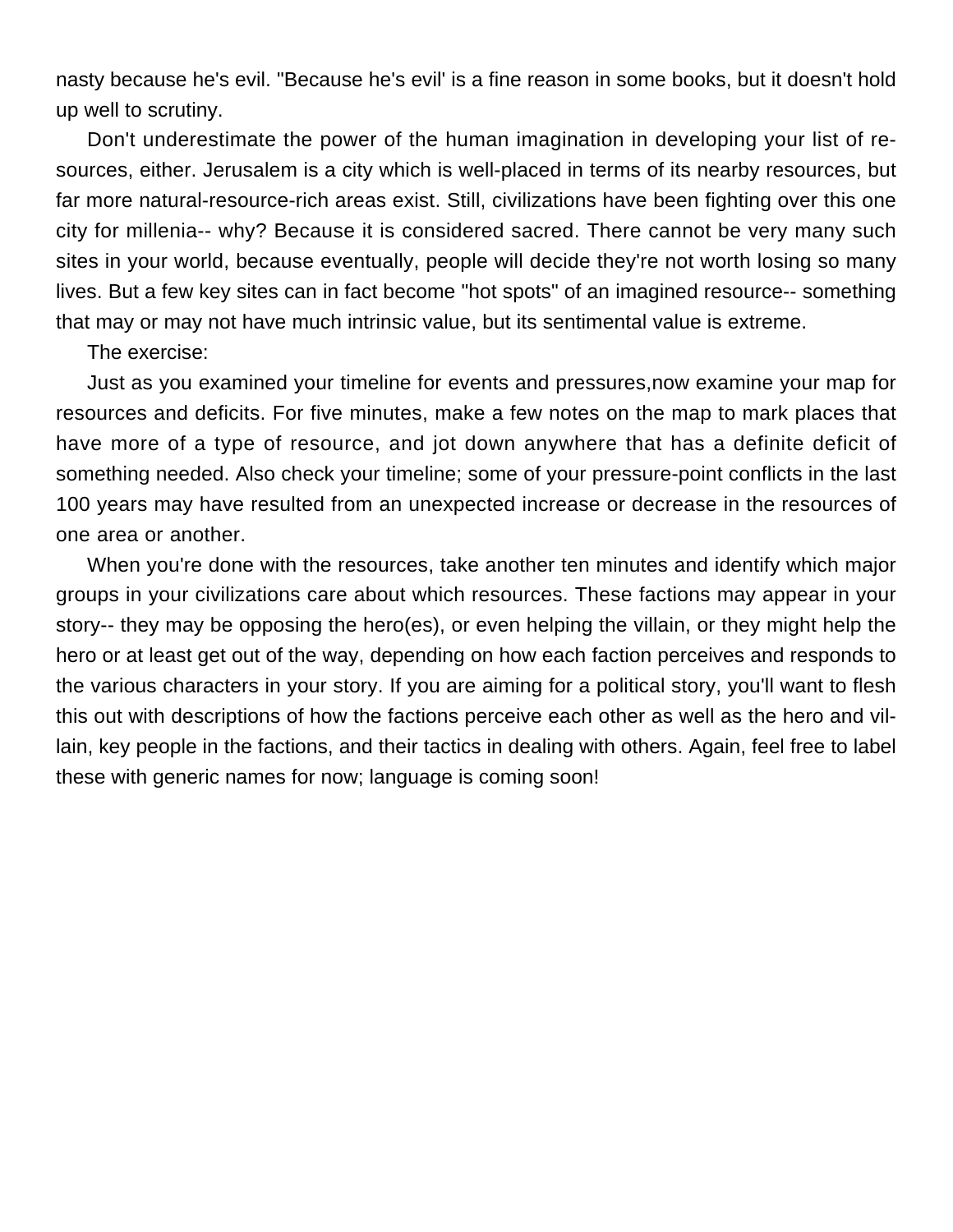nasty because he's evil. "Because he's evil' is a fine reason in some books, but it doesn't hold up well to scrutiny.

Don't underestimate the power of the human imagination in developing your list of resources, either. Jerusalem is a city which is well-placed in terms of its nearby resources, but far more natural-resource-rich areas exist. Still, civilizations have been fighting over this one city for millenia-- why? Because it is considered sacred. There cannot be very many such sites in your world, because eventually, people will decide they're not worth losing so many lives. But a few key sites can in fact become "hot spots" of an imagined resource-- something that may or may not have much intrinsic value, but its sentimental value is extreme.

The exercise:

Just as you examined your timeline for events and pressures,now examine your map for resources and deficits. For five minutes, make a few notes on the map to mark places that have more of a type of resource, and jot down anywhere that has a definite deficit of something needed. Also check your timeline; some of your pressure-point conflicts in the last 100 years may have resulted from an unexpected increase or decrease in the resources of one area or another.

When you're done with the resources, take another ten minutes and identify which major groups in your civilizations care about which resources. These factions may appear in your story-- they may be opposing the hero(es), or even helping the villain, or they might help the hero or at least get out of the way, depending on how each faction perceives and responds to the various characters in your story. If you are aiming for a political story, you'll want to flesh this out with descriptions of how the factions perceive each other as well as the hero and villain, key people in the factions, and their tactics in dealing with others. Again, feel free to label these with generic names for now; language is coming soon!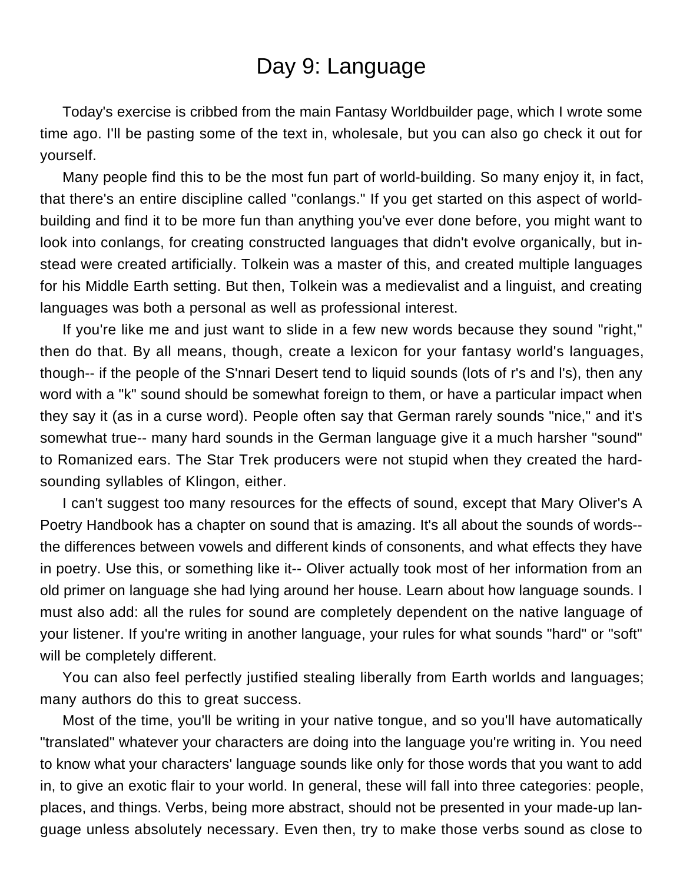# Day 9: Language

Today's exercise is cribbed from the main Fantasy Worldbuilder page, which I wrote some time ago. I'll be pasting some of the text in, wholesale, but you can also go check it out for yourself.

Many people find this to be the most fun part of world-building. So many enjoy it, in fact, that there's an entire discipline called "conlangs." If you get started on this aspect of world-building and find it to be more fun than anything you've ever done before, you might want to look into conlangs, for creating constructed languages that didn't evolve organically, but instead were created artificially. Tolkein was a master of this, and created multiple languages for his Middle Earth setting. But then, Tolkein was a medievalist and a linguist, and creating languages was both a personal as well as professional interest.

If you're like me and just want to slide in a few new words because they sound "right," then do that. By all means, though, create a lexicon for your fantasy world's languages, though-- if the people of the S'nnari Desert tend to liquid sounds (lots of r's and l's), then any word with a "k" sound should be somewhat foreign to them, or have a particular impact when they say it (as in a curse word). People often say that German rarely sounds "nice," and it's somewhat true-- many hard sounds in the German language give it a much harsher "sound" to Romanized ears. The Star Trek producers were not stupid when they created the hard-sounding syllables of Klingon, either.

I can't suggest too many resources for the effects of sound, except that Mary Oliver's A Poetry Handbook has a chapter on sound that is amazing. It's all about the sounds of words-- the differences between vowels and different kinds of consonents, and what effects they have in poetry. Use this, or something like it-- Oliver actually took most of her information from an old primer on language she had lying around her house. Learn about how language sounds. I must also add: all the rules for sound are completely dependent on the native language of your listener. If you're writing in another language, your rules for what sounds "hard" or "soft" will be completely different.

You can also feel perfectly justified stealing liberally from Earth worlds and languages; many authors do this to great success.

Most of the time, you'll be writing in your native tongue, and so you'll have automatically "translated" whatever your characters are doing into the language you're writing in. You need to know what your characters' language sounds like only for those words that you want to add in, to give an exotic flair to your world. In general, these will fall into three categories: people, places, and things. Verbs, being more abstract, should not be presented in your made-up language unless absolutely necessary. Even then, try to make those verbs sound as close to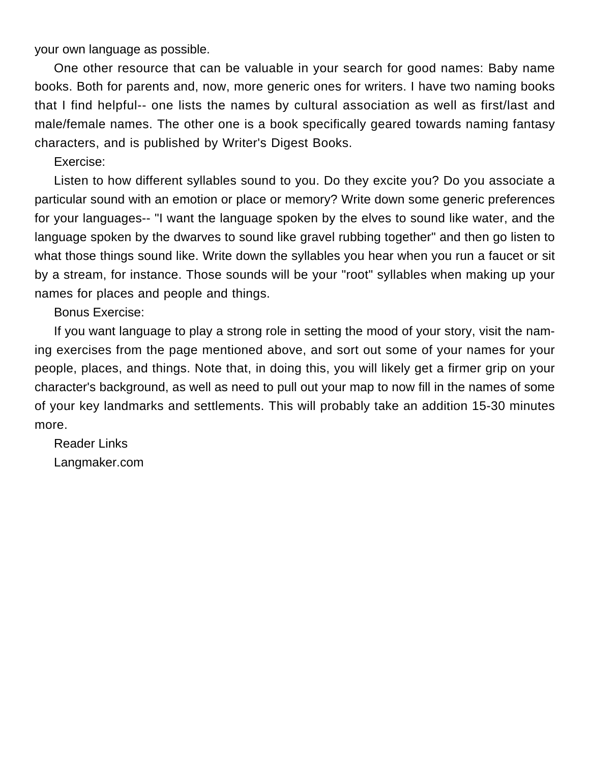your own language as possible.

One other resource that can be valuable in your search for good names: Baby name books. Both for parents and, now, more generic ones for writers. I have two naming books that I find helpful-- one lists the names by cultural association as well as first/last and male/female names. The other one is a book specifically geared towards naming fantasy characters, and is published by Writer's Digest Books.

Exercise:

Listen to how different syllables sound to you. Do they excite you? Do you associate a particular sound with an emotion or place or memory? Write down some generic preferences for your languages-- "I want the language spoken by the elves to sound like water, and the language spoken by the dwarves to sound like gravel rubbing together" and then go listen to what those things sound like. Write down the syllables you hear when you run a faucet or sit by a stream, for instance. Those sounds will be your "root" syllables when making up your names for places and people and things.

Bonus Exercise:

If you want language to play a strong role in setting the mood of your story, visit the naming exercises from the page mentioned above, and sort out some of your names for your people, places, and things. Note that, in doing this, you will likely get a firmer grip on your character's background, as well as need to pull out your map to now fill in the names of some of your key landmarks and settlements. This will probably take an addition 15-30 minutes more.

Reader Links

Langmaker.com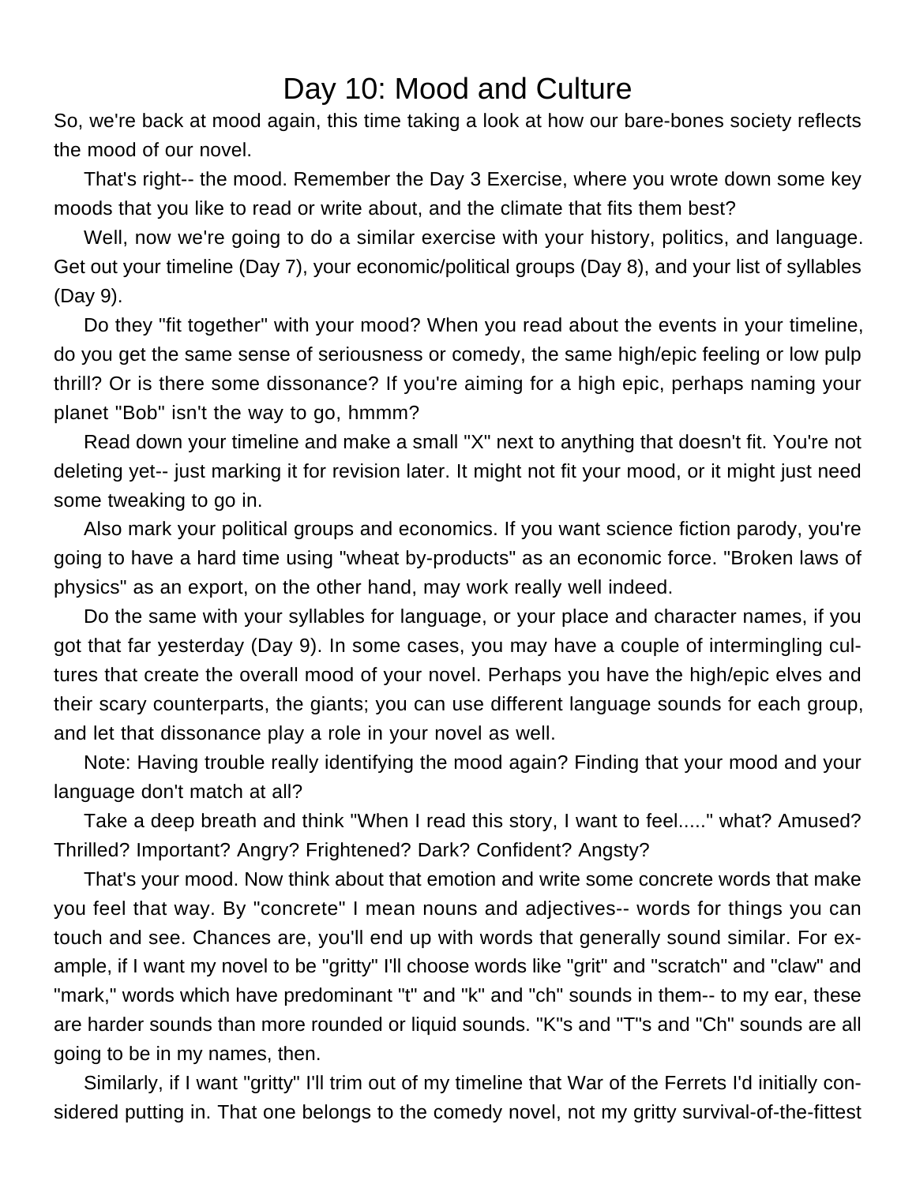# Day 10: Mood and Culture

So, we're back at mood again, this time taking a look at how our bare-bones society reflects the mood of our novel.

That's right-- the mood. Remember the Day 3 Exercise, where you wrote down some key moods that you like to read or write about, and the climate that fits them best?

Well, now we're going to do a similar exercise with your history, politics, and language. Get out your timeline (Day 7), your economic/political groups (Day 8), and your list of syllables (Day 9).

Do they "fit together" with your mood? When you read about the events in your timeline, do you get the same sense of seriousness or comedy, the same high/epic feeling or low pulp thrill? Or is there some dissonance? If you're aiming for a high epic, perhaps naming your planet "Bob" isn't the way to go, hmmm?

Read down your timeline and make a small "X" next to anything that doesn't fit. You're not deleting yet-- just marking it for revision later. It might not fit your mood, or it might just need some tweaking to go in.

Also mark your political groups and economics. If you want science fiction parody, you're going to have a hard time using "wheat by-products" as an economic force. "Broken laws of physics" as an export, on the other hand, may work really well indeed.

Do the same with your syllables for language, or your place and character names, if you got that far yesterday (Day 9). In some cases, you may have a couple of intermingling cultures that create the overall mood of your novel. Perhaps you have the high/epic elves and their scary counterparts, the giants; you can use different language sounds for each group, and let that dissonance play a role in your novel as well.

Note: Having trouble really identifying the mood again? Finding that your mood and your language don't match at all?

Take a deep breath and think "When I read this story, I want to feel....." what? Amused? Thrilled? Important? Angry? Frightened? Dark? Confident? Angsty?

That's your mood. Now think about that emotion and write some concrete words that make you feel that way. By "concrete" I mean nouns and adjectives-- words for things you can touch and see. Chances are, you'll end up with words that generally sound similar. For example, if I want my novel to be "gritty" I'll choose words like "grit" and "scratch" and "claw" and "mark," words which have predominant "t" and "k" and "ch" sounds in them-- to my ear, these are harder sounds than more rounded or liquid sounds. "K"s and "T"s and "Ch" sounds are all going to be in my names, then.

Similarly, if I want "gritty" I'll trim out of my timeline that War of the Ferrets I'd initially considered putting in. That one belongs to the comedy novel, not my gritty survival-of-the-fittest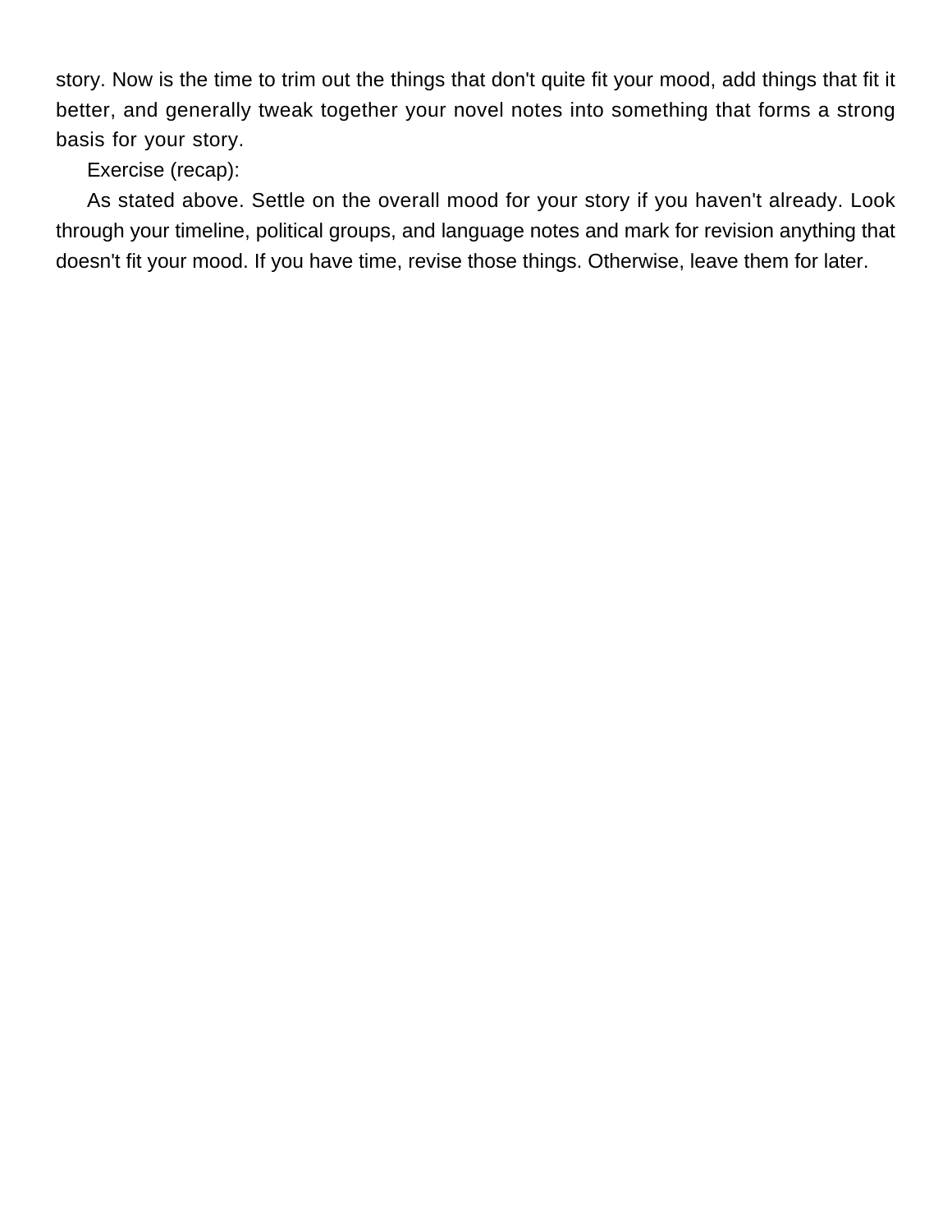story. Now is the time to trim out the things that don't quite fit your mood, add things that fit it better, and generally tweak together your novel notes into something that forms a strong basis for your story.

Exercise (recap):

As stated above. Settle on the overall mood for your story if you haven't already. Look through your timeline, political groups, and language notes and mark for revision anything that doesn't fit your mood. If you have time, revise those things. Otherwise, leave them for later.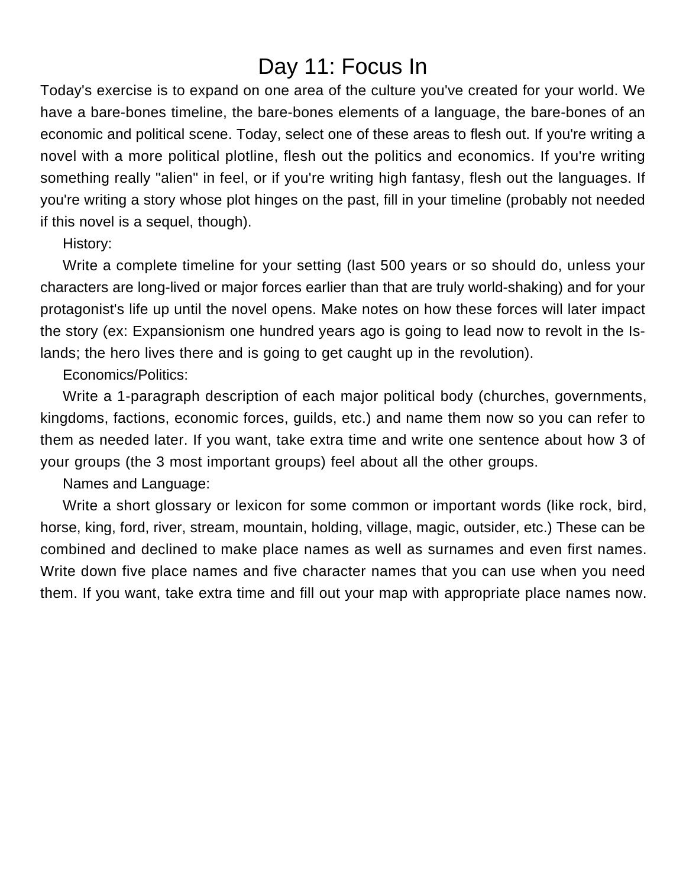# Day 11: Focus In

Today's exercise is to expand on one area of the culture you've created for your world. We have a bare-bones timeline, the bare-bones elements of a language, the bare-bones of an economic and political scene. Today, select one of these areas to flesh out. If you're writing a novel with a more political plotline, flesh out the politics and economics. If you're writing something really "alien" in feel, or if you're writing high fantasy, flesh out the languages. If you're writing a story whose plot hinges on the past, fill in your timeline (probably not needed if this novel is a sequel, though).

History:

Write a complete timeline for your setting (last 500 years or so should do, unless your characters are long-lived or major forces earlier than that are truly world-shaking) and for your protagonist's life up until the novel opens. Make notes on how these forces will later impact the story (ex: Expansionism one hundred years ago is going to lead now to revolt in the Islands; the hero lives there and is going to get caught up in the revolution).

Economics/Politics:

Write a 1-paragraph description of each major political body (churches, governments, kingdoms, factions, economic forces, guilds, etc.) and name them now so you can refer to them as needed later. If you want, take extra time and write one sentence about how 3 of your groups (the 3 most important groups) feel about all the other groups.

Names and Language:

Write a short glossary or lexicon for some common or important words (like rock, bird, horse, king, ford, river, stream, mountain, holding, village, magic, outsider, etc.) These can be combined and declined to make place names as well as surnames and even first names. Write down five place names and five character names that you can use when you need them. If you want, take extra time and fill out your map with appropriate place names now.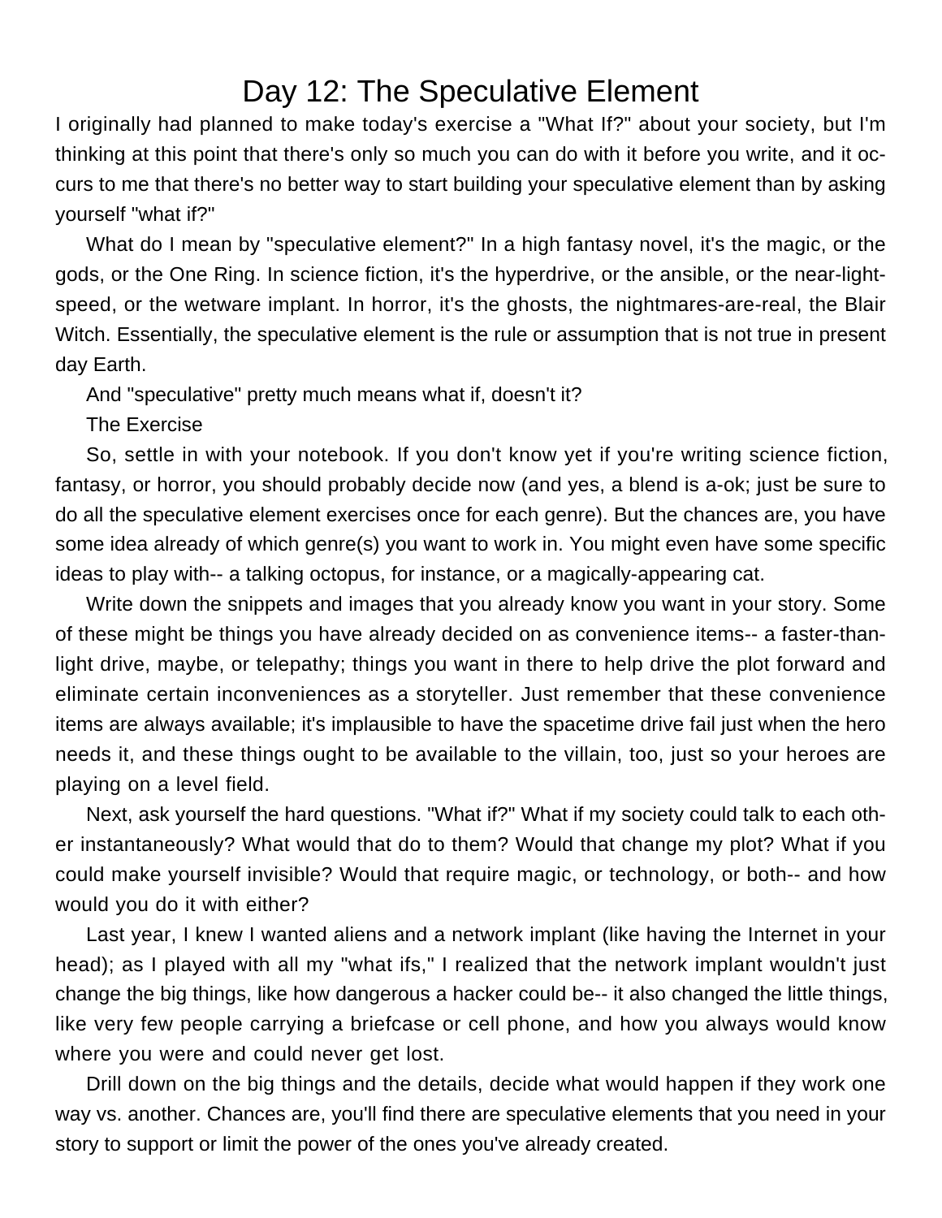# Day 12: The Speculative Element

I originally had planned to make today's exercise a "What If?" about your society, but I'm thinking at this point that there's only so much you can do with it before you write, and it occurs to me that there's no better way to start building your speculative element than by asking yourself "what if?"

What do I mean by "speculative element?" In a high fantasy novel, it's the magic, or the gods, or the One Ring. In science fiction, it's the hyperdrive, or the ansible, or the near-light-speed, or the wetware implant. In horror, it's the ghosts, the nightmares-are-real, the Blair Witch. Essentially, the speculative element is the rule or assumption that is not true in present day Earth.

And "speculative" pretty much means what if, doesn't it?

The Exercise

So, settle in with your notebook. If you don't know yet if you're writing science fiction, fantasy, or horror, you should probably decide now (and yes, a blend is a-ok; just be sure to do all the speculative element exercises once for each genre). But the chances are, you have some idea already of which genre(s) you want to work in. You might even have some specific ideas to play with-- a talking octopus, for instance, or a magically-appearing cat.

Write down the snippets and images that you already know you want in your story. Some of these might be things you have already decided on as convenience items-- a faster-than-light drive, maybe, or telepathy; things you want in there to help drive the plot forward and eliminate certain inconveniences as a storyteller. Just remember that these convenience items are always available; it's implausible to have the spacetime drive fail just when the hero needs it, and these things ought to be available to the villain, too, just so your heroes are playing on a level field.

Next, ask yourself the hard questions. "What if?" What if my society could talk to each other instantaneously? What would that do to them? Would that change my plot? What if you could make yourself invisible? Would that require magic, or technology, or both-- and how would you do it with either?

Last year, I knew I wanted aliens and a network implant (like having the Internet in your head); as I played with all my "what ifs," I realized that the network implant wouldn't just change the big things, like how dangerous a hacker could be-- it also changed the little things, like very few people carrying a briefcase or cell phone, and how you always would know where you were and could never get lost.

Drill down on the big things and the details, decide what would happen if they work one way vs. another. Chances are, you'll find there are speculative elements that you need in your story to support or limit the power of the ones you've already created.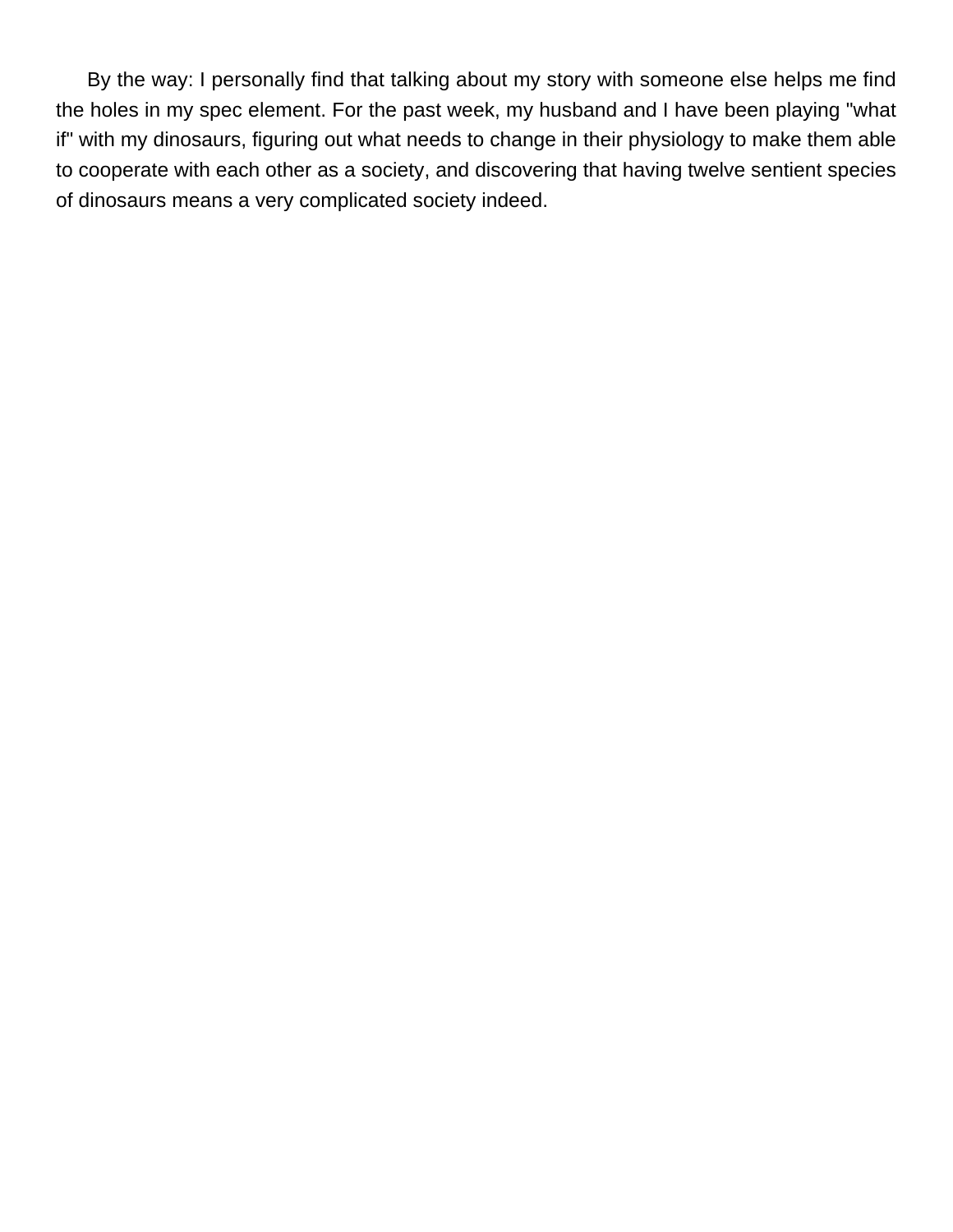By the way: I personally find that talking about my story with someone else helps me find the holes in my spec element. For the past week, my husband and I have been playing "what if" with my dinosaurs, figuring out what needs to change in their physiology to make them able to cooperate with each other as a society, and discovering that having twelve sentient species of dinosaurs means a very complicated society indeed.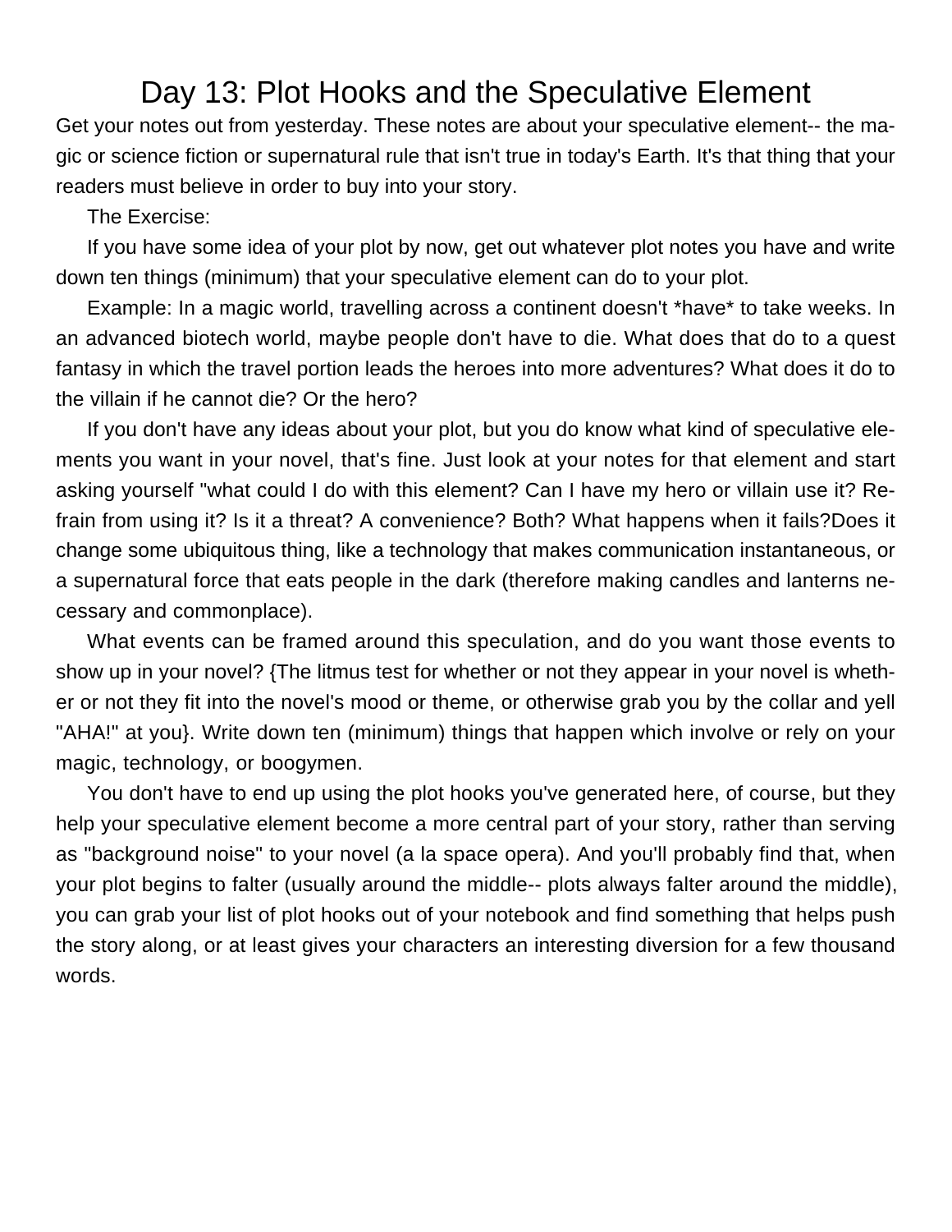# Day 13: Plot Hooks and the Speculative Element

Get your notes out from yesterday. These notes are about your speculative element-- the magic or science fiction or supernatural rule that isn't true in today's Earth. It's that thing that your readers must believe in order to buy into your story.

The Exercise:

If you have some idea of your plot by now, get out whatever plot notes you have and write down ten things (minimum) that your speculative element can do to your plot.

Example: In a magic world, travelling across a continent doesn't *have* to take weeks. In an advanced biotech world, maybe people don't have to die. What does that do to a quest fantasy in which the travel portion leads the heroes into more adventures? What does it do to the villain if he cannot die? Or the hero?

If you don't have any ideas about your plot, but you do know what kind of speculative elements you want in your novel, that's fine. Just look at your notes for that element and start asking yourself "what could I do with this element? Can I have my hero or villain use it? Refrain from using it? Is it a threat? A convenience? Both? What happens when it fails?Does it change some ubiquitous thing, like a technology that makes communication instantaneous, or a supernatural force that eats people in the dark (therefore making candles and lanterns necessary and commonplace).

What events can be framed around this speculation, and do you want those events to show up in your novel? {The litmus test for whether or not they appear in your novel is whether or not they fit into the novel's mood or theme, or otherwise grab you by the collar and yell "AHA!" at you}. Write down ten (minimum) things that happen which involve or rely on your magic, technology, or boogymen.

You don't have to end up using the plot hooks you've generated here, of course, but they help your speculative element become a more central part of your story, rather than serving as "background noise" to your novel (a la space opera). And you'll probably find that, when your plot begins to falter (usually around the middle-- plots always falter around the middle), you can grab your list of plot hooks out of your notebook and find something that helps push the story along, or at least gives your characters an interesting diversion for a few thousand words.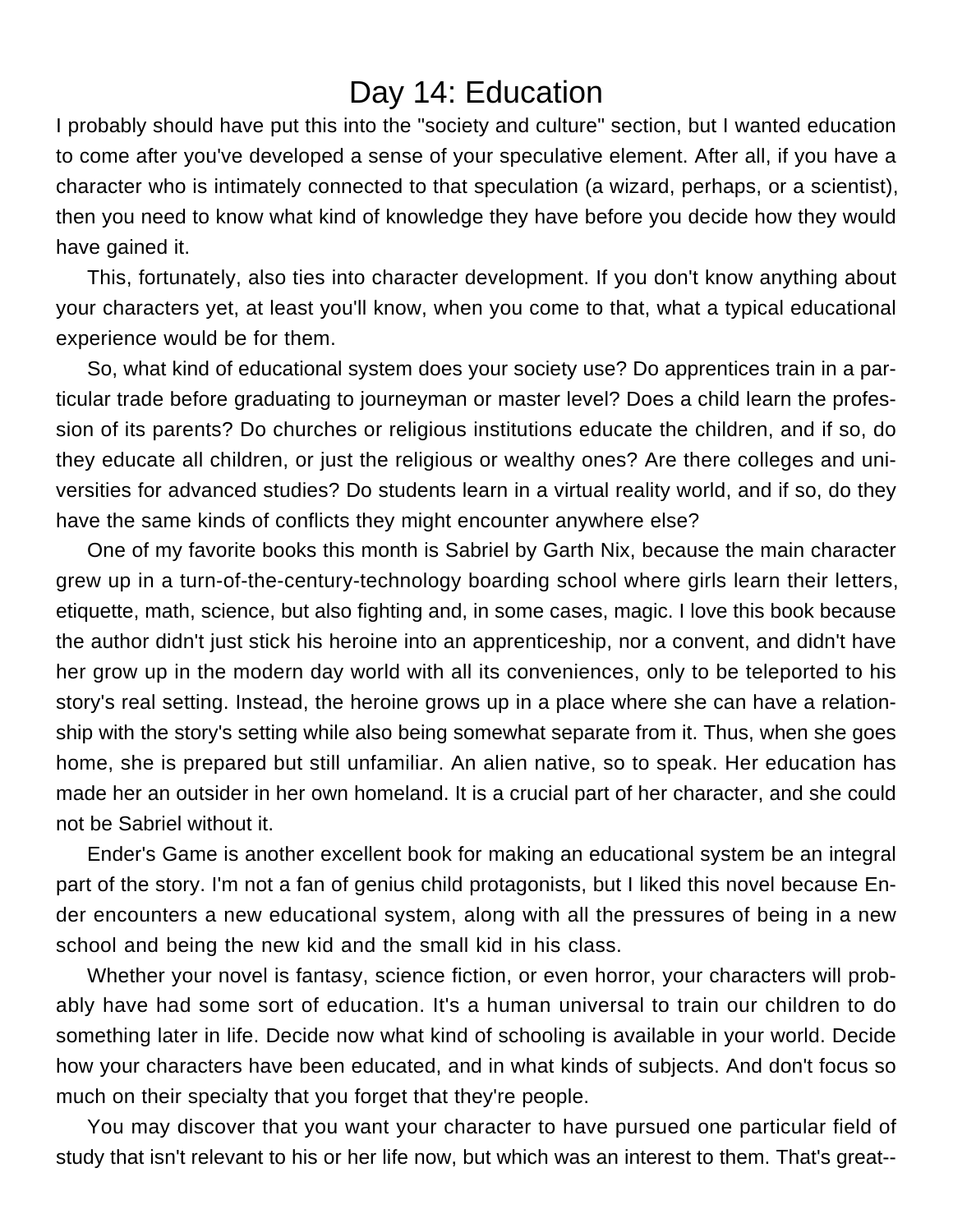# Day 14: Education

I probably should have put this into the "society and culture" section, but I wanted education to come after you've developed a sense of your speculative element. After all, if you have a character who is intimately connected to that speculation (a wizard, perhaps, or a scientist), then you need to know what kind of knowledge they have before you decide how they would have gained it.

This, fortunately, also ties into character development. If you don't know anything about your characters yet, at least you'll know, when you come to that, what a typical educational experience would be for them.

So, what kind of educational system does your society use? Do apprentices train in a particular trade before graduating to journeyman or master level? Does a child learn the profession of its parents? Do churches or religious institutions educate the children, and if so, do they educate all children, or just the religious or wealthy ones? Are there colleges and universities for advanced studies? Do students learn in a virtual reality world, and if so, do they have the same kinds of conflicts they might encounter anywhere else?

One of my favorite books this month is Sabriel by Garth Nix, because the main character grew up in a turn-of-the-century-technology boarding school where girls learn their letters, etiquette, math, science, but also fighting and, in some cases, magic. I love this book because the author didn't just stick his heroine into an apprenticeship, nor a convent, and didn't have her grow up in the modern day world with all its conveniences, only to be teleported to his story's real setting. Instead, the heroine grows up in a place where she can have a relationship with the story's setting while also being somewhat separate from it. Thus, when she goes home, she is prepared but still unfamiliar. An alien native, so to speak. Her education has made her an outsider in her own homeland. It is a crucial part of her character, and she could not be Sabriel without it.

Ender's Game is another excellent book for making an educational system be an integral part of the story. I'm not a fan of genius child protagonists, but I liked this novel because Ender encounters a new educational system, along with all the pressures of being in a new school and being the new kid and the small kid in his class.

Whether your novel is fantasy, science fiction, or even horror, your characters will probably have had some sort of education. It's a human universal to train our children to do something later in life. Decide now what kind of schooling is available in your world. Decide how your characters have been educated, and in what kinds of subjects. And don't focus so much on their specialty that you forget that they're people.

You may discover that you want your character to have pursued one particular field of study that isn't relevant to his or her life now, but which was an interest to them. That's great--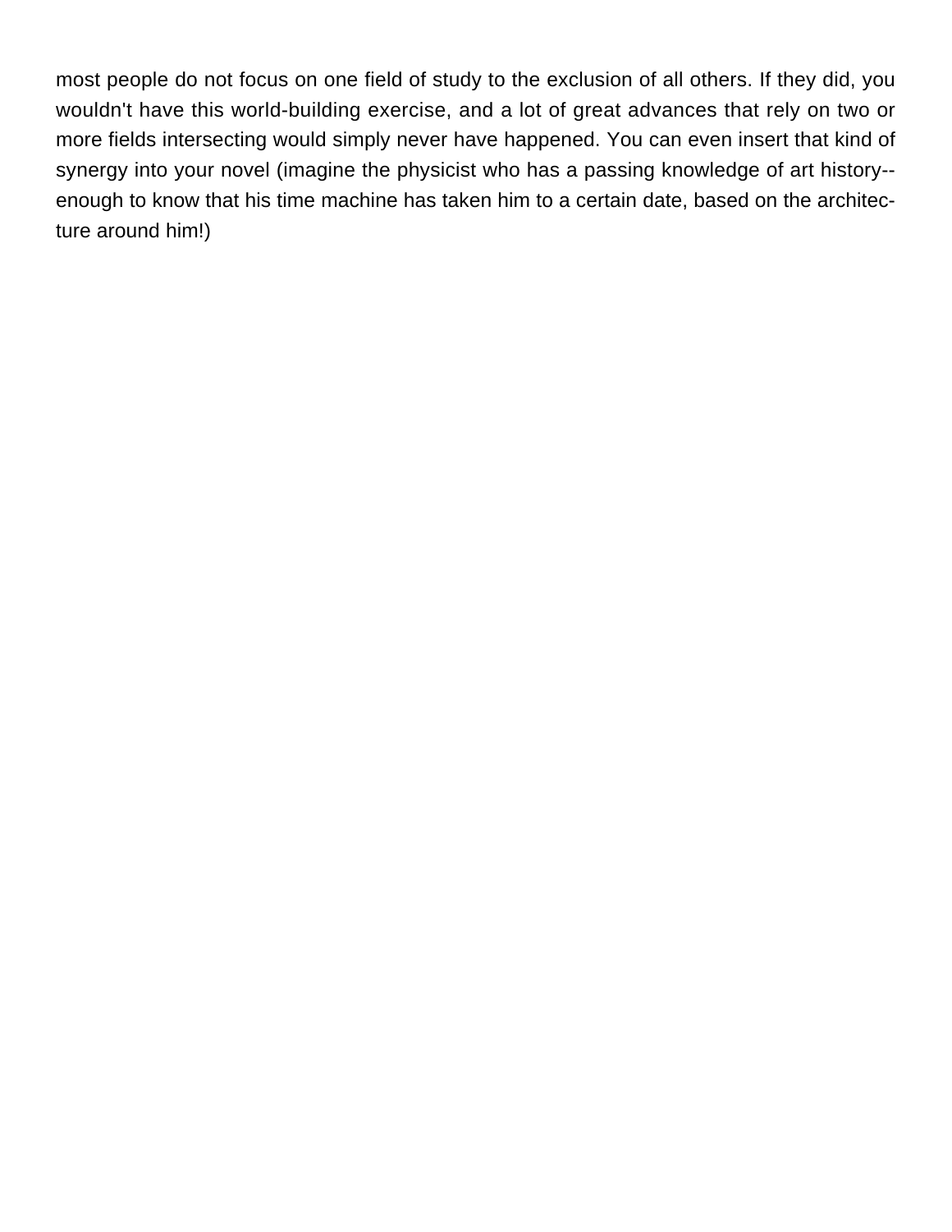most people do not focus on one field of study to the exclusion of all others. If they did, you wouldn't have this world-building exercise, and a lot of great advances that rely on two or more fields intersecting would simply never have happened. You can even insert that kind of synergy into your novel (imagine the physicist who has a passing knowledge of art history--enough to know that his time machine has taken him to a certain date, based on the architecture around him!)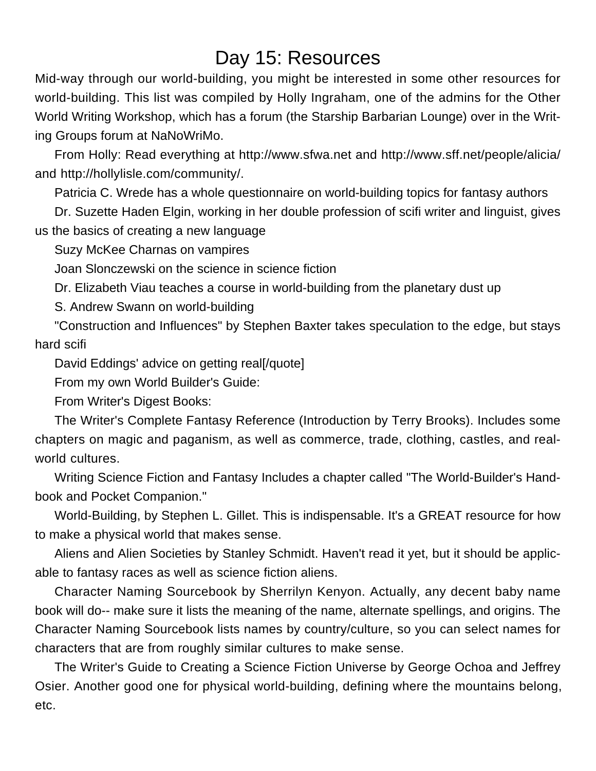# Day 15: Resources

Mid-way through our world-building, you might be interested in some other resources for world-building. This list was compiled by Holly Ingraham, one of the admins for the Other World Writing Workshop, which has a forum (the Starship Barbarian Lounge) over in the Writing Groups forum at NaNoWriMo.

From Holly: Read everything at http://www.sfwa.net and http://www.sff.net/people/alicia/ and http://hollylisle.com/community/.

Patricia C. Wrede has a whole questionnaire on world-building topics for fantasy authors

Dr. Suzette Haden Elgin, working in her double profession of scifi writer and linguist, gives us the basics of creating a new language

Suzy McKee Charnas on vampires

Joan Slonczewski on the science in science fiction

Dr. Elizabeth Viau teaches a course in world-building from the planetary dust up

S. Andrew Swann on world-building

"Construction and Influences" by Stephen Baxter takes speculation to the edge, but stays hard scifi

David Eddings' advice on getting real[/quote]

From my own World Builder's Guide:

From Writer's Digest Books:

The Writer's Complete Fantasy Reference (Introduction by Terry Brooks). Includes some chapters on magic and paganism, as well as commerce, trade, clothing, castles, and real-world cultures.

Writing Science Fiction and Fantasy Includes a chapter called "The World-Builder's Handbook and Pocket Companion."

World-Building, by Stephen L. Gillet. This is indispensable. It's a GREAT resource for how to make a physical world that makes sense.

Aliens and Alien Societies by Stanley Schmidt. Haven't read it yet, but it should be applicable to fantasy races as well as science fiction aliens.

Character Naming Sourcebook by Sherrilyn Kenyon. Actually, any decent baby name book will do-- make sure it lists the meaning of the name, alternate spellings, and origins. The Character Naming Sourcebook lists names by country/culture, so you can select names for characters that are from roughly similar cultures to make sense.

The Writer's Guide to Creating a Science Fiction Universe by George Ochoa and Jeffrey Osier. Another good one for physical world-building, defining where the mountains belong, etc.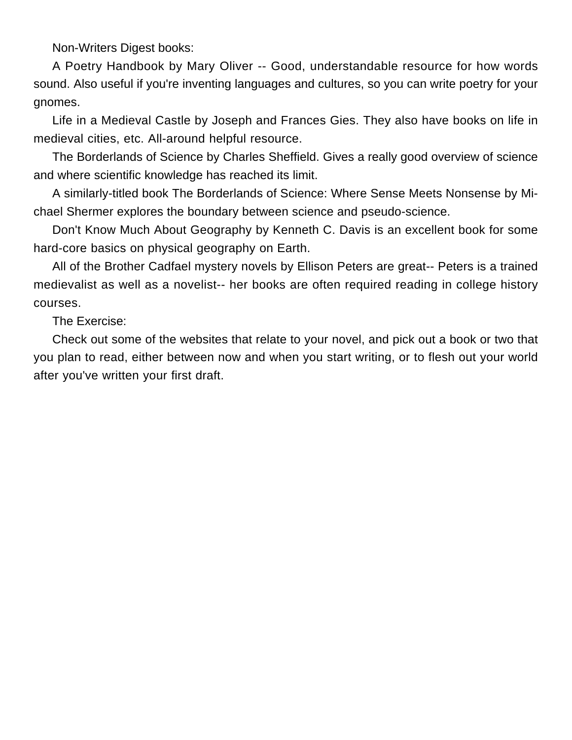Non-Writers Digest books:

A Poetry Handbook by Mary Oliver -- Good, understandable resource for how words sound. Also useful if you're inventing languages and cultures, so you can write poetry for your gnomes.

Life in a Medieval Castle by Joseph and Frances Gies. They also have books on life in medieval cities, etc. All-around helpful resource.

The Borderlands of Science by Charles Sheffield. Gives a really good overview of science and where scientific knowledge has reached its limit.

A similarly-titled book The Borderlands of Science: Where Sense Meets Nonsense by Michael Shermer explores the boundary between science and pseudo-science.

Don't Know Much About Geography by Kenneth C. Davis is an excellent book for some hard-core basics on physical geography on Earth.

All of the Brother Cadfael mystery novels by Ellison Peters are great-- Peters is a trained medievalist as well as a novelist-- her books are often required reading in college history courses.

The Exercise:

Check out some of the websites that relate to your novel, and pick out a book or two that you plan to read, either between now and when you start writing, or to flesh out your world after you've written your first draft.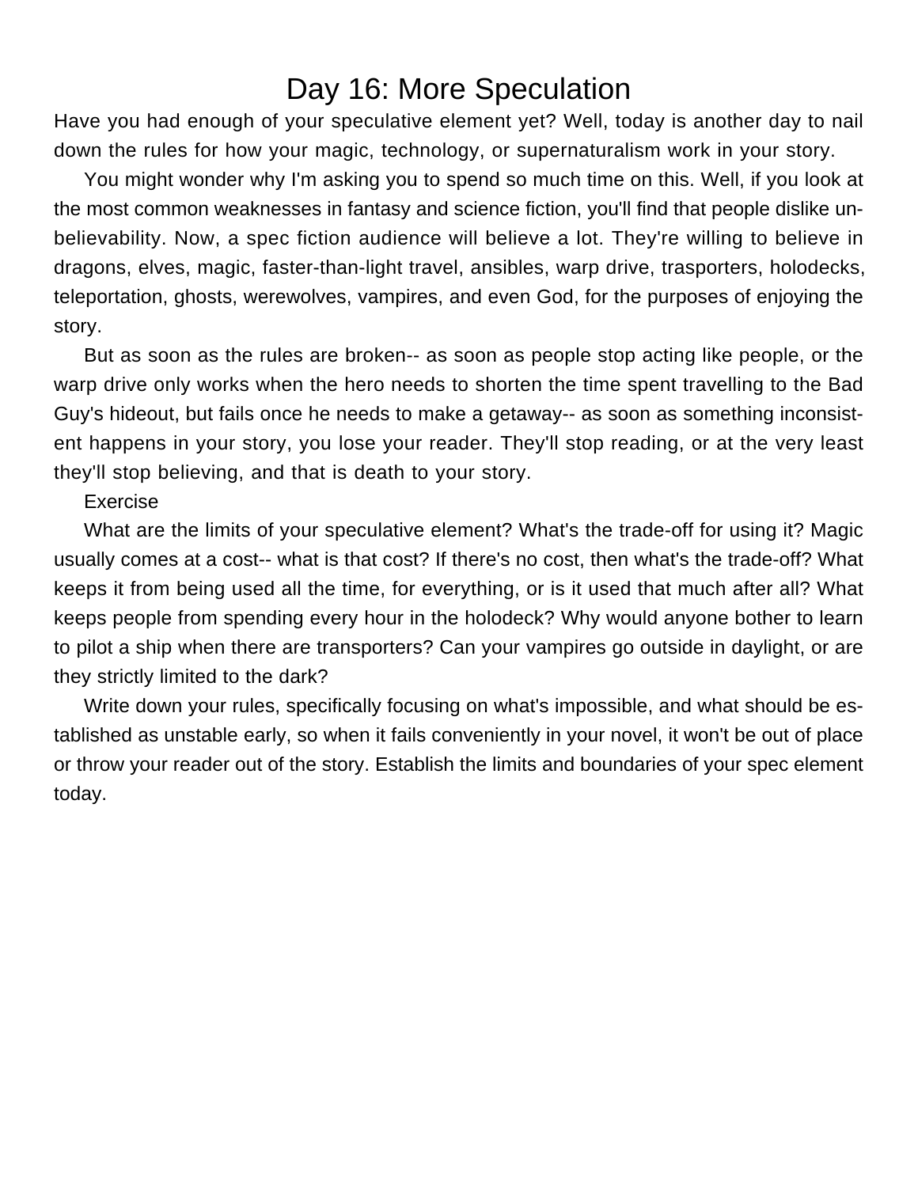# Day 16: More Speculation

Have you had enough of your speculative element yet? Well, today is another day to nail down the rules for how your magic, technology, or supernaturalism work in your story.

You might wonder why I'm asking you to spend so much time on this. Well, if you look at the most common weaknesses in fantasy and science fiction, you'll find that people dislike unbelievability. Now, a spec fiction audience will believe a lot. They're willing to believe in dragons, elves, magic, faster-than-light travel, ansibles, warp drive, trasporters, holodecks, teleportation, ghosts, werewolves, vampires, and even God, for the purposes of enjoying the story.

But as soon as the rules are broken-- as soon as people stop acting like people, or the warp drive only works when the hero needs to shorten the time spent travelling to the Bad Guy's hideout, but fails once he needs to make a getaway-- as soon as something inconsistent happens in your story, you lose your reader. They'll stop reading, or at the very least they'll stop believing, and that is death to your story.

Exercise

What are the limits of your speculative element? What's the trade-off for using it? Magic usually comes at a cost-- what is that cost? If there's no cost, then what's the trade-off? What keeps it from being used all the time, for everything, or is it used that much after all? What keeps people from spending every hour in the holodeck? Why would anyone bother to learn to pilot a ship when there are transporters? Can your vampires go outside in daylight, or are they strictly limited to the dark?

Write down your rules, specifically focusing on what's impossible, and what should be established as unstable early, so when it fails conveniently in your novel, it won't be out of place or throw your reader out of the story. Establish the limits and boundaries of your spec element today.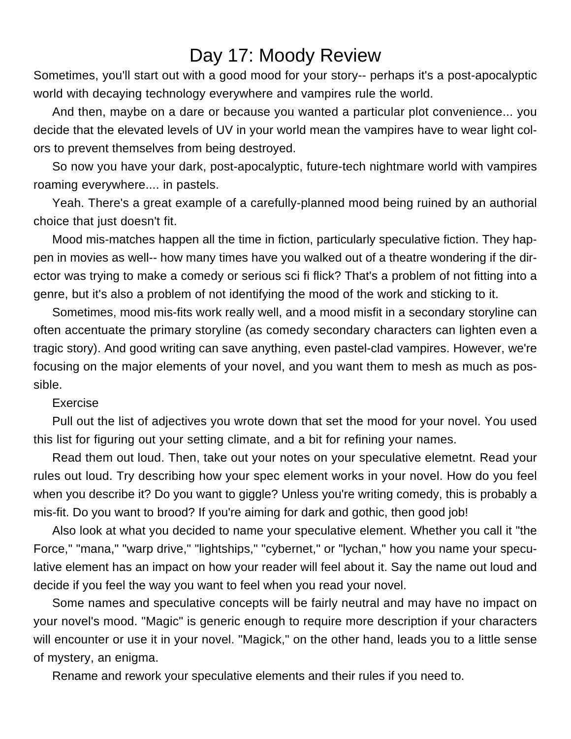# Day 17: Moody Review

Sometimes, you'll start out with a good mood for your story-- perhaps it's a post-apocalyptic world with decaying technology everywhere and vampires rule the world.

And then, maybe on a dare or because you wanted a particular plot convenience... you decide that the elevated levels of UV in your world mean the vampires have to wear light colors to prevent themselves from being destroyed.

So now you have your dark, post-apocalyptic, future-tech nightmare world with vampires roaming everywhere.... in pastels.

Yeah. There's a great example of a carefully-planned mood being ruined by an authorial choice that just doesn't fit.

Mood mis-matches happen all the time in fiction, particularly speculative fiction. They happen in movies as well-- how many times have you walked out of a theatre wondering if the director was trying to make a comedy or serious sci fi flick? That's a problem of not fitting into a genre, but it's also a problem of not identifying the mood of the work and sticking to it.

Sometimes, mood mis-fits work really well, and a mood misfit in a secondary storyline can often accentuate the primary storyline (as comedy secondary characters can lighten even a tragic story). And good writing can save anything, even pastel-clad vampires. However, we're focusing on the major elements of your novel, and you want them to mesh as much as possible.

Exercise

Pull out the list of adjectives you wrote down that set the mood for your novel. You used this list for figuring out your setting climate, and a bit for refining your names.

Read them out loud. Then, take out your notes on your speculative elemetnt. Read your rules out loud. Try describing how your spec element works in your novel. How do you feel when you describe it? Do you want to giggle? Unless you're writing comedy, this is probably a mis-fit. Do you want to brood? If you're aiming for dark and gothic, then good job!

Also look at what you decided to name your speculative element. Whether you call it "the Force," "mana," "warp drive," "lightships," "cybernet," or "lychan," how you name your speculative element has an impact on how your reader will feel about it. Say the name out loud and decide if you feel the way you want to feel when you read your novel.

Some names and speculative concepts will be fairly neutral and may have no impact on your novel's mood. "Magic" is generic enough to require more description if your characters will encounter or use it in your novel. "Magick," on the other hand, leads you to a little sense of mystery, an enigma.

Rename and rework your speculative elements and their rules if you need to.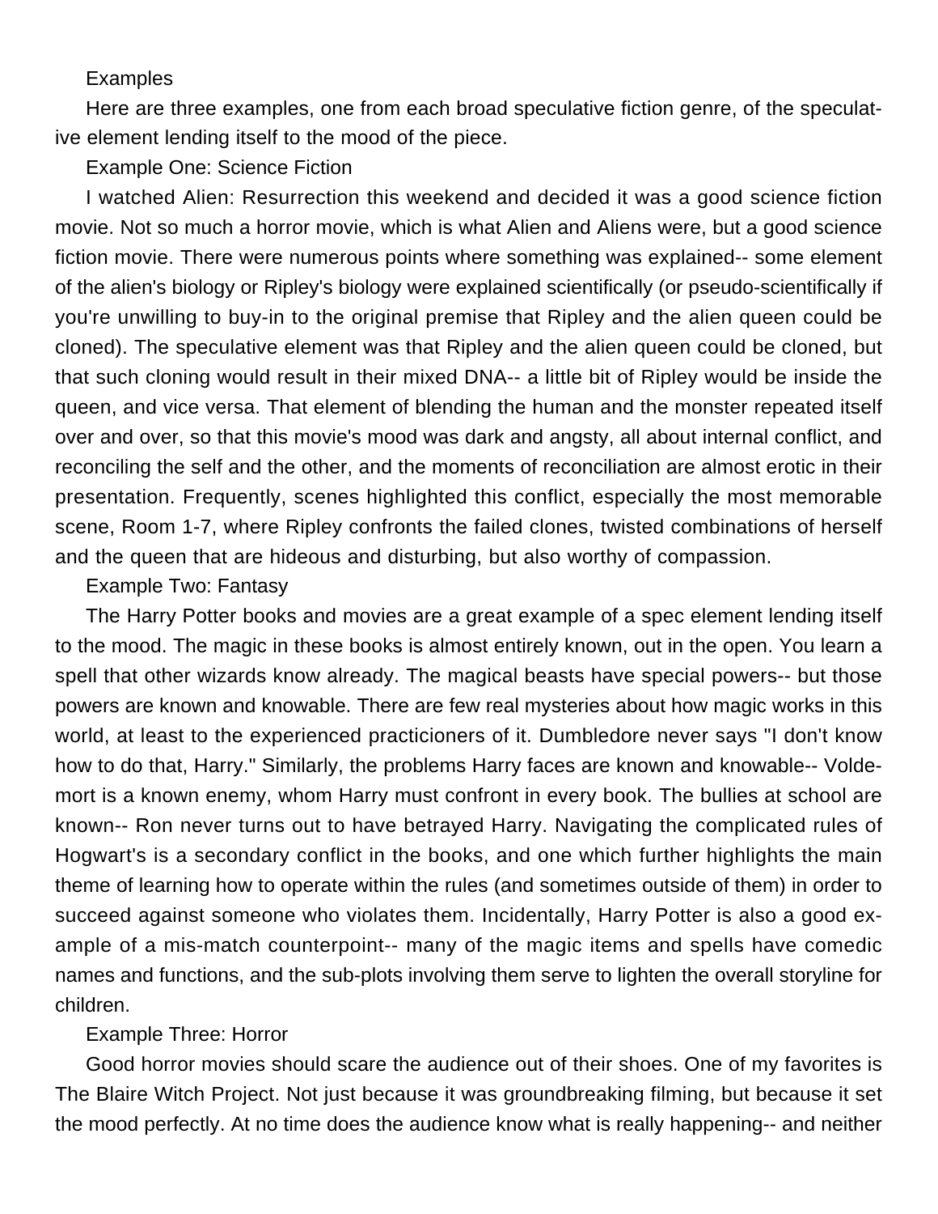## Examples

Here are three examples, one from each broad speculative fiction genre, of the speculative element lending itself to the mood of the piece.

### Example One: Science Fiction

I watched Alien: Resurrection this weekend and decided it was a good science fiction movie. Not so much a horror movie, which is what Alien and Aliens were, but a good science fiction movie. There were numerous points where something was explained-- some element of the alien's biology or Ripley's biology were explained scientifically (or pseudo-scientifically if you're unwilling to buy-in to the original premise that Ripley and the alien queen could be cloned). The speculative element was that Ripley and the alien queen could be cloned, but that such cloning would result in their mixed DNA-- a little bit of Ripley would be inside the queen, and vice versa. That element of blending the human and the monster repeated itself over and over, so that this movie's mood was dark and angsty, all about internal conflict, and reconciling the self and the other, and the moments of reconciliation are almost erotic in their presentation. Frequently, scenes highlighted this conflict, especially the most memorable scene, Room 1-7, where Ripley confronts the failed clones, twisted combinations of herself and the queen that are hideous and disturbing, but also worthy of compassion.

### Example Two: Fantasy

The Harry Potter books and movies are a great example of a spec element lending itself to the mood. The magic in these books is almost entirely known, out in the open. You learn a spell that other wizards know already. The magical beasts have special powers-- but those powers are known and knowable. There are few real mysteries about how magic works in this world, at least to the experienced practicioners of it. Dumbledore never says "I don't know how to do that, Harry." Similarly, the problems Harry faces are known and knowable-- Voldemort is a known enemy, whom Harry must confront in every book. The bullies at school are known-- Ron never turns out to have betrayed Harry. Navigating the complicated rules of Hogwart's is a secondary conflict in the books, and one which further highlights the main theme of learning how to operate within the rules (and sometimes outside of them) in order to succeed against someone who violates them. Incidentally, Harry Potter is also a good example of a mis-match counterpoint-- many of the magic items and spells have comedic names and functions, and the sub-plots involving them serve to lighten the overall storyline for children.

### Example Three: Horror

Good horror movies should scare the audience out of their shoes. One of my favorites is The Blaire Witch Project. Not just because it was groundbreaking filming, but because it set the mood perfectly. At no time does the audience know what is really happening-- and neither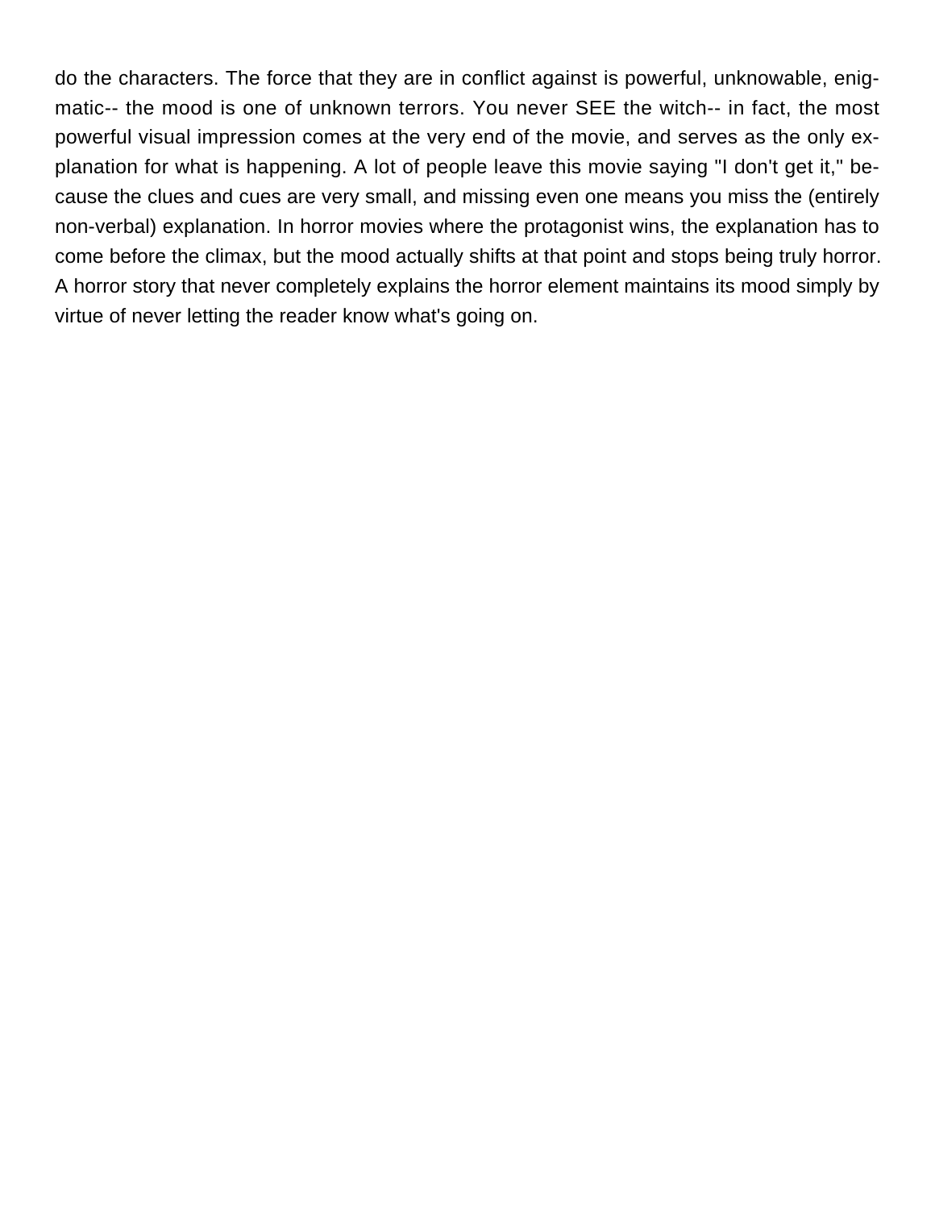do the characters. The force that they are in conflict against is powerful, unknowable, enigmatic-- the mood is one of unknown terrors. You never SEE the witch-- in fact, the most powerful visual impression comes at the very end of the movie, and serves as the only explanation for what is happening. A lot of people leave this movie saying "I don't get it," because the clues and cues are very small, and missing even one means you miss the (entirely non-verbal) explanation. In horror movies where the protagonist wins, the explanation has to come before the climax, but the mood actually shifts at that point and stops being truly horror. A horror story that never completely explains the horror element maintains its mood simply by virtue of never letting the reader know what's going on.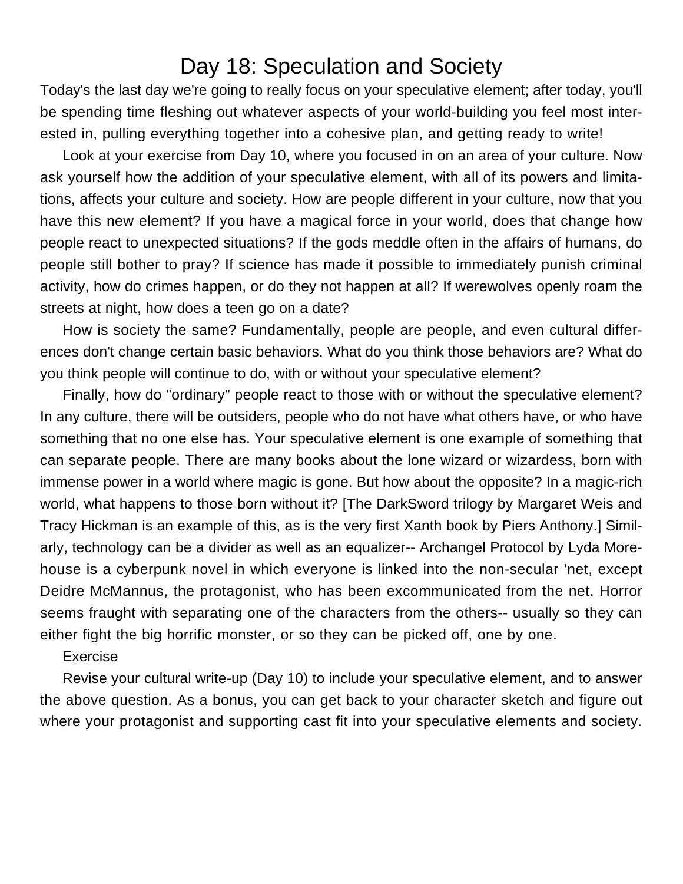# Day 18: Speculation and Society

Today's the last day we're going to really focus on your speculative element; after today, you'll be spending time fleshing out whatever aspects of your world-building you feel most interested in, pulling everything together into a cohesive plan, and getting ready to write!

Look at your exercise from Day 10, where you focused in on an area of your culture. Now ask yourself how the addition of your speculative element, with all of its powers and limitations, affects your culture and society. How are people different in your culture, now that you have this new element? If you have a magical force in your world, does that change how people react to unexpected situations? If the gods meddle often in the affairs of humans, do people still bother to pray? If science has made it possible to immediately punish criminal activity, how do crimes happen, or do they not happen at all? If werewolves openly roam the streets at night, how does a teen go on a date?

How is society the same? Fundamentally, people are people, and even cultural differences don't change certain basic behaviors. What do you think those behaviors are? What do you think people will continue to do, with or without your speculative element?

Finally, how do "ordinary" people react to those with or without the speculative element? In any culture, there will be outsiders, people who do not have what others have, or who have something that no one else has. Your speculative element is one example of something that can separate people. There are many books about the lone wizard or wizardess, born with immense power in a world where magic is gone. But how about the opposite? In a magic-rich world, what happens to those born without it? [The DarkSword trilogy by Margaret Weis and Tracy Hickman is an example of this, as is the very first Xanth book by Piers Anthony.] Similarly, technology can be a divider as well as an equalizer-- Archangel Protocol by Lyda Morehouse is a cyberpunk novel in which everyone is linked into the non-secular 'net, except Deidre McMannus, the protagonist, who has been excommunicated from the net. Horror seems fraught with separating one of the characters from the others-- usually so they can either fight the big horrific monster, or so they can be picked off, one by one.

Exercise

Revise your cultural write-up (Day 10) to include your speculative element, and to answer the above question. As a bonus, you can get back to your character sketch and figure out where your protagonist and supporting cast fit into your speculative elements and society.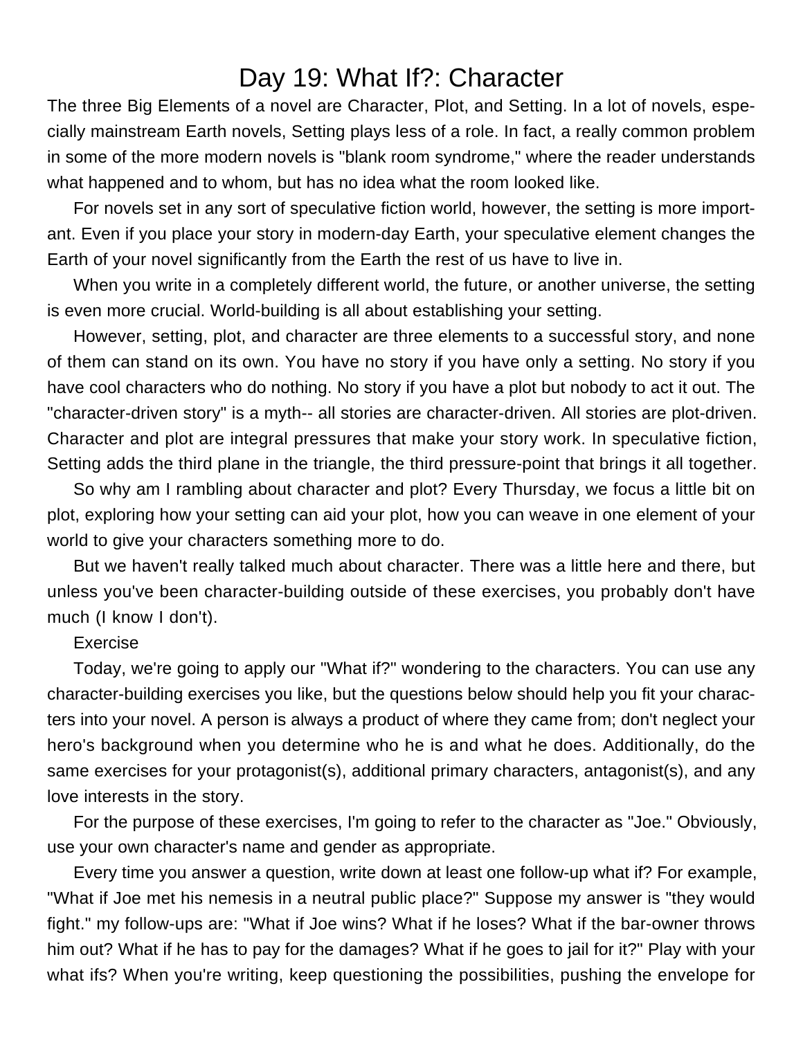# Day 19: What If?: Character

The three Big Elements of a novel are Character, Plot, and Setting. In a lot of novels, especially mainstream Earth novels, Setting plays less of a role. In fact, a really common problem in some of the more modern novels is "blank room syndrome," where the reader understands what happened and to whom, but has no idea what the room looked like.

For novels set in any sort of speculative fiction world, however, the setting is more important. Even if you place your story in modern-day Earth, your speculative element changes the Earth of your novel significantly from the Earth the rest of us have to live in.

When you write in a completely different world, the future, or another universe, the setting is even more crucial. World-building is all about establishing your setting.

However, setting, plot, and character are three elements to a successful story, and none of them can stand on its own. You have no story if you have only a setting. No story if you have cool characters who do nothing. No story if you have a plot but nobody to act it out. The "character-driven story" is a myth-- all stories are character-driven. All stories are plot-driven. Character and plot are integral pressures that make your story work. In speculative fiction, Setting adds the third plane in the triangle, the third pressure-point that brings it all together.

So why am I rambling about character and plot? Every Thursday, we focus a little bit on plot, exploring how your setting can aid your plot, how you can weave in one element of your world to give your characters something more to do.

But we haven't really talked much about character. There was a little here and there, but unless you've been character-building outside of these exercises, you probably don't have much (I know I don't).

Exercise

Today, we're going to apply our "What if?" wondering to the characters. You can use any character-building exercises you like, but the questions below should help you fit your characters into your novel. A person is always a product of where they came from; don't neglect your hero's background when you determine who he is and what he does. Additionally, do the same exercises for your protagonist(s), additional primary characters, antagonist(s), and any love interests in the story.

For the purpose of these exercises, I'm going to refer to the character as "Joe." Obviously, use your own character's name and gender as appropriate.

Every time you answer a question, write down at least one follow-up what if? For example, "What if Joe met his nemesis in a neutral public place?" Suppose my answer is "they would fight." my follow-ups are: "What if Joe wins? What if he loses? What if the bar-owner throws him out? What if he has to pay for the damages? What if he goes to jail for it?" Play with your what ifs? When you're writing, keep questioning the possibilities, pushing the envelope for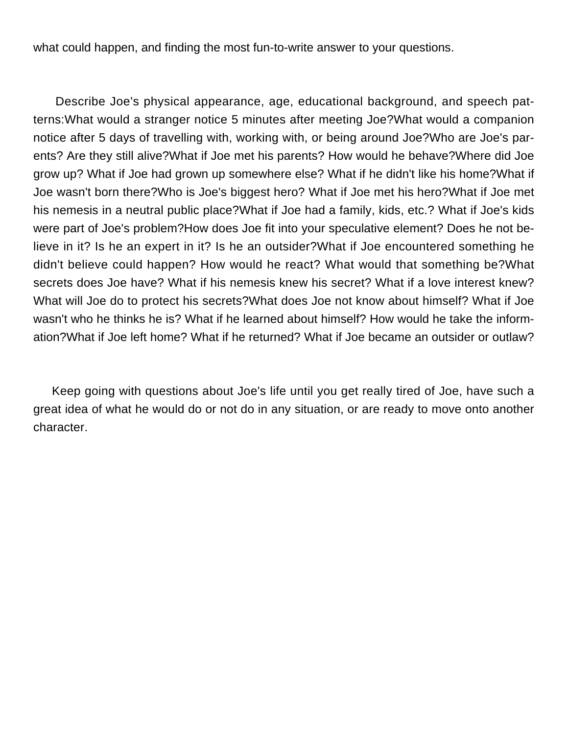what could happen, and finding the most fun-to-write answer to your questions.

Describe Joe's physical appearance, age, educational background, and speech patterns:What would a stranger notice 5 minutes after meeting Joe?What would a companion notice after 5 days of travelling with, working with, or being around Joe?Who are Joe's parents? Are they still alive?What if Joe met his parents? How would he behave?Where did Joe grow up? What if Joe had grown up somewhere else? What if he didn't like his home?What if Joe wasn't born there?Who is Joe's biggest hero? What if Joe met his hero?What if Joe met his nemesis in a neutral public place?What if Joe had a family, kids, etc.? What if Joe's kids were part of Joe's problem?How does Joe fit into your speculative element? Does he not believe in it? Is he an expert in it? Is he an outsider?What if Joe encountered something he didn't believe could happen? How would he react? What would that something be?What secrets does Joe have? What if his nemesis knew his secret? What if a love interest knew? What will Joe do to protect his secrets?What does Joe not know about himself? What if Joe wasn't who he thinks he is? What if he learned about himself? How would he take the information?What if Joe left home? What if he returned? What if Joe became an outsider or outlaw?

Keep going with questions about Joe's life until you get really tired of Joe, have such a great idea of what he would do or not do in any situation, or are ready to move onto another character.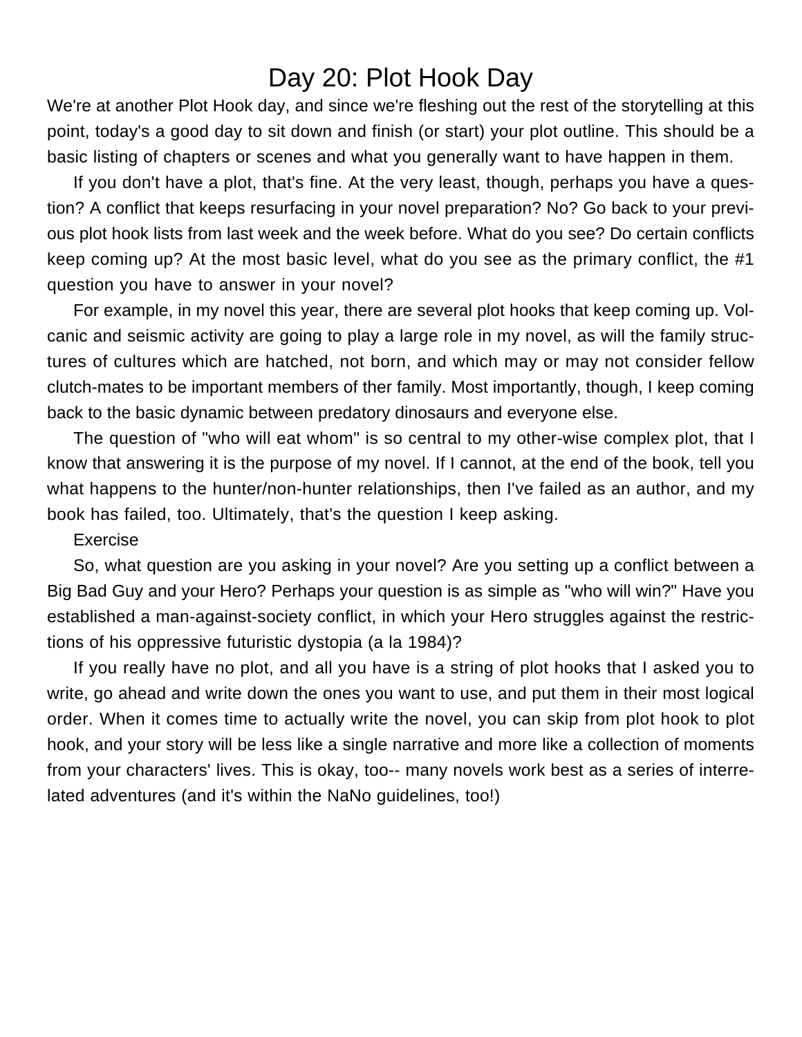# Day 20: Plot Hook Day

We're at another Plot Hook day, and since we're fleshing out the rest of the storytelling at this point, today's a good day to sit down and finish (or start) your plot outline. This should be a basic listing of chapters or scenes and what you generally want to have happen in them.

If you don't have a plot, that's fine. At the very least, though, perhaps you have a question? A conflict that keeps resurfacing in your novel preparation? No? Go back to your previous plot hook lists from last week and the week before. What do you see? Do certain conflicts keep coming up? At the most basic level, what do you see as the primary conflict, the #1 question you have to answer in your novel?

For example, in my novel this year, there are several plot hooks that keep coming up. Volcanic and seismic activity are going to play a large role in my novel, as will the family structures of cultures which are hatched, not born, and which may or may not consider fellow clutch-mates to be important members of ther family. Most importantly, though, I keep coming back to the basic dynamic between predatory dinosaurs and everyone else.

The question of "who will eat whom" is so central to my other-wise complex plot, that I know that answering it is the purpose of my novel. If I cannot, at the end of the book, tell you what happens to the hunter/non-hunter relationships, then I've failed as an author, and my book has failed, too. Ultimately, that's the question I keep asking.

Exercise

So, what question are you asking in your novel? Are you setting up a conflict between a Big Bad Guy and your Hero? Perhaps your question is as simple as "who will win?" Have you established a man-against-society conflict, in which your Hero struggles against the restrictions of his oppressive futuristic dystopia (a la 1984)?

If you really have no plot, and all you have is a string of plot hooks that I asked you to write, go ahead and write down the ones you want to use, and put them in their most logical order. When it comes time to actually write the novel, you can skip from plot hook to plot hook, and your story will be less like a single narrative and more like a collection of moments from your characters' lives. This is okay, too-- many novels work best as a series of interrelated adventures (and it's within the NaNo guidelines, too!)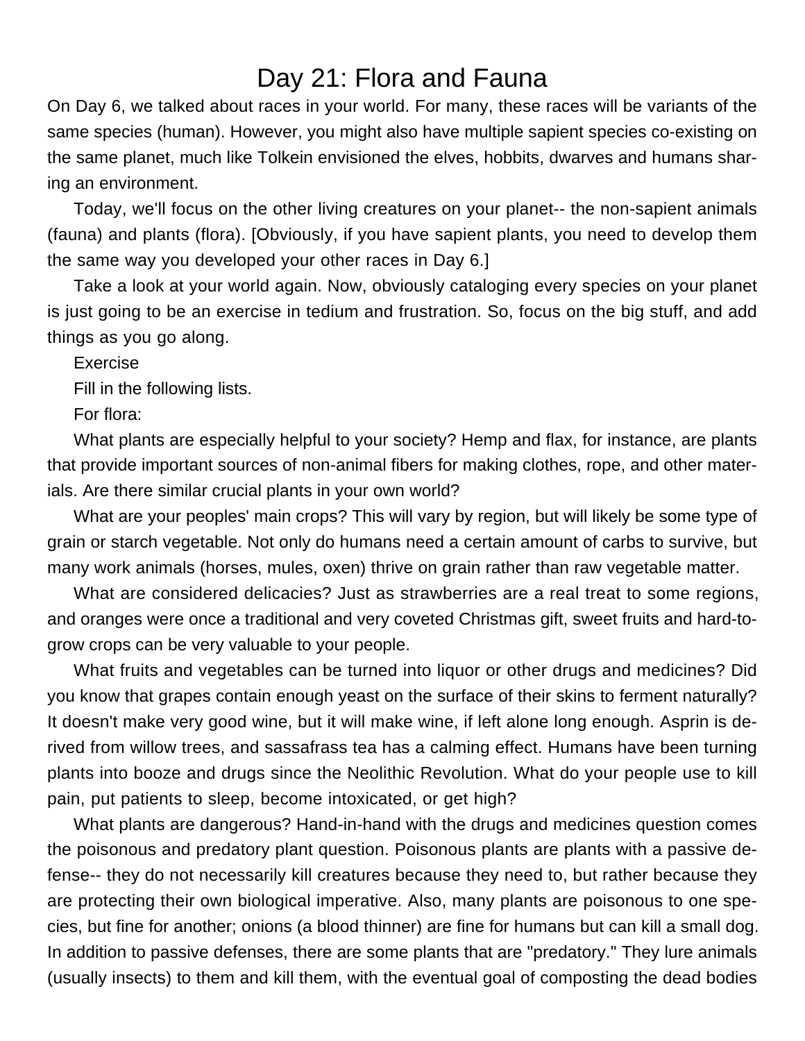# Day 21: Flora and Fauna

On Day 6, we talked about races in your world. For many, these races will be variants of the same species (human). However, you might also have multiple sapient species co-existing on the same planet, much like Tolkein envisioned the elves, hobbits, dwarves and humans sharing an environment.

Today, we'll focus on the other living creatures on your planet-- the non-sapient animals (fauna) and plants (flora). [Obviously, if you have sapient plants, you need to develop them the same way you developed your other races in Day 6.]

Take a look at your world again. Now, obviously cataloging every species on your planet is just going to be an exercise in tedium and frustration. So, focus on the big stuff, and add things as you go along.

Exercise

Fill in the following lists.

For flora:

What plants are especially helpful to your society? Hemp and flax, for instance, are plants that provide important sources of non-animal fibers for making clothes, rope, and other materials. Are there similar crucial plants in your own world?

What are your peoples' main crops? This will vary by region, but will likely be some type of grain or starch vegetable. Not only do humans need a certain amount of carbs to survive, but many work animals (horses, mules, oxen) thrive on grain rather than raw vegetable matter.

What are considered delicacies? Just as strawberries are a real treat to some regions, and oranges were once a traditional and very coveted Christmas gift, sweet fruits and hard-to-grow crops can be very valuable to your people.

What fruits and vegetables can be turned into liquor or other drugs and medicines? Did you know that grapes contain enough yeast on the surface of their skins to ferment naturally? It doesn't make very good wine, but it will make wine, if left alone long enough. Asprin is derived from willow trees, and sassafrass tea has a calming effect. Humans have been turning plants into booze and drugs since the Neolithic Revolution. What do your people use to kill pain, put patients to sleep, become intoxicated, or get high?

What plants are dangerous? Hand-in-hand with the drugs and medicines question comes the poisonous and predatory plant question. Poisonous plants are plants with a passive defense-- they do not necessarily kill creatures because they need to, but rather because they are protecting their own biological imperative. Also, many plants are poisonous to one species, but fine for another; onions (a blood thinner) are fine for humans but can kill a small dog. In addition to passive defenses, there are some plants that are "predatory." They lure animals (usually insects) to them and kill them, with the eventual goal of composting the dead bodies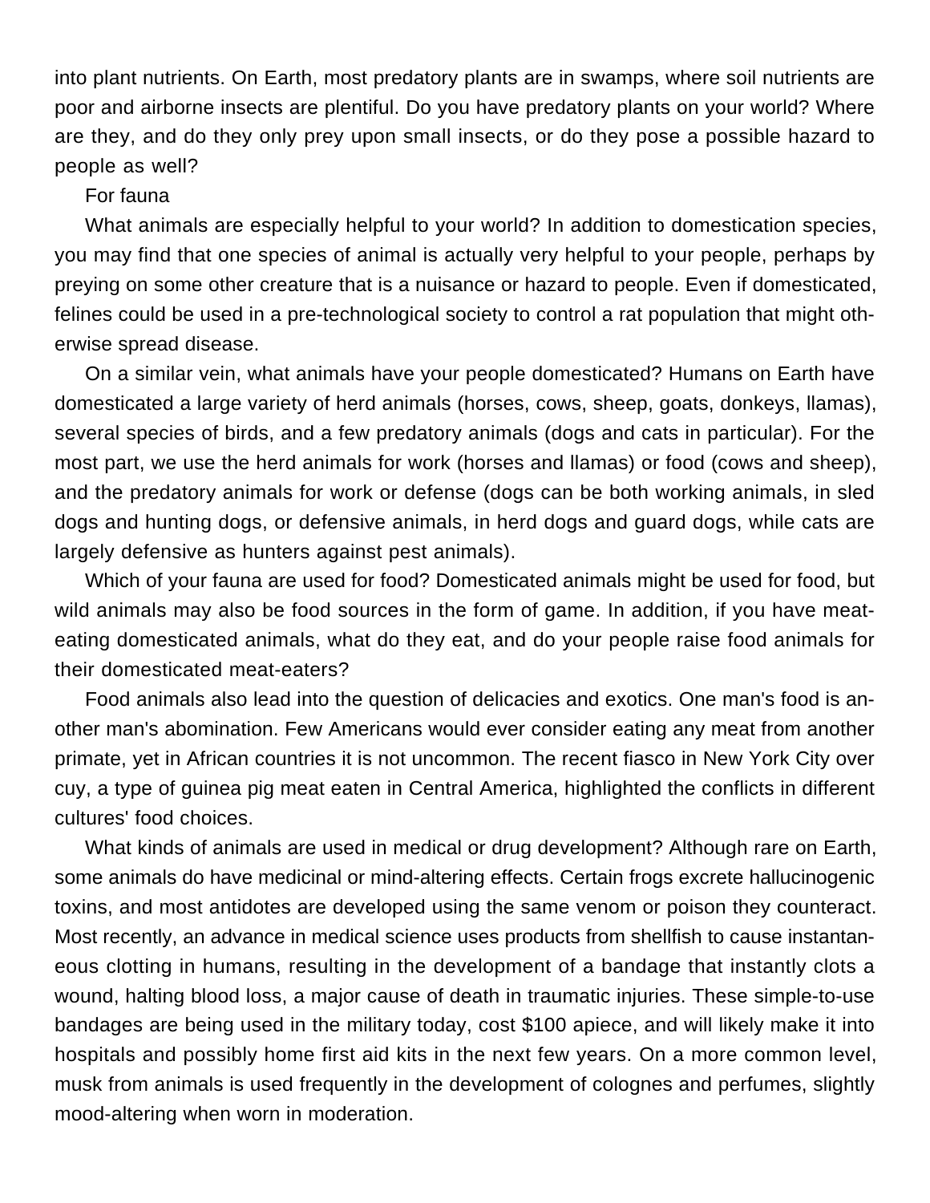into plant nutrients. On Earth, most predatory plants are in swamps, where soil nutrients are poor and airborne insects are plentiful. Do you have predatory plants on your world? Where are they, and do they only prey upon small insects, or do they pose a possible hazard to people as well?

For fauna

What animals are especially helpful to your world? In addition to domestication species, you may find that one species of animal is actually very helpful to your people, perhaps by preying on some other creature that is a nuisance or hazard to people. Even if domesticated, felines could be used in a pre-technological society to control a rat population that might otherwise spread disease.

On a similar vein, what animals have your people domesticated? Humans on Earth have domesticated a large variety of herd animals (horses, cows, sheep, goats, donkeys, llamas), several species of birds, and a few predatory animals (dogs and cats in particular). For the most part, we use the herd animals for work (horses and llamas) or food (cows and sheep), and the predatory animals for work or defense (dogs can be both working animals, in sled dogs and hunting dogs, or defensive animals, in herd dogs and guard dogs, while cats are largely defensive as hunters against pest animals).

Which of your fauna are used for food? Domesticated animals might be used for food, but wild animals may also be food sources in the form of game. In addition, if you have meat-eating domesticated animals, what do they eat, and do your people raise food animals for their domesticated meat-eaters?

Food animals also lead into the question of delicacies and exotics. One man's food is another man's abomination. Few Americans would ever consider eating any meat from another primate, yet in African countries it is not uncommon. The recent fiasco in New York City over cuy, a type of guinea pig meat eaten in Central America, highlighted the conflicts in different cultures' food choices.

What kinds of animals are used in medical or drug development? Although rare on Earth, some animals do have medicinal or mind-altering effects. Certain frogs excrete hallucinogenic toxins, and most antidotes are developed using the same venom or poison they counteract. Most recently, an advance in medical science uses products from shellfish to cause instantaneous clotting in humans, resulting in the development of a bandage that instantly clots a wound, halting blood loss, a major cause of death in traumatic injuries. These simple-to-use bandages are being used in the military today, cost $100 apiece, and will likely make it into hospitals and possibly home first aid kits in the next few years. On a more common level, musk from animals is used frequently in the development of colognes and perfumes, slightly mood-altering when worn in moderation.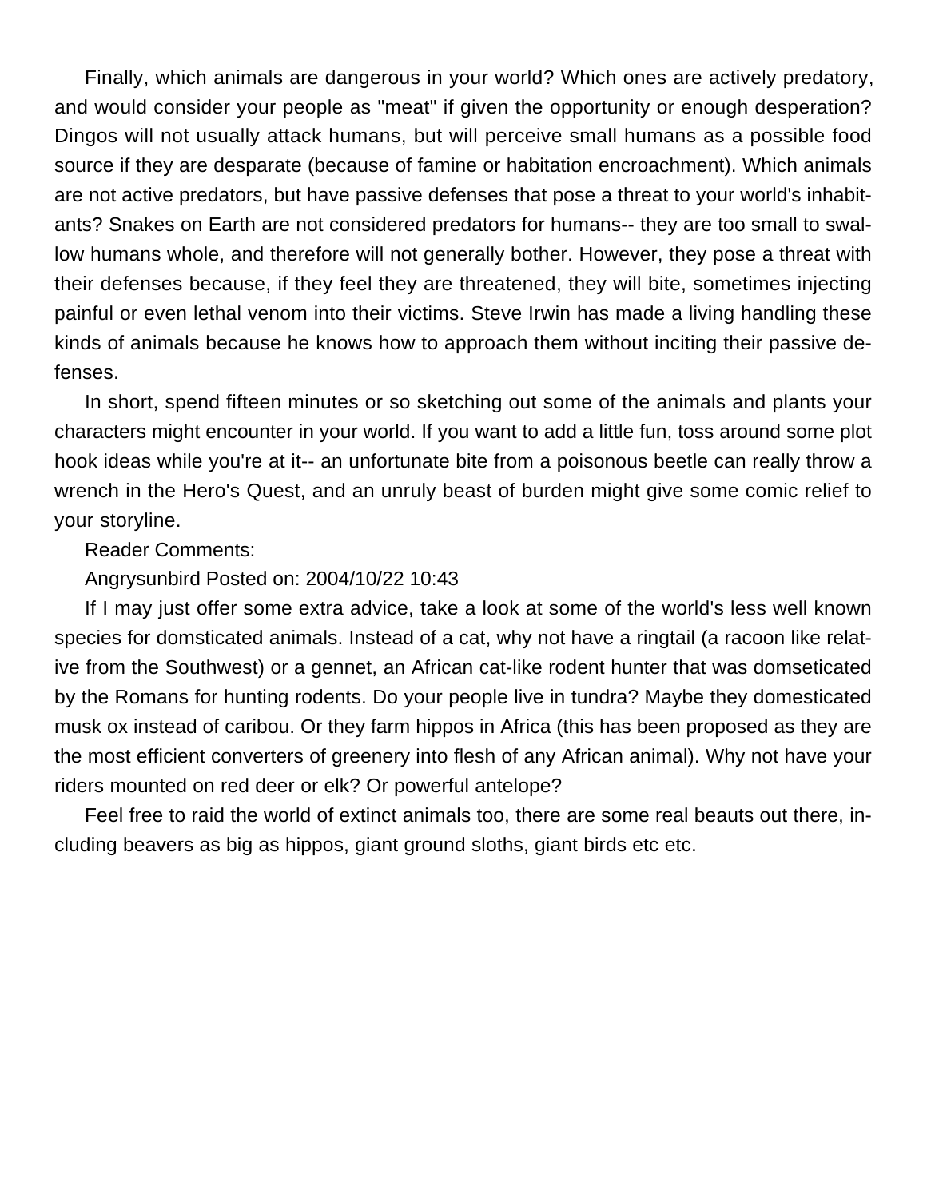Finally, which animals are dangerous in your world? Which ones are actively predatory, and would consider your people as "meat" if given the opportunity or enough desperation? Dingos will not usually attack humans, but will perceive small humans as a possible food source if they are desparate (because of famine or habitation encroachment). Which animals are not active predators, but have passive defenses that pose a threat to your world's inhabitants? Snakes on Earth are not considered predators for humans-- they are too small to swallow humans whole, and therefore will not generally bother. However, they pose a threat with their defenses because, if they feel they are threatened, they will bite, sometimes injecting painful or even lethal venom into their victims. Steve Irwin has made a living handling these kinds of animals because he knows how to approach them without inciting their passive defenses.

In short, spend fifteen minutes or so sketching out some of the animals and plants your characters might encounter in your world. If you want to add a little fun, toss around some plot hook ideas while you're at it-- an unfortunate bite from a poisonous beetle can really throw a wrench in the Hero's Quest, and an unruly beast of burden might give some comic relief to your storyline.

Reader Comments:

Angrysunbird Posted on: 2004/10/22 10:43

If I may just offer some extra advice, take a look at some of the world's less well known species for domsticated animals. Instead of a cat, why not have a ringtail (a racoon like relative from the Southwest) or a gennet, an African cat-like rodent hunter that was domseticated by the Romans for hunting rodents. Do your people live in tundra? Maybe they domesticated musk ox instead of caribou. Or they farm hippos in Africa (this has been proposed as they are the most efficient converters of greenery into flesh of any African animal). Why not have your riders mounted on red deer or elk? Or powerful antelope?

Feel free to raid the world of extinct animals too, there are some real beauts out there, including beavers as big as hippos, giant ground sloths, giant birds etc etc.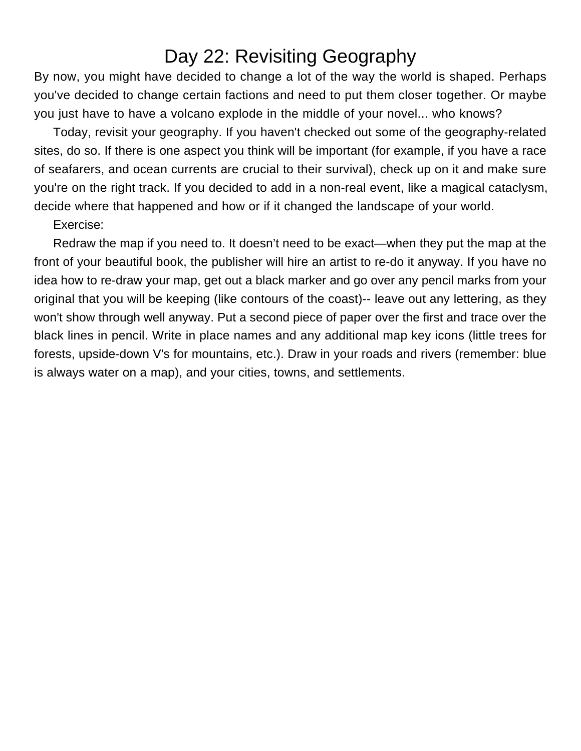# Day 22: Revisiting Geography

By now, you might have decided to change a lot of the way the world is shaped. Perhaps you've decided to change certain factions and need to put them closer together. Or maybe you just have to have a volcano explode in the middle of your novel... who knows?

Today, revisit your geography. If you haven't checked out some of the geography-related sites, do so. If there is one aspect you think will be important (for example, if you have a race of seafarers, and ocean currents are crucial to their survival), check up on it and make sure you're on the right track. If you decided to add in a non-real event, like a magical cataclysm, decide where that happened and how or if it changed the landscape of your world.

Exercise:

Redraw the map if you need to. It doesn't need to be exact—when they put the map at the front of your beautiful book, the publisher will hire an artist to re-do it anyway. If you have no idea how to re-draw your map, get out a black marker and go over any pencil marks from your original that you will be keeping (like contours of the coast)-- leave out any lettering, as they won't show through well anyway. Put a second piece of paper over the first and trace over the black lines in pencil. Write in place names and any additional map key icons (little trees for forests, upside-down V's for mountains, etc.). Draw in your roads and rivers (remember: blue is always water on a map), and your cities, towns, and settlements.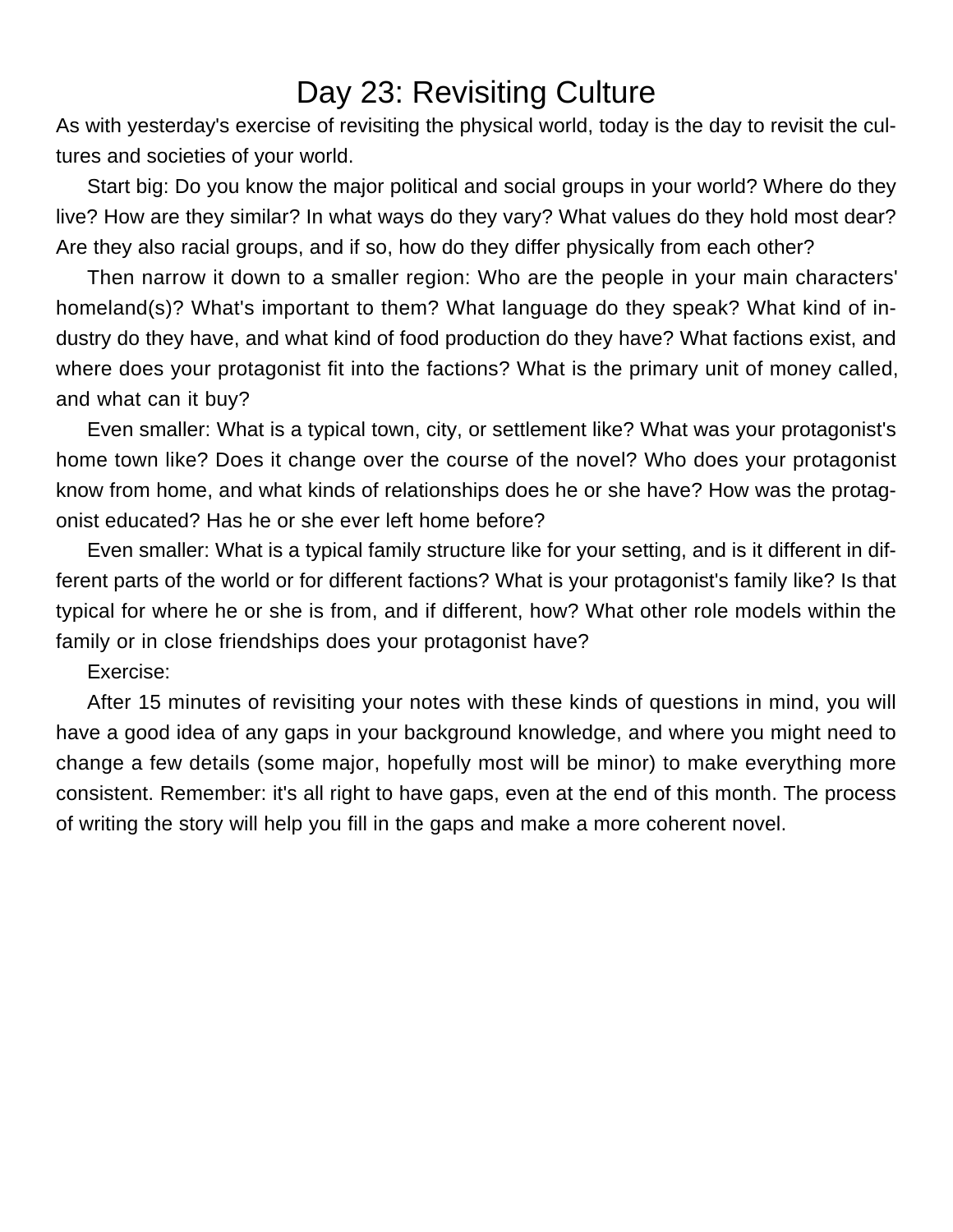# Day 23: Revisiting Culture

As with yesterday's exercise of revisiting the physical world, today is the day to revisit the cultures and societies of your world.

Start big: Do you know the major political and social groups in your world? Where do they live? How are they similar? In what ways do they vary? What values do they hold most dear? Are they also racial groups, and if so, how do they differ physically from each other?

Then narrow it down to a smaller region: Who are the people in your main characters' homeland(s)? What's important to them? What language do they speak? What kind of industry do they have, and what kind of food production do they have? What factions exist, and where does your protagonist fit into the factions? What is the primary unit of money called, and what can it buy?

Even smaller: What is a typical town, city, or settlement like? What was your protagonist's home town like? Does it change over the course of the novel? Who does your protagonist know from home, and what kinds of relationships does he or she have? How was the protagonist educated? Has he or she ever left home before?

Even smaller: What is a typical family structure like for your setting, and is it different in different parts of the world or for different factions? What is your protagonist's family like? Is that typical for where he or she is from, and if different, how? What other role models within the family or in close friendships does your protagonist have?

Exercise:

After 15 minutes of revisiting your notes with these kinds of questions in mind, you will have a good idea of any gaps in your background knowledge, and where you might need to change a few details (some major, hopefully most will be minor) to make everything more consistent. Remember: it's all right to have gaps, even at the end of this month. The process of writing the story will help you fill in the gaps and make a more coherent novel.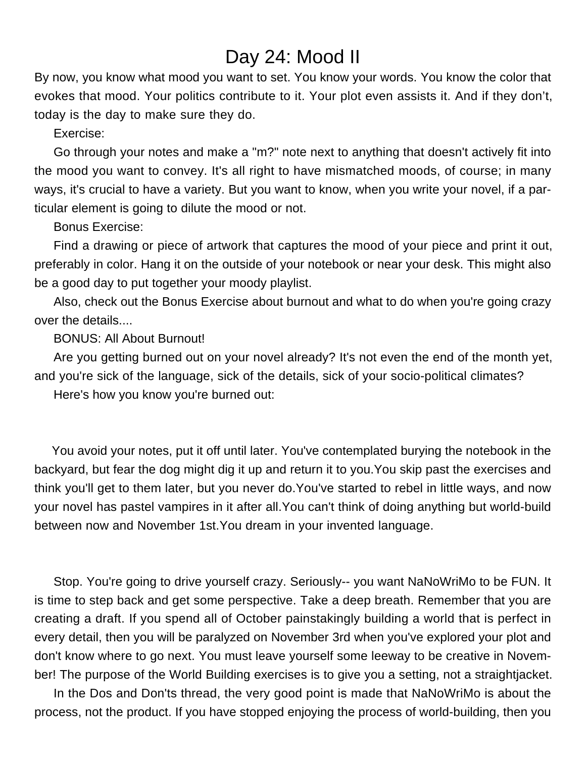# Day 24: Mood II

By now, you know what mood you want to set. You know your words. You know the color that evokes that mood. Your politics contribute to it. Your plot even assists it. And if they don't, today is the day to make sure they do.

Exercise:

Go through your notes and make a "m?" note next to anything that doesn't actively fit into the mood you want to convey. It's all right to have mismatched moods, of course; in many ways, it's crucial to have a variety. But you want to know, when you write your novel, if a particular element is going to dilute the mood or not.

Bonus Exercise:

Find a drawing or piece of artwork that captures the mood of your piece and print it out, preferably in color. Hang it on the outside of your notebook or near your desk. This might also be a good day to put together your moody playlist.

Also, check out the Bonus Exercise about burnout and what to do when you're going crazy over the details....

BONUS: All About Burnout!

Are you getting burned out on your novel already? It's not even the end of the month yet, and you're sick of the language, sick of the details, sick of your socio-political climates?

Here's how you know you're burned out:

You avoid your notes, put it off until later. You've contemplated burying the notebook in the backyard, but fear the dog might dig it up and return it to you.You skip past the exercises and think you'll get to them later, but you never do.You've started to rebel in little ways, and now your novel has pastel vampires in it after all.You can't think of doing anything but world-build between now and November 1st.You dream in your invented language.

Stop. You're going to drive yourself crazy. Seriously-- you want NaNoWriMo to be FUN. It is time to step back and get some perspective. Take a deep breath. Remember that you are creating a draft. If you spend all of October painstakingly building a world that is perfect in every detail, then you will be paralyzed on November 3rd when you've explored your plot and don't know where to go next. You must leave yourself some leeway to be creative in November! The purpose of the World Building exercises is to give you a setting, not a straightjacket.

In the Dos and Don'ts thread, the very good point is made that NaNoWriMo is about the process, not the product. If you have stopped enjoying the process of world-building, then you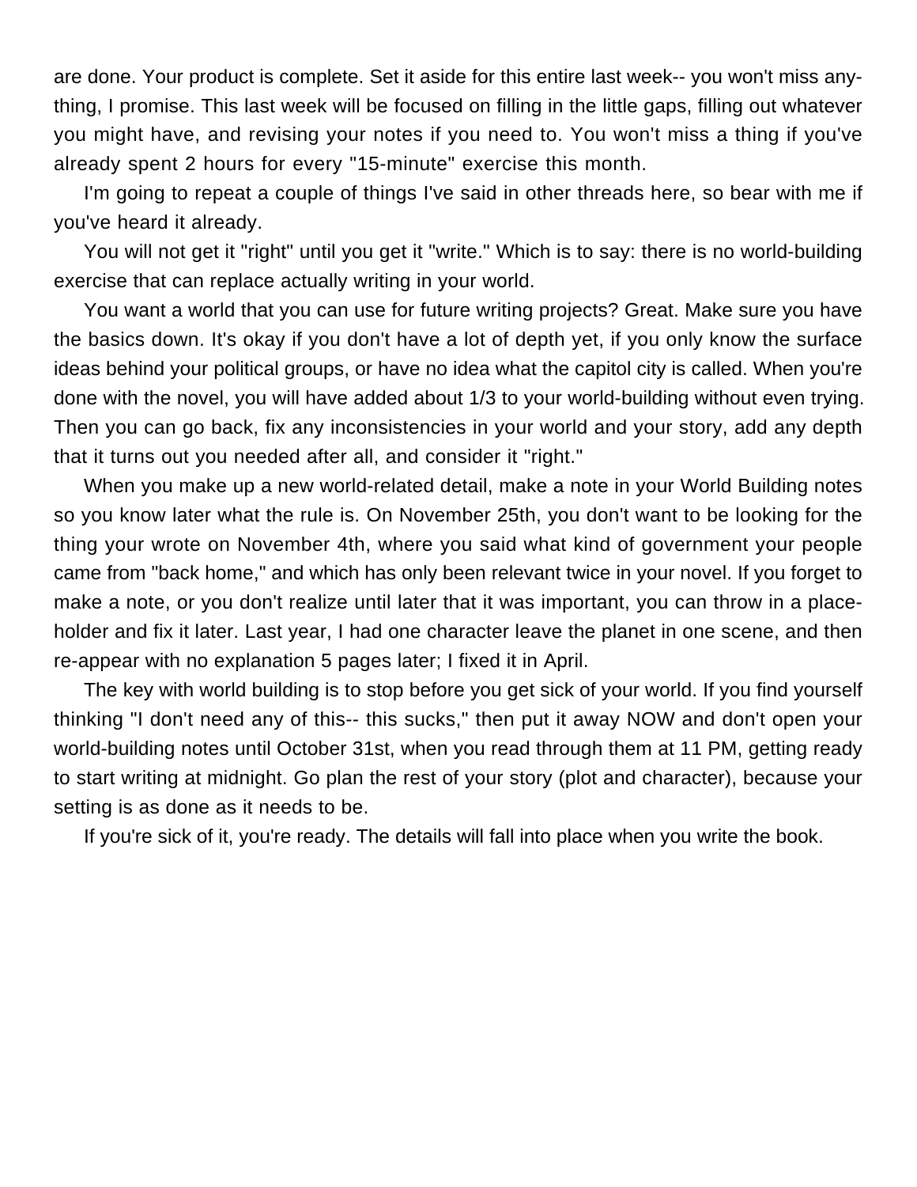are done. Your product is complete. Set it aside for this entire last week-- you won't miss anything, I promise. This last week will be focused on filling in the little gaps, filling out whatever you might have, and revising your notes if you need to. You won't miss a thing if you've already spent 2 hours for every "15-minute" exercise this month.

I'm going to repeat a couple of things I've said in other threads here, so bear with me if you've heard it already.

You will not get it "right" until you get it "write." Which is to say: there is no world-building exercise that can replace actually writing in your world.

You want a world that you can use for future writing projects? Great. Make sure you have the basics down. It's okay if you don't have a lot of depth yet, if you only know the surface ideas behind your political groups, or have no idea what the capitol city is called. When you're done with the novel, you will have added about 1/3 to your world-building without even trying. Then you can go back, fix any inconsistencies in your world and your story, add any depth that it turns out you needed after all, and consider it "right."

When you make up a new world-related detail, make a note in your World Building notes so you know later what the rule is. On November 25th, you don't want to be looking for the thing your wrote on November 4th, where you said what kind of government your people came from "back home," and which has only been relevant twice in your novel. If you forget to make a note, or you don't realize until later that it was important, you can throw in a place-holder and fix it later. Last year, I had one character leave the planet in one scene, and then re-appear with no explanation 5 pages later; I fixed it in April.

The key with world building is to stop before you get sick of your world. If you find yourself thinking "I don't need any of this-- this sucks," then put it away NOW and don't open your world-building notes until October 31st, when you read through them at 11 PM, getting ready to start writing at midnight. Go plan the rest of your story (plot and character), because your setting is as done as it needs to be.

If you're sick of it, you're ready. The details will fall into place when you write the book.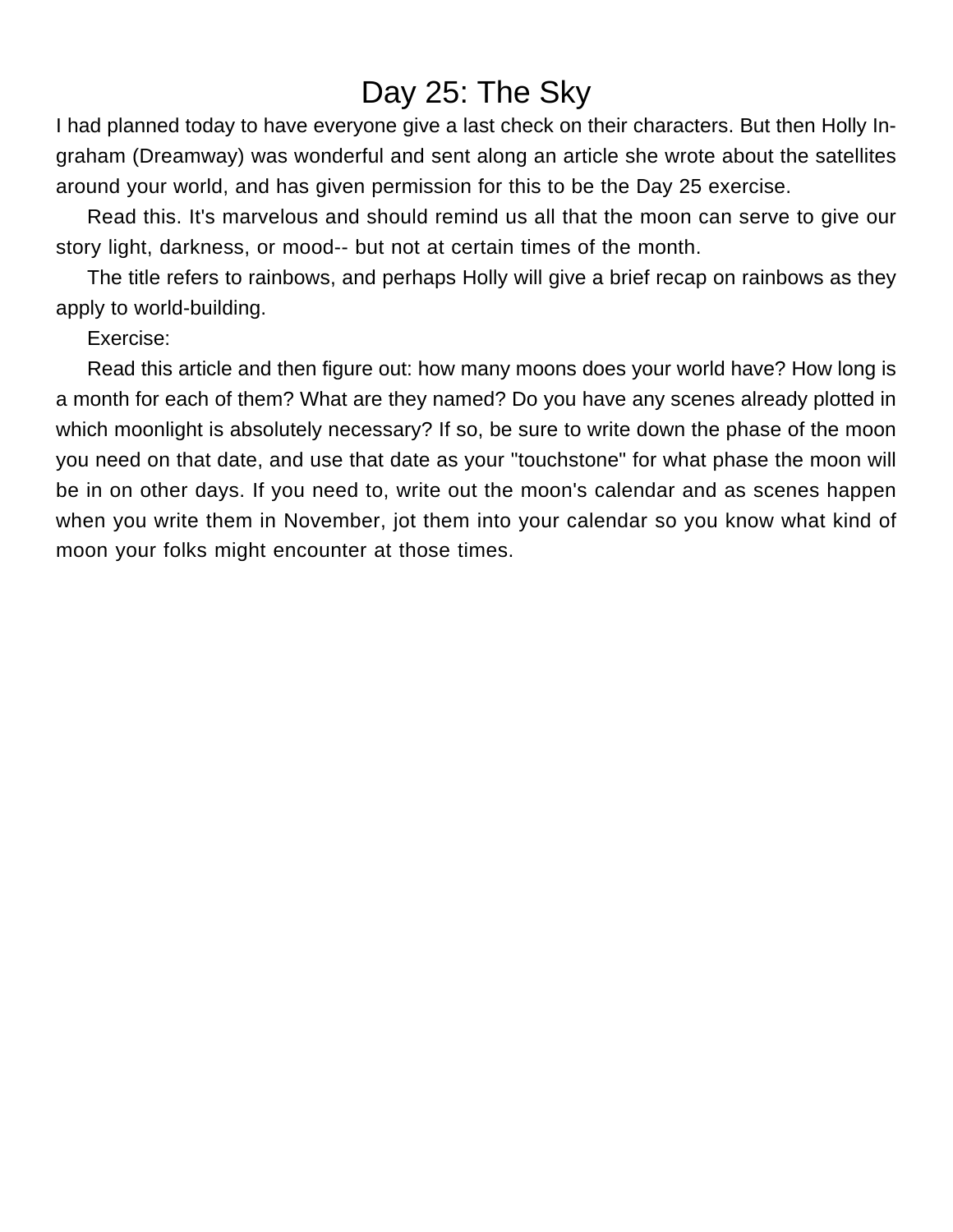# Day 25: The Sky

I had planned today to have everyone give a last check on their characters. But then Holly Ingraham (Dreamway) was wonderful and sent along an article she wrote about the satellites around your world, and has given permission for this to be the Day 25 exercise.

Read this. It's marvelous and should remind us all that the moon can serve to give our story light, darkness, or mood-- but not at certain times of the month.

The title refers to rainbows, and perhaps Holly will give a brief recap on rainbows as they apply to world-building.

Exercise:

Read this article and then figure out: how many moons does your world have? How long is a month for each of them? What are they named? Do you have any scenes already plotted in which moonlight is absolutely necessary? If so, be sure to write down the phase of the moon you need on that date, and use that date as your "touchstone" for what phase the moon will be in on other days. If you need to, write out the moon's calendar and as scenes happen when you write them in November, jot them into your calendar so you know what kind of moon your folks might encounter at those times.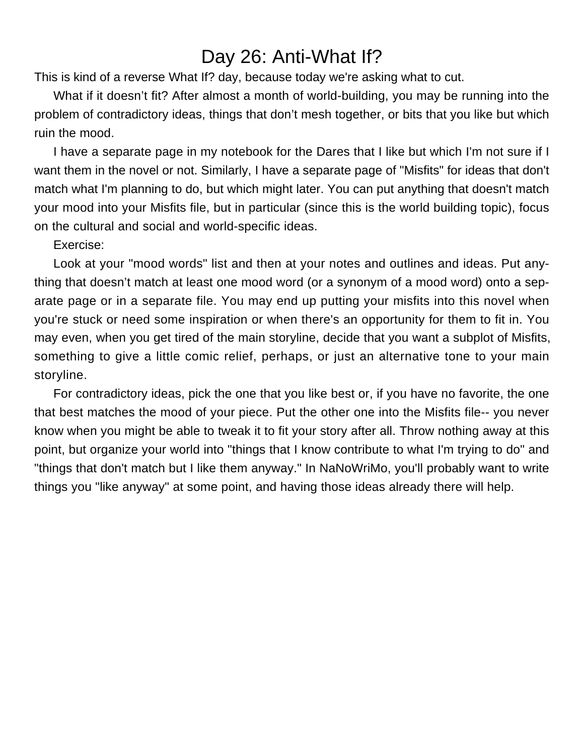# Day 26: Anti-What If?

This is kind of a reverse What If? day, because today we're asking what to cut.

What if it doesn't fit? After almost a month of world-building, you may be running into the problem of contradictory ideas, things that don't mesh together, or bits that you like but which ruin the mood.

I have a separate page in my notebook for the Dares that I like but which I'm not sure if I want them in the novel or not. Similarly, I have a separate page of "Misfits" for ideas that don't match what I'm planning to do, but which might later. You can put anything that doesn't match your mood into your Misfits file, but in particular (since this is the world building topic), focus on the cultural and social and world-specific ideas.

Exercise:

Look at your "mood words" list and then at your notes and outlines and ideas. Put anything that doesn't match at least one mood word (or a synonym of a mood word) onto a separate page or in a separate file. You may end up putting your misfits into this novel when you're stuck or need some inspiration or when there's an opportunity for them to fit in. You may even, when you get tired of the main storyline, decide that you want a subplot of Misfits, something to give a little comic relief, perhaps, or just an alternative tone to your main storyline.

For contradictory ideas, pick the one that you like best or, if you have no favorite, the one that best matches the mood of your piece. Put the other one into the Misfits file-- you never know when you might be able to tweak it to fit your story after all. Throw nothing away at this point, but organize your world into "things that I know contribute to what I'm trying to do" and "things that don't match but I like them anyway." In NaNoWriMo, you'll probably want to write things you "like anyway" at some point, and having those ideas already there will help.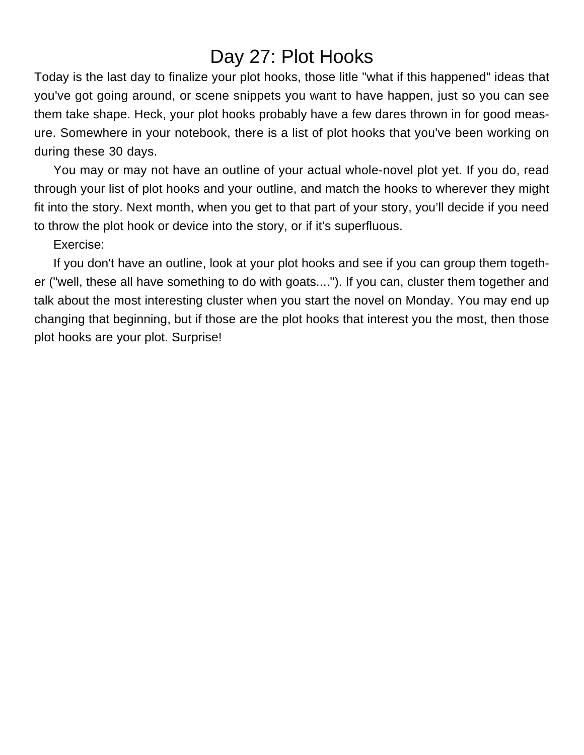# Day 27: Plot Hooks

Today is the last day to finalize your plot hooks, those litle "what if this happened" ideas that you've got going around, or scene snippets you want to have happen, just so you can see them take shape. Heck, your plot hooks probably have a few dares thrown in for good measure. Somewhere in your notebook, there is a list of plot hooks that you've been working on during these 30 days.

You may or may not have an outline of your actual whole-novel plot yet. If you do, read through your list of plot hooks and your outline, and match the hooks to wherever they might fit into the story. Next month, when you get to that part of your story, you'll decide if you need to throw the plot hook or device into the story, or if it's superfluous.

Exercise:

If you don't have an outline, look at your plot hooks and see if you can group them together ("well, these all have something to do with goats...."). If you can, cluster them together and talk about the most interesting cluster when you start the novel on Monday. You may end up changing that beginning, but if those are the plot hooks that interest you the most, then those plot hooks are your plot. Surprise!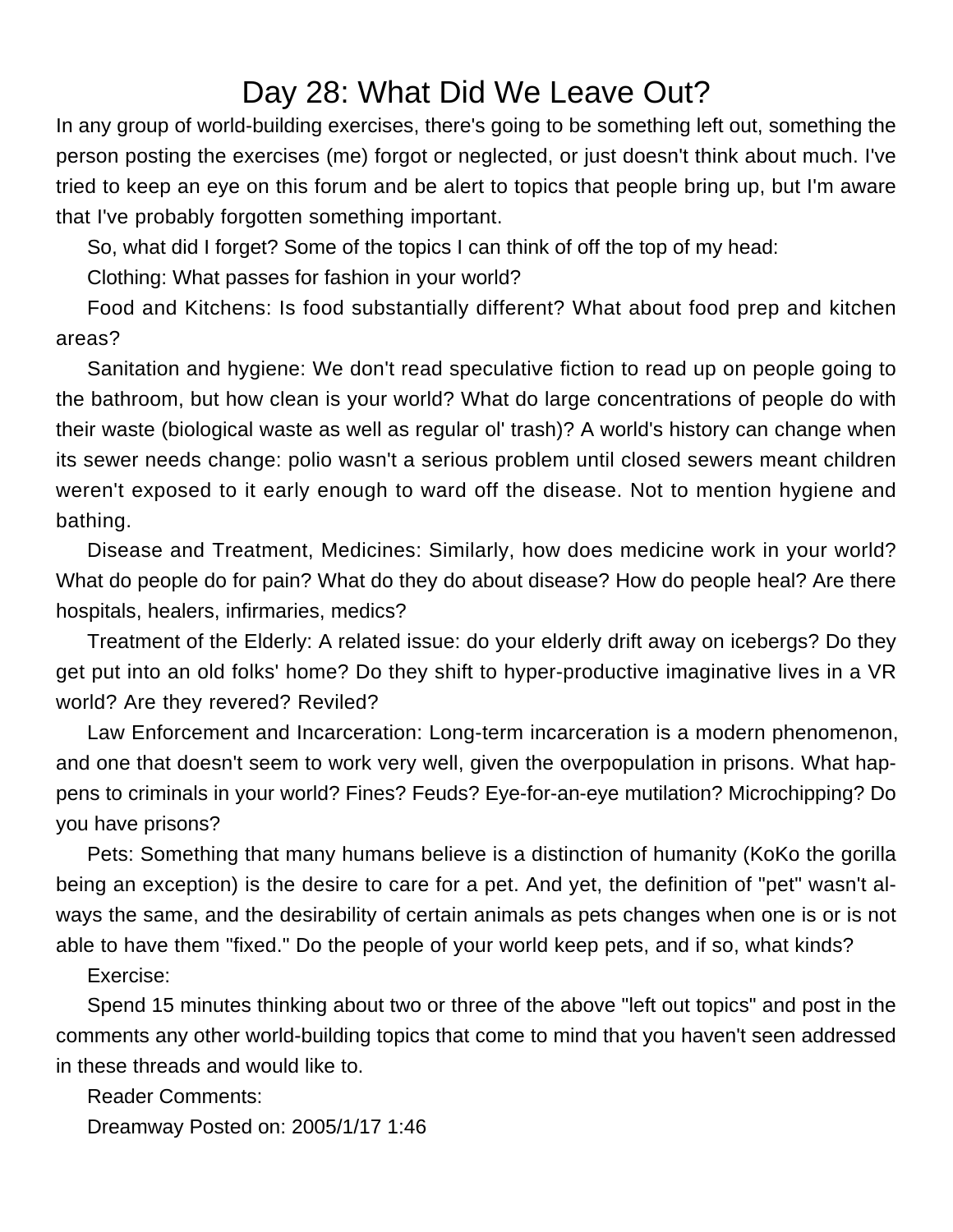# Day 28: What Did We Leave Out?

In any group of world-building exercises, there's going to be something left out, something the person posting the exercises (me) forgot or neglected, or just doesn't think about much. I've tried to keep an eye on this forum and be alert to topics that people bring up, but I'm aware that I've probably forgotten something important.

So, what did I forget? Some of the topics I can think of off the top of my head:

Clothing: What passes for fashion in your world?

Food and Kitchens: Is food substantially different? What about food prep and kitchen areas?

Sanitation and hygiene: We don't read speculative fiction to read up on people going to the bathroom, but how clean is your world? What do large concentrations of people do with their waste (biological waste as well as regular ol' trash)? A world's history can change when its sewer needs change: polio wasn't a serious problem until closed sewers meant children weren't exposed to it early enough to ward off the disease. Not to mention hygiene and bathing.

Disease and Treatment, Medicines: Similarly, how does medicine work in your world? What do people do for pain? What do they do about disease? How do people heal? Are there hospitals, healers, infirmaries, medics?

Treatment of the Elderly: A related issue: do your elderly drift away on icebergs? Do they get put into an old folks' home? Do they shift to hyper-productive imaginative lives in a VR world? Are they revered? Reviled?

Law Enforcement and Incarceration: Long-term incarceration is a modern phenomenon, and one that doesn't seem to work very well, given the overpopulation in prisons. What happens to criminals in your world? Fines? Feuds? Eye-for-an-eye mutilation? Microchipping? Do you have prisons?

Pets: Something that many humans believe is a distinction of humanity (KoKo the gorilla being an exception) is the desire to care for a pet. And yet, the definition of "pet" wasn't always the same, and the desirability of certain animals as pets changes when one is or is not able to have them "fixed." Do the people of your world keep pets, and if so, what kinds?

Exercise:

Spend 15 minutes thinking about two or three of the above "left out topics" and post in the comments any other world-building topics that come to mind that you haven't seen addressed in these threads and would like to.

Reader Comments:

Dreamway Posted on: 2005/1/17 1:46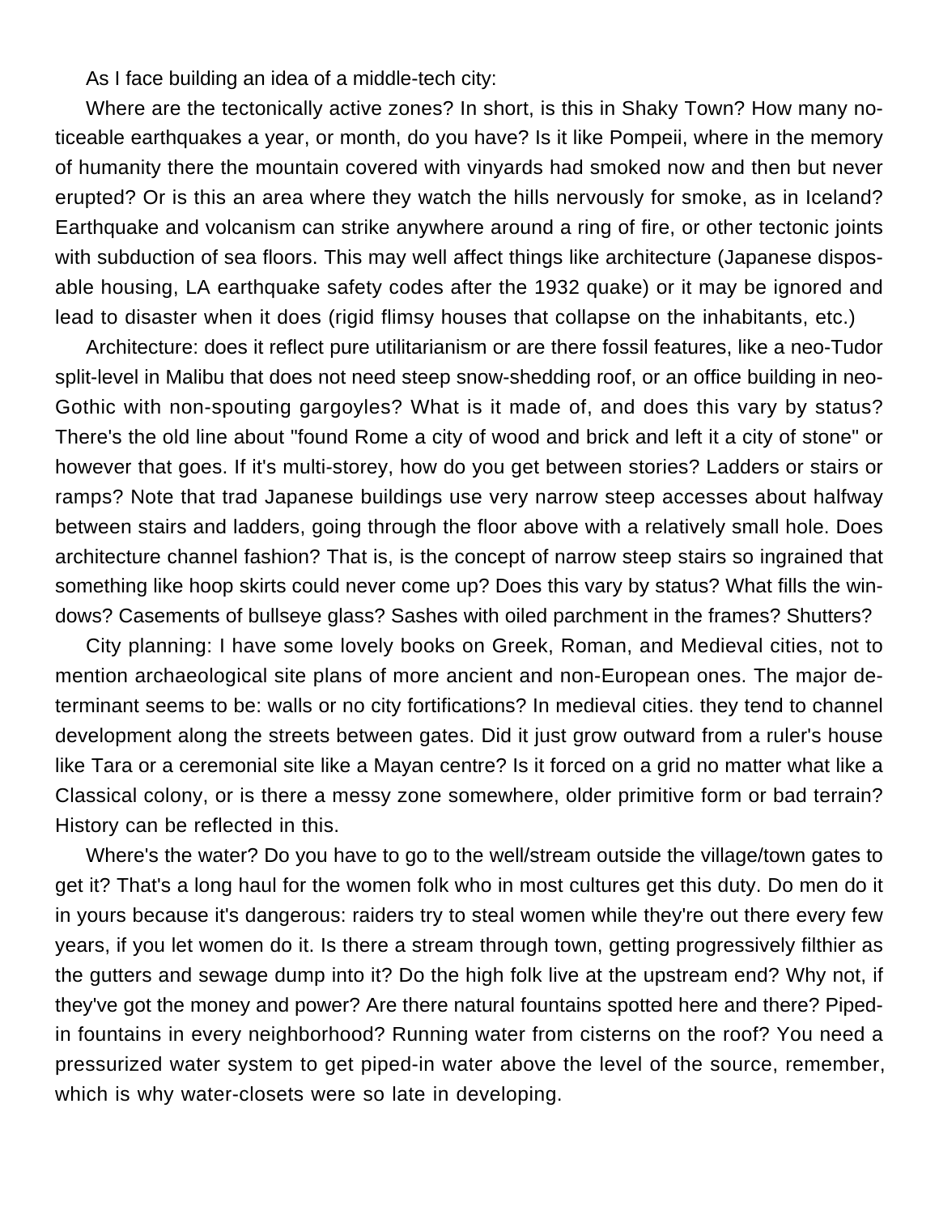As I face building an idea of a middle-tech city:

Where are the tectonically active zones? In short, is this in Shaky Town? How many noticeable earthquakes a year, or month, do you have? Is it like Pompeii, where in the memory of humanity there the mountain covered with vinyards had smoked now and then but never erupted? Or is this an area where they watch the hills nervously for smoke, as in Iceland? Earthquake and volcanism can strike anywhere around a ring of fire, or other tectonic joints with subduction of sea floors. This may well affect things like architecture (Japanese disposable housing, LA earthquake safety codes after the 1932 quake) or it may be ignored and lead to disaster when it does (rigid flimsy houses that collapse on the inhabitants, etc.)

Architecture: does it reflect pure utilitarianism or are there fossil features, like a neo-Tudor split-level in Malibu that does not need steep snow-shedding roof, or an office building in neo-Gothic with non-spouting gargoyles? What is it made of, and does this vary by status? There's the old line about "found Rome a city of wood and brick and left it a city of stone" or however that goes. If it's multi-storey, how do you get between stories? Ladders or stairs or ramps? Note that trad Japanese buildings use very narrow steep accesses about halfway between stairs and ladders, going through the floor above with a relatively small hole. Does architecture channel fashion? That is, is the concept of narrow steep stairs so ingrained that something like hoop skirts could never come up? Does this vary by status? What fills the windows? Casements of bullseye glass? Sashes with oiled parchment in the frames? Shutters?

City planning: I have some lovely books on Greek, Roman, and Medieval cities, not to mention archaeological site plans of more ancient and non-European ones. The major determinant seems to be: walls or no city fortifications? In medieval cities. they tend to channel development along the streets between gates. Did it just grow outward from a ruler's house like Tara or a ceremonial site like a Mayan centre? Is it forced on a grid no matter what like a Classical colony, or is there a messy zone somewhere, older primitive form or bad terrain? History can be reflected in this.

Where's the water? Do you have to go to the well/stream outside the village/town gates to get it? That's a long haul for the women folk who in most cultures get this duty. Do men do it in yours because it's dangerous: raiders try to steal women while they're out there every few years, if you let women do it. Is there a stream through town, getting progressively filthier as the gutters and sewage dump into it? Do the high folk live at the upstream end? Why not, if they've got the money and power? Are there natural fountains spotted here and there? Piped-in fountains in every neighborhood? Running water from cisterns on the roof? You need a pressurized water system to get piped-in water above the level of the source, remember, which is why water-closets were so late in developing.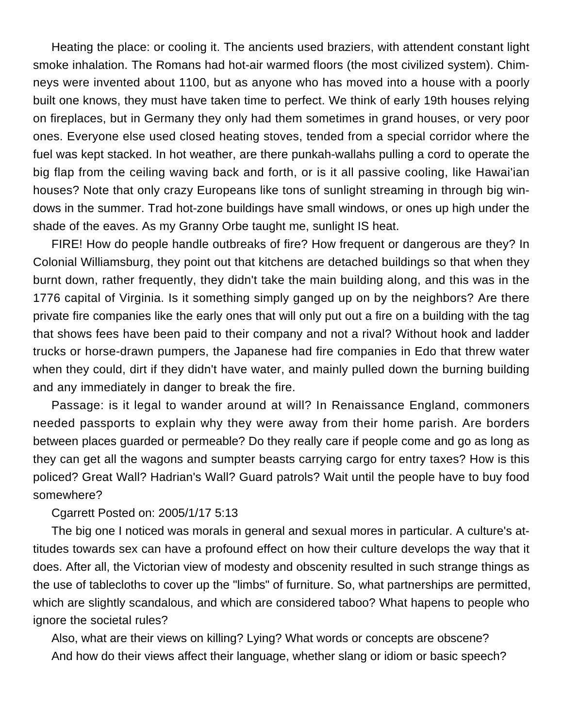Heating the place: or cooling it. The ancients used braziers, with attendent constant light smoke inhalation. The Romans had hot-air warmed floors (the most civilized system). Chimneys were invented about 1100, but as anyone who has moved into a house with a poorly built one knows, they must have taken time to perfect. We think of early 19th houses relying on fireplaces, but in Germany they only had them sometimes in grand houses, or very poor ones. Everyone else used closed heating stoves, tended from a special corridor where the fuel was kept stacked. In hot weather, are there punkah-wallahs pulling a cord to operate the big flap from the ceiling waving back and forth, or is it all passive cooling, like Hawai'ian houses? Note that only crazy Europeans like tons of sunlight streaming in through big windows in the summer. Trad hot-zone buildings have small windows, or ones up high under the shade of the eaves. As my Granny Orbe taught me, sunlight IS heat.

FIRE! How do people handle outbreaks of fire? How frequent or dangerous are they? In Colonial Williamsburg, they point out that kitchens are detached buildings so that when they burnt down, rather frequently, they didn't take the main building along, and this was in the 1776 capital of Virginia. Is it something simply ganged up on by the neighbors? Are there private fire companies like the early ones that will only put out a fire on a building with the tag that shows fees have been paid to their company and not a rival? Without hook and ladder trucks or horse-drawn pumpers, the Japanese had fire companies in Edo that threw water when they could, dirt if they didn't have water, and mainly pulled down the burning building and any immediately in danger to break the fire.

Passage: is it legal to wander around at will? In Renaissance England, commoners needed passports to explain why they were away from their home parish. Are borders between places guarded or permeable? Do they really care if people come and go as long as they can get all the wagons and sumpter beasts carrying cargo for entry taxes? How is this policed? Great Wall? Hadrian's Wall? Guard patrols? Wait until the people have to buy food somewhere?

Cgarrett Posted on: 2005/1/17 5:13

The big one I noticed was morals in general and sexual mores in particular. A culture's attitudes towards sex can have a profound effect on how their culture develops the way that it does. After all, the Victorian view of modesty and obscenity resulted in such strange things as the use of tablecloths to cover up the "limbs" of furniture. So, what partnerships are permitted, which are slightly scandalous, and which are considered taboo? What hapens to people who ignore the societal rules?

Also, what are their views on killing? Lying? What words or concepts are obscene?

And how do their views affect their language, whether slang or idiom or basic speech?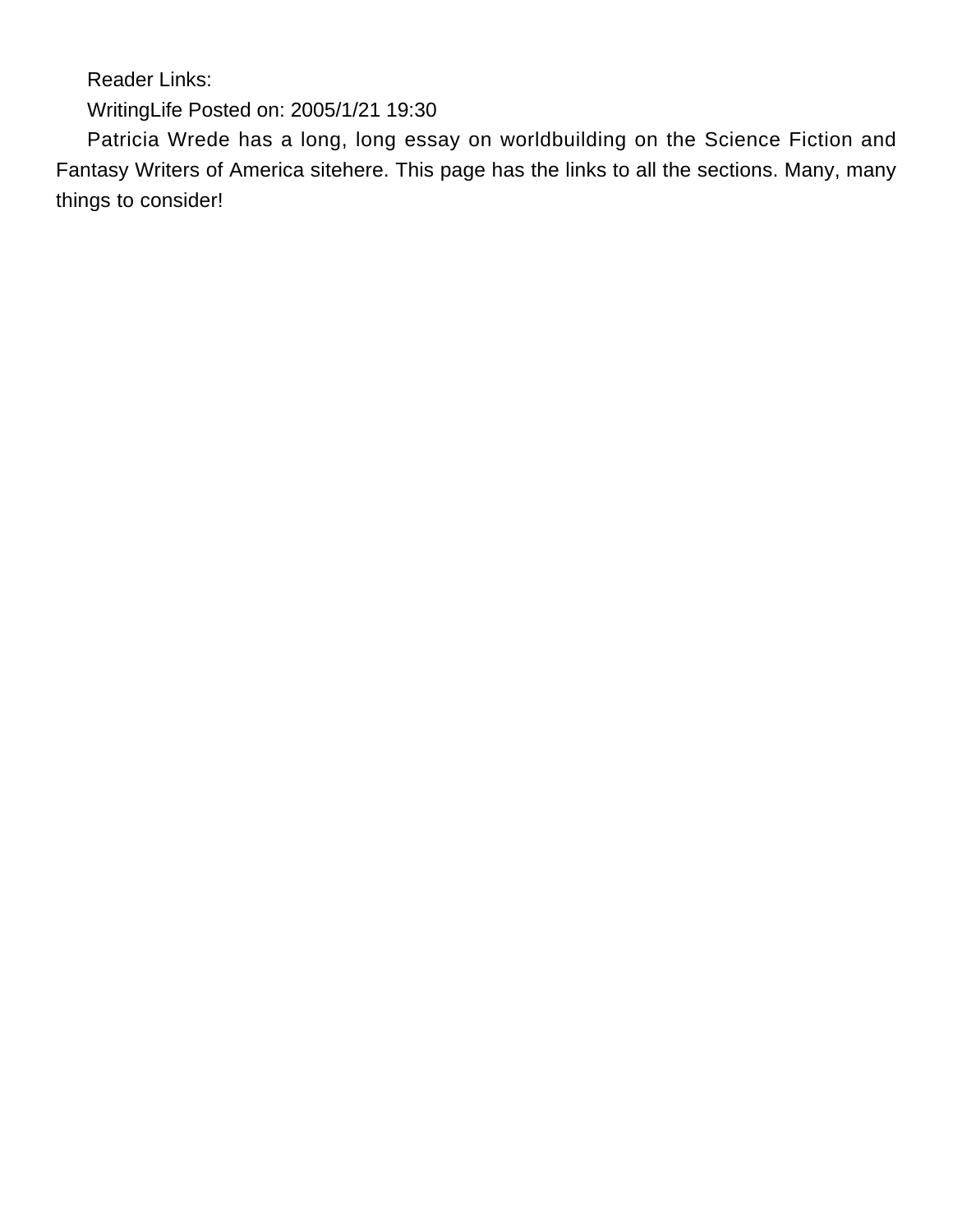Reader Links:

WritingLife Posted on: 2005/1/21 19:30

Patricia Wrede has a long, long essay on worldbuilding on the Science Fiction and Fantasy Writers of America sitehere. This page has the links to all the sections. Many, many things to consider!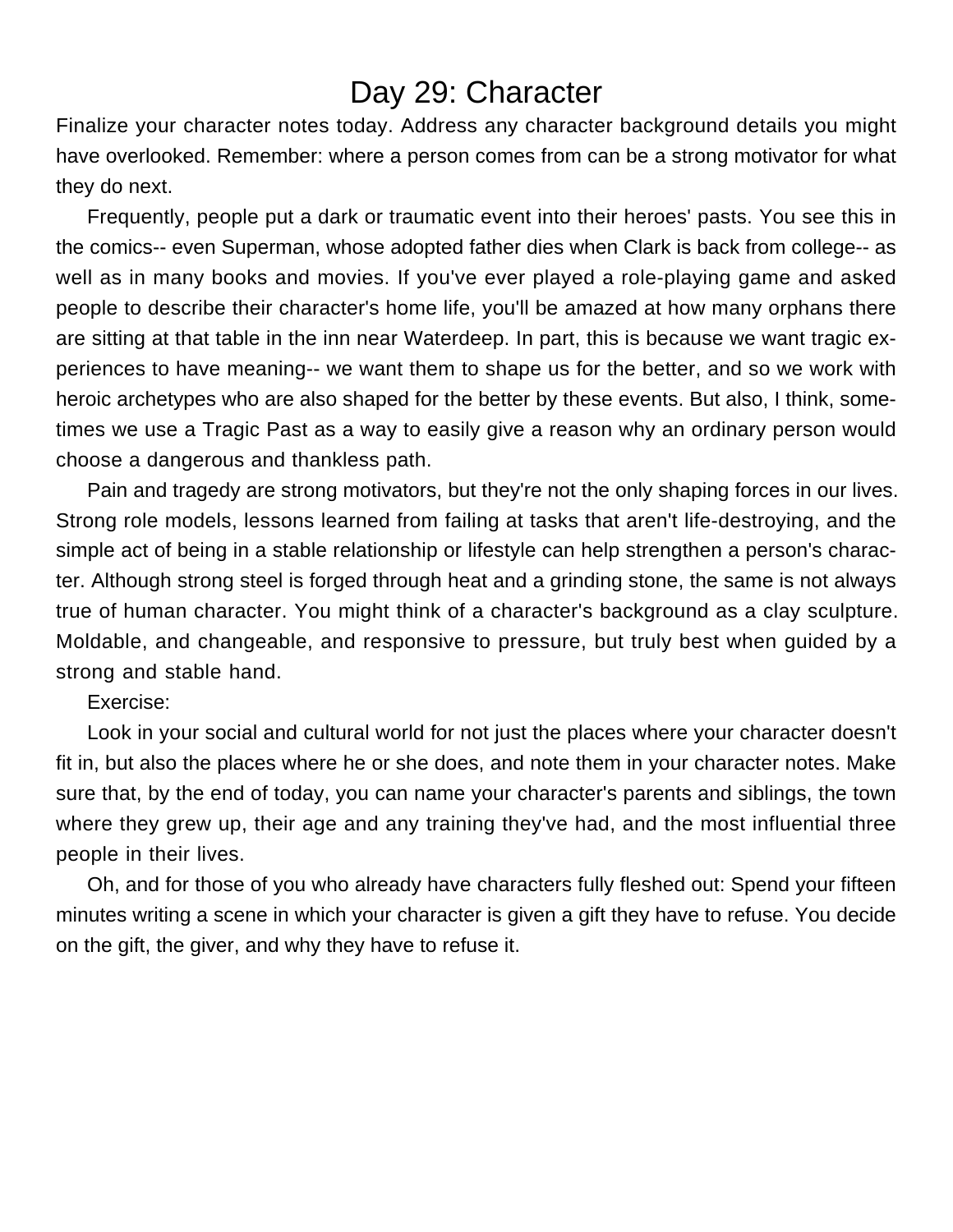# Day 29: Character

Finalize your character notes today. Address any character background details you might have overlooked. Remember: where a person comes from can be a strong motivator for what they do next.

Frequently, people put a dark or traumatic event into their heroes' pasts. You see this in the comics-- even Superman, whose adopted father dies when Clark is back from college-- as well as in many books and movies. If you've ever played a role-playing game and asked people to describe their character's home life, you'll be amazed at how many orphans there are sitting at that table in the inn near Waterdeep. In part, this is because we want tragic experiences to have meaning-- we want them to shape us for the better, and so we work with heroic archetypes who are also shaped for the better by these events. But also, I think, sometimes we use a Tragic Past as a way to easily give a reason why an ordinary person would choose a dangerous and thankless path.

Pain and tragedy are strong motivators, but they're not the only shaping forces in our lives. Strong role models, lessons learned from failing at tasks that aren't life-destroying, and the simple act of being in a stable relationship or lifestyle can help strengthen a person's character. Although strong steel is forged through heat and a grinding stone, the same is not always true of human character. You might think of a character's background as a clay sculpture. Moldable, and changeable, and responsive to pressure, but truly best when guided by a strong and stable hand.

Exercise:

Look in your social and cultural world for not just the places where your character doesn't fit in, but also the places where he or she does, and note them in your character notes. Make sure that, by the end of today, you can name your character's parents and siblings, the town where they grew up, their age and any training they've had, and the most influential three people in their lives.

Oh, and for those of you who already have characters fully fleshed out: Spend your fifteen minutes writing a scene in which your character is given a gift they have to refuse. You decide on the gift, the giver, and why they have to refuse it.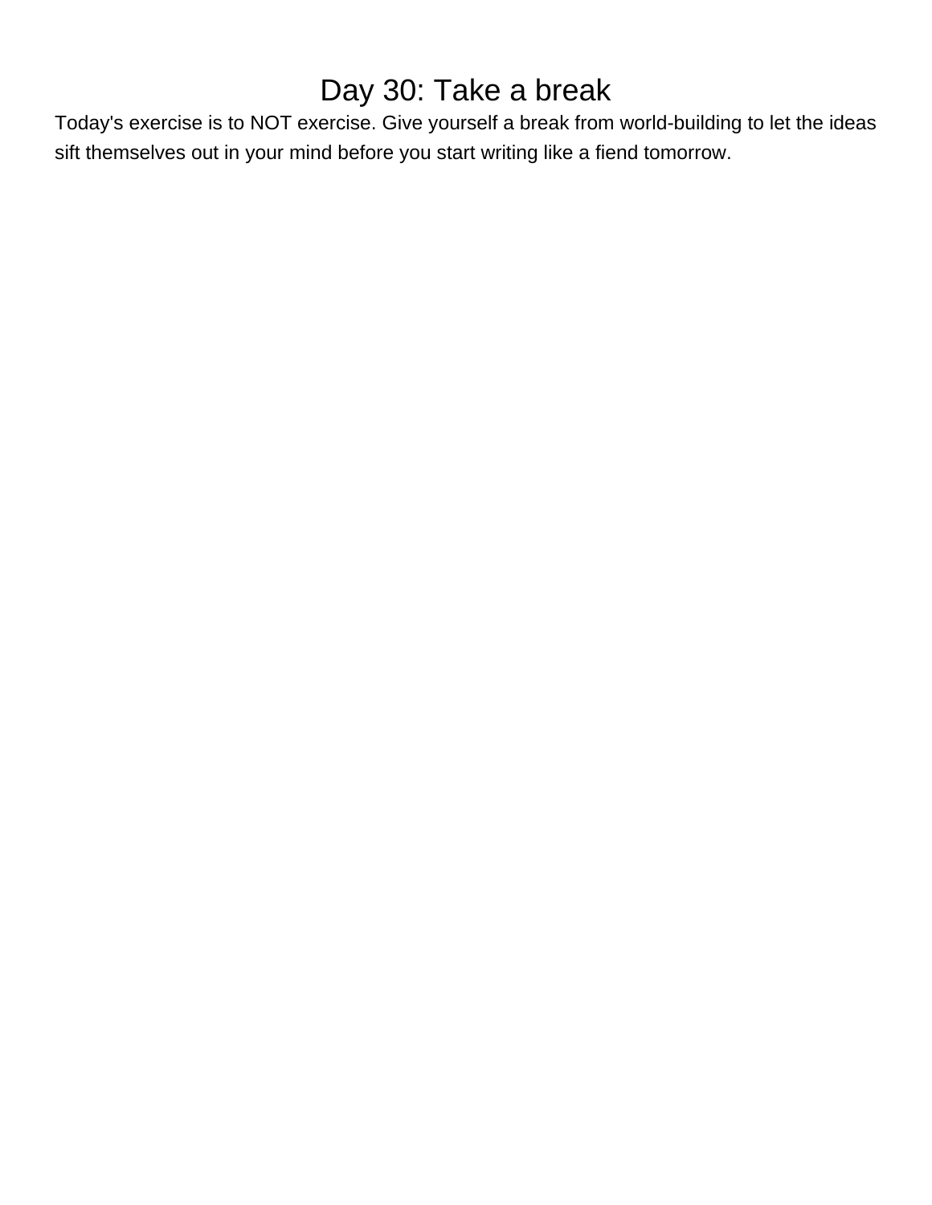# Day 30: Take a break

Today's exercise is to NOT exercise. Give yourself a break from world-building to let the ideas sift themselves out in your mind before you start writing like a fiend tomorrow.